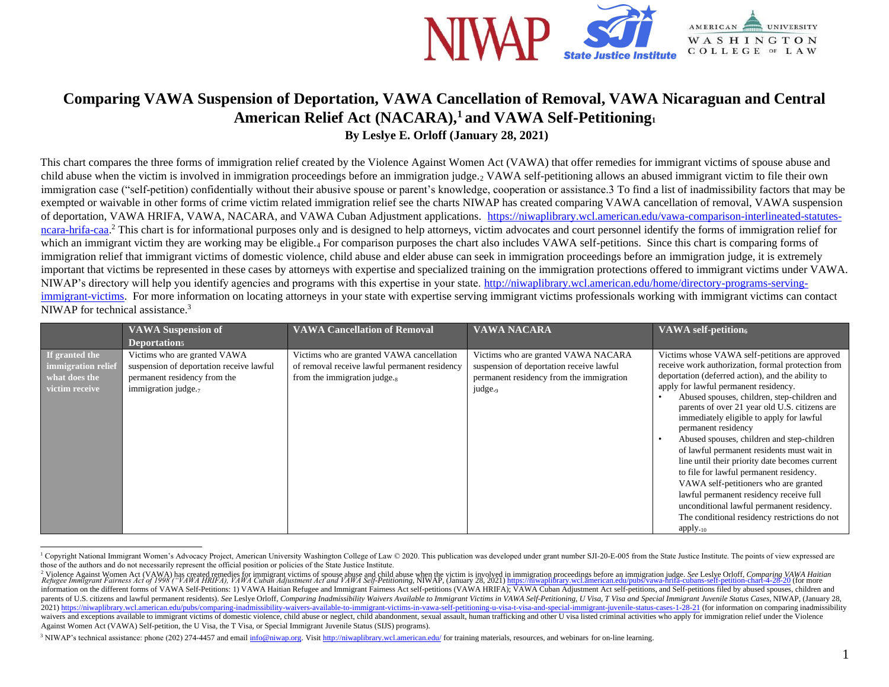# Comparing VAWA Suspension of Deportation, VAWA Cancellation of Removal, VAWA Nicaraguan and Central American Relief Act (NACARA),[1] and VAWA Self-Petitioning[1]

**By Leslye E. Orloff (January 28, 2021)**

This chart compares the three forms of immigration relief created by the Violence Against Women Act (VAWA) that offer remedies for immigrant victims of spouse abuse and child abuse when the victim is involved in immigration proceedings before an immigration judge.[2] VAWA self-petitioning allows an abused immigrant victim to file their own immigration case ("self-petition) confidentially without their abusive spouse or parent's knowledge, cooperation or assistance.3 To find a list of inadmissibility factors that may be exempted or waivable in other forms of crime victim related immigration relief see the charts NIWAP has created comparing VAWA cancellation of removal, VAWA suspension of deportation, VAWA HRIFA, VAWA, NACARA, and VAWA Cuban Adjustment applications. https://niwaplibrary.wcl.american.edu/vawa-comparison-interlineated-statutes-ncara-hrifa-caa.[2] This chart is for informational purposes only and is designed to help attorneys, victim advocates and court personnel identify the forms of immigration relief for which an immigrant victim they are working may be eligible.[4] For comparison purposes the chart also includes VAWA self-petitions. Since this chart is comparing forms of immigration relief that immigrant victims of domestic violence, child abuse and elder abuse can seek in immigration proceedings before an immigration judge, it is extremely important that victims be represented in these cases by attorneys with expertise and specialized training on the immigration protections offered to immigrant victims under VAWA. NIWAP's directory will help you identify agencies and programs with this expertise in your state. http://niwaplibrary.wcl.american.edu/home/directory-programs-serving-immigrant-victims. For more information on locating attorneys in your state with expertise serving immigrant victims professionals working with immigrant victims can contact NIWAP for technical assistance.[3]

| | VAWA Suspension of Deportation[5] | VAWA Cancellation of Removal | VAWA NACARA | VAWA self-petition[6] |
|---|---|---|---|---|
| **If granted the immigration relief what does the victim receive** | Victims who are granted VAWA suspension of deportation receive lawful permanent residency from the immigration judge.[7] | Victims who are granted VAWA cancellation of removal receive lawful permanent residency from the immigration judge.[8] | Victims who are granted VAWA NACARA suspension of deportation receive lawful permanent residency from the immigration judge.[9] | Victims whose VAWA self-petitions are approved receive work authorization, formal protection from deportation (deferred action), and the ability to apply for lawful permanent residency. <br>• Abused spouses, children, step-children and parents of over 21 year old U.S. citizens are immediately eligible to apply for lawful permanent residency <br>• Abused spouses, children and step-children of lawful permanent residents must wait in line until their priority date becomes current to file for lawful permanent residency. VAWA self-petitioners who are granted lawful permanent residency receive full unconditional lawful permanent residency. The conditional residency restrictions do not apply.[10] |

[1] Copyright National Immigrant Women's Advocacy Project, American University Washington College of Law © 2020. This publication was developed under grant number SJI-20-E-005 from the State Justice Institute. The points of view expressed are those of the authors and do not necessarily represent the official position or policies of the State Justice Institute.

[2] Violence Against Women Act (VAWA) has created remedies for immigrant victims of spouse abuse and child abuse when the victim is involved in immigration proceedings before an immigration judge. *See* Leslye Orloff, *Comparing VAWA Haitian Refugee Immigrant Fairness Act of 1998 ("VAWA HRIFA), VAWA Cuban Adjustment Act and VAWA Self-Petitioning*, NIWAP, (January 28, 2021) https://niwaplibrary.wcl.american.edu/pubs/vawa-hrifa-cubans-self-petition-chart-4-28-20 (for more information on the different forms of VAWA Self-Petitions: 1) VAWA Haitian Refugee and Immigrant Fairness Act self-petitions (VAWA HRIFA); VAWA Cuban Adjustment Act self-petitions, and Self-petitions filed by abused spouses, children and parents of U.S. citizens and lawful permanent residents). *See* Leslye Orloff, *Comparing Inadmissibility Waivers Available to Immigrant Victims in VAWA Self-Petitioning, U Visa, T Visa and Special Immigrant Juvenile Status Cases*, NIWAP, (January 28, 2021) https://niwaplibrary.wcl.american.edu/pubs/comparing-inadmissibility-waivers-available-to-immigrant-victims-in-vawa-self-petitioning-u-visa-t-visa-and-special-immigrant-juvenile-status-cases-1-28-21 (for information on comparing inadmissibility waivers and exceptions available to immigrant victims of domestic violence, child abuse or neglect, child abandonment, sexual assault, human trafficking and other U visa listed criminal activities who apply for immigration relief under the Violence Against Women Act (VAWA) Self-petition, the U Visa, the T Visa, or Special Immigrant Juvenile Status (SIJS) programs).

[3] NIWAP's technical assistance: phone (202) 274-4457 and email info@niwap.org. Visit http://niwaplibrary.wcl.american.edu/ for training materials, resources, and webinars for on-line learning.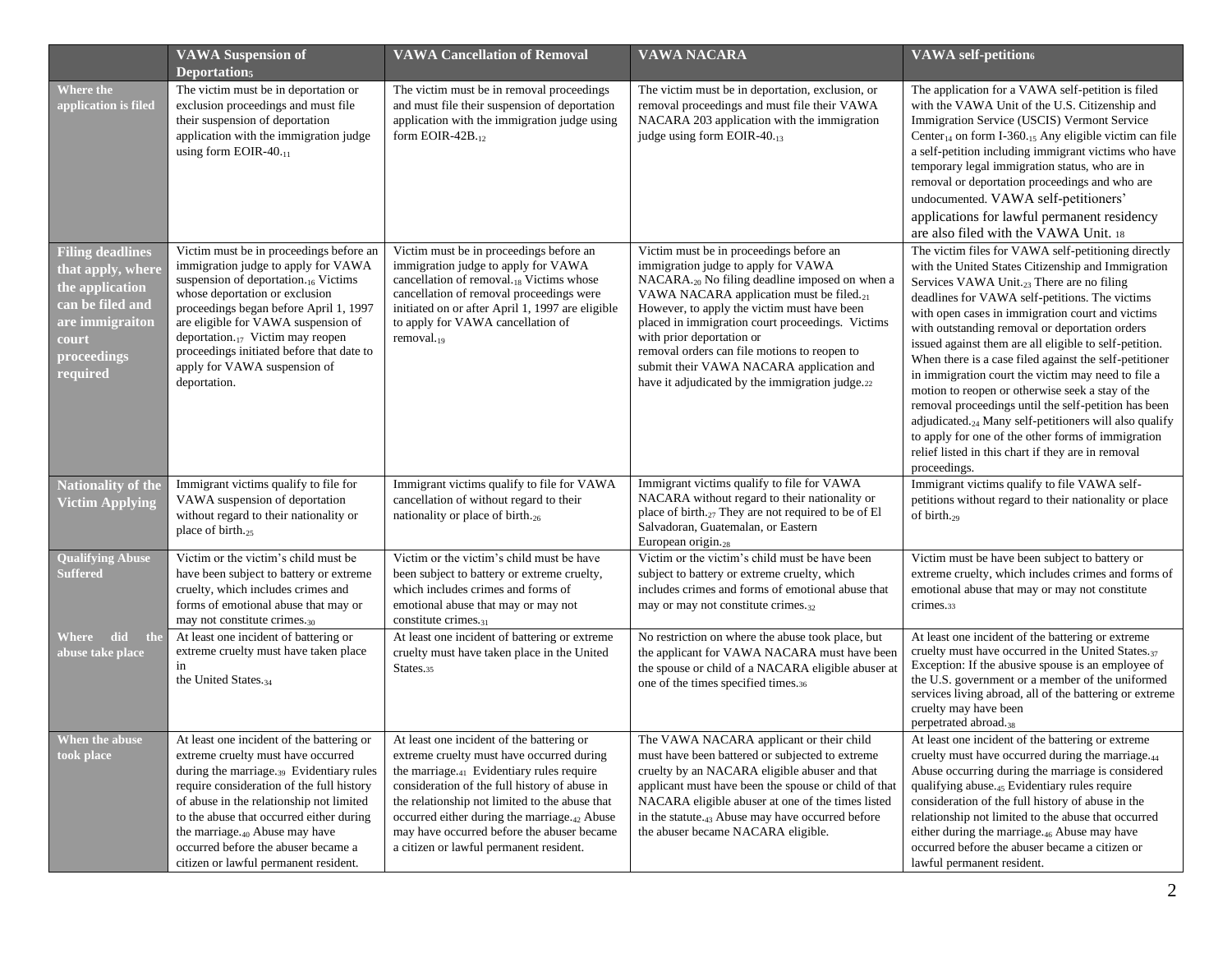| | VAWA Suspension of Deportation[5] | VAWA Cancellation of Removal | VAWA NACARA | VAWA self-petition[6] |
|---|---|---|---|---|
| **Where the application is filed** | The victim must be in deportation or exclusion proceedings and must file their suspension of deportation application with the immigration judge using form EOIR-40.[11] | The victim must be in removal proceedings and must file their suspension of deportation application with the immigration judge using form EOIR-42B.[12] | The victim must be in deportation, exclusion, or removal proceedings and must file their VAWA NACARA 203 application with the immigration judge using form EOIR-40.[13] | The application for a VAWA self-petition is filed with the VAWA Unit of the U.S. Citizenship and Immigration Service (USCIS) Vermont Service Center[14] on form I-360.[15] Any eligible victim can file a self-petition including immigrant victims who have temporary legal immigration status, who are in removal or deportation proceedings and who are undocumented. VAWA self-petitioners' applications for lawful permanent residency are also filed with the VAWA Unit. [18] |
| **Filing deadlines that apply, where the application can be filed and are immigraiton court proceedings required** | Victim must be in proceedings before an immigration judge to apply for VAWA suspension of deportation.[16] Victims whose deportation or exclusion proceedings began before April 1, 1997 are eligible for VAWA suspension of deportation.[17] Victim may reopen proceedings initiated before that date to apply for VAWA suspension of deportation. | Victim must be in proceedings before an immigration judge to apply for VAWA cancellation of removal.[18] Victims whose cancellation of removal proceedings were initiated on or after April 1, 1997 are eligible to apply for VAWA cancellation of removal.[19] | Victim must be in proceedings before an immigration judge to apply for VAWA NACARA.[20] No filing deadline imposed on when a VAWA NACARA application must be filed.[21] However, to apply the victim must have been placed in immigration court proceedings. Victims with prior deportation or removal orders can file motions to reopen to submit their VAWA NACARA application and have it adjudicated by the immigration judge.[22] | The victim files for VAWA self-petitioning directly with the United States Citizenship and Immigration Services VAWA Unit.[23] There are no filing deadlines for VAWA self-petitions. The victims with open cases in immigration court and victims with outstanding removal or deportation orders issued against them are all eligible to self-petition. When there is a case filed against the self-petitioner in immigration court the victim may need to file a motion to reopen or otherwise seek a stay of the removal proceedings until the self-petition has been adjudicated.[24] Many self-petitioners will also qualify to apply for one of the other forms of immigration relief listed in this chart if they are in removal proceedings. |
| **Nationality of the Victim Applying** | Immigrant victims qualify to file for VAWA suspension of deportation without regard to their nationality or place of birth.[25] | Immigrant victims qualify to file for VAWA cancellation of without regard to their nationality or place of birth.[26] | Immigrant victims qualify to file for VAWA NACARA without regard to their nationality or place of birth.[27] They are not required to be of El Salvadoran, Guatemalan, or Eastern European origin.[28] | Immigrant victims qualify to file VAWA self-petitions without regard to their nationality or place of birth.[29] |
| **Qualifying Abuse Suffered** | Victim or the victim's child must be have been subject to battery or extreme cruelty, which includes crimes and forms of emotional abuse that may or may not constitute crimes.[30] | Victim or the victim's child must be have been subject to battery or extreme cruelty, which includes crimes and forms of emotional abuse that may or may not constitute crimes.[31] | Victim or the victim's child must be have been subject to battery or extreme cruelty, which includes crimes and forms of emotional abuse that may or may not constitute crimes.[32] | Victim must be have been subject to battery or extreme cruelty, which includes crimes and forms of emotional abuse that may or may not constitute crimes.[33] |
| **Where did the abuse take place** | At least one incident of battering or extreme cruelty must have taken place in the United States.[34] | At least one incident of battering or extreme cruelty must have taken place in the United States.[35] | No restriction on where the abuse took place, but the applicant for VAWA NACARA must have been the spouse or child of a NACARA eligible abuser at one of the times specified times.[36] | At least one incident of the battering or extreme cruelty must have occurred in the United States.[37] Exception: If the abusive spouse is an employee of the U.S. government or a member of the uniformed services living abroad, all of the battering or extreme cruelty may have been perpetrated abroad.[38] |
| **When the abuse took place** | At least one incident of the battering or extreme cruelty must have occurred during the marriage.[39] Evidentiary rules require consideration of the full history of abuse in the relationship not limited to the abuse that occurred either during the marriage.[40] Abuse may have occurred before the abuser became a citizen or lawful permanent resident. | At least one incident of the battering or extreme cruelty must have occurred during the marriage.[41] Evidentiary rules require consideration of the full history of abuse in the relationship not limited to the abuse that occurred either during the marriage.[42] Abuse may have occurred before the abuser became a citizen or lawful permanent resident. | The VAWA NACARA applicant or their child must have been battered or subjected to extreme cruelty by an NACARA eligible abuser and that applicant must have been the spouse or child of that NACARA eligible abuser at one of the times listed in the statute.[43] Abuse may have occurred before the abuser became NACARA eligible. | At least one incident of the battering or extreme cruelty must have occurred during the marriage.[44] Abuse occurring during the marriage is considered qualifying abuse.[45] Evidentiary rules require consideration of the full history of abuse in the relationship not limited to the abuse that occurred either during the marriage.[46] Abuse may have occurred before the abuser became a citizen or lawful permanent resident. |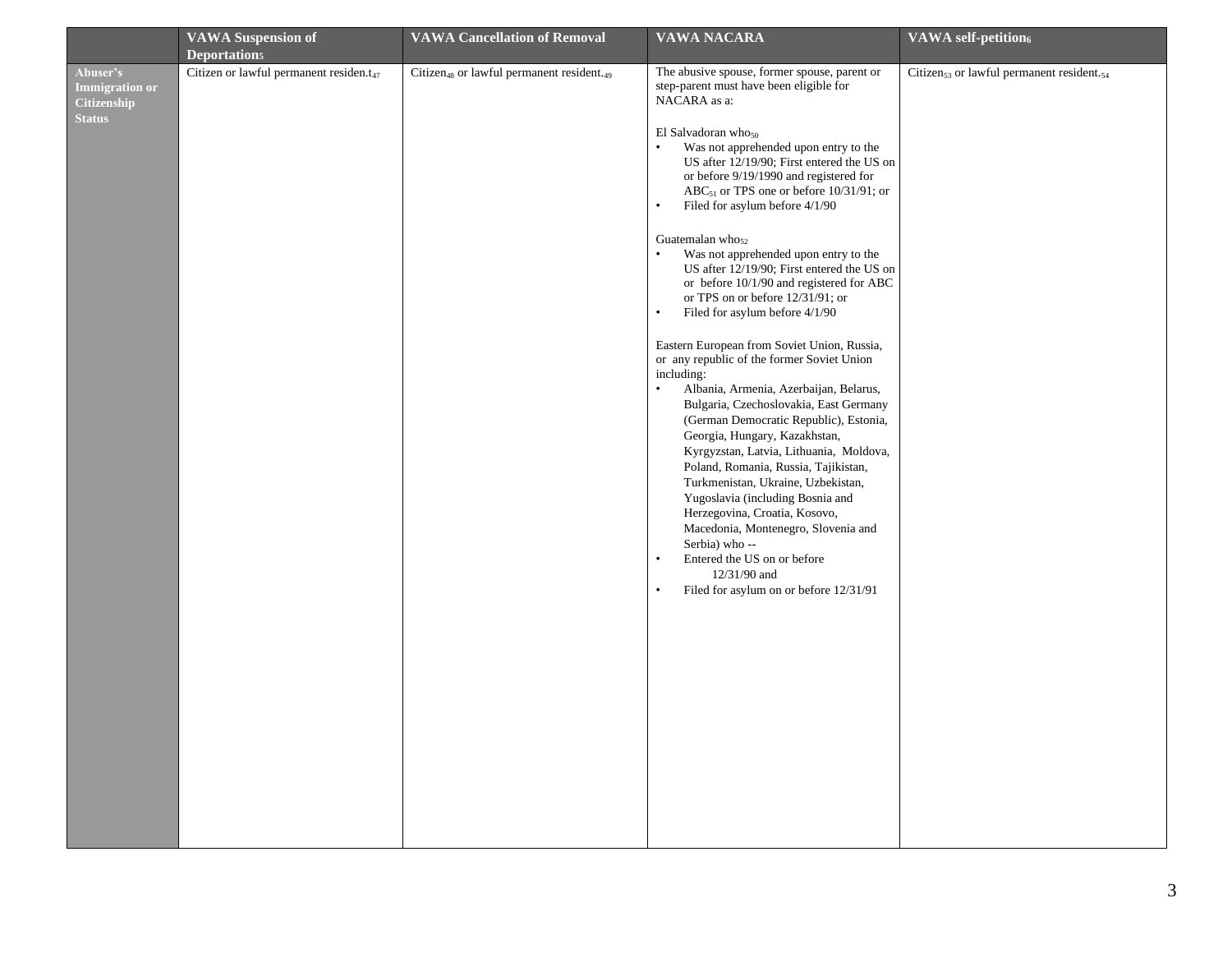| | VAWA Suspension of Deportation[5] | VAWA Cancellation of Removal | VAWA NACARA | VAWA self-petition[6] |
|---|---|---|---|---|
| **Abuser's Immigration or Citizenship Status** | Citizen or lawful permanent residen.t[47] | Citizen[48] or lawful permanent resident.[49] | The abusive spouse, former spouse, parent or step-parent must have been eligible for NACARA as a:<br><br>El Salvadoran who[50]<br>• Was not apprehended upon entry to the US after 12/19/90; First entered the US on or before 9/19/1990 and registered for ABC[51] or TPS one or before 10/31/91; or<br>• Filed for asylum before 4/1/90<br><br>Guatemalan who[52]<br>• Was not apprehended upon entry to the US after 12/19/90; First entered the US on or before 10/1/90 and registered for ABC or TPS on or before 12/31/91; or<br>• Filed for asylum before 4/1/90<br><br>Eastern European from Soviet Union, Russia, or any republic of the former Soviet Union including:<br>• Albania, Armenia, Azerbaijan, Belarus, Bulgaria, Czechoslovakia, East Germany (German Democratic Republic), Estonia, Georgia, Hungary, Kazakhstan, Kyrgyzstan, Latvia, Lithuania, Moldova, Poland, Romania, Russia, Tajikistan, Turkmenistan, Ukraine, Uzbekistan, Yugoslavia (including Bosnia and Herzegovina, Croatia, Kosovo, Macedonia, Montenegro, Slovenia and Serbia) who --<br>• Entered the US on or before 12/31/90 and<br>• Filed for asylum on or before 12/31/91 | Citizen[53] or lawful permanent resident.[54] |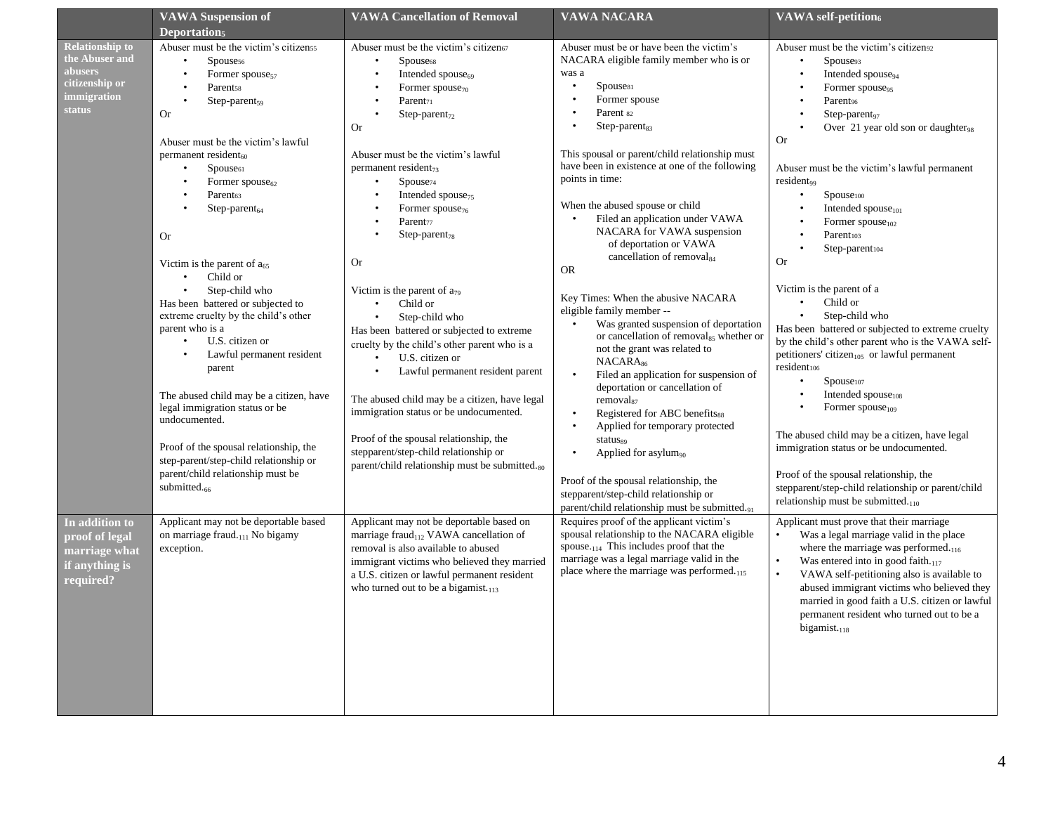| | VAWA Suspension of Deportation[5] | VAWA Cancellation of Removal | VAWA NACARA | VAWA self-petition[6] |
|---|---|---|---|---|
| **Relationship to the Abuser and abusers citizenship or immigration status** | Abuser must be the victim's citizen[55]<br>• Spouse[56]<br>• Former spouse[57]<br>• Parent[58]<br>• Step-parent[59]<br>Or<br><br>Abuser must be the victim's lawful permanent resident[60]<br>• Spouse[61]<br>• Former spouse[62]<br>• Parent[63]<br>• Step-parent[64]<br><br>Or<br><br>Victim is the parent of a[65]<br>• Child or<br>• Step-child who<br>Has been battered or subjected to extreme cruelty by the child's other parent who is a<br>• U.S. citizen or<br>• Lawful permanent resident parent<br><br>The abused child may be a citizen, have legal immigration status or be undocumented.<br><br>Proof of the spousal relationship, the step-parent/step-child relationship or parent/child relationship must be submitted.[66] | Abuser must be the victim's citizen[67]<br>• Spouse[68]<br>• Intended spouse[69]<br>• Former spouse[70]<br>• Parent[71]<br>• Step-parent[72]<br>Or<br><br>Abuser must be the victim's lawful permanent resident[73]<br>• Spouse[74]<br>• Intended spouse[75]<br>• Former spouse[76]<br>• Parent[77]<br>• Step-parent[78]<br><br>Or<br><br>Victim is the parent of a[79]<br>• Child or<br>• Step-child who<br>Has been battered or subjected to extreme cruelty by the child's other parent who is a<br>• U.S. citizen or<br>• Lawful permanent resident parent<br><br>The abused child may be a citizen, have legal immigration status or be undocumented.<br><br>Proof of the spousal relationship, the stepparent/step-child relationship or parent/child relationship must be submitted.[80] | Abuser must be or have been the victim's NACARA eligible family member who is or was a<br>• Spouse[81]<br>• Former spouse<br>• Parent [82]<br>• Step-parent[83]<br><br>This spousal or parent/child relationship must have been in existence at one of the following points in time:<br><br>When the abused spouse or child<br>• Filed an application under VAWA NACARA for VAWA suspension of deportation or VAWA cancellation of removal[84]<br>OR<br><br>Key Times: When the abusive NACARA eligible family member --<br>• Was granted suspension of deportation or cancellation of removal[85] whether or not the grant was related to NACARA[86]<br>• Filed an application for suspension of deportation or cancellation of removal[87]<br>• Registered for ABC benefits[88]<br>• Applied for temporary protected status[89]<br>• Applied for asylum[90]<br><br>Proof of the spousal relationship, the stepparent/step-child relationship or parent/child relationship must be submitted.[91] | Abuser must be the victim's citizen[92]<br>• Spouse[93]<br>• Intended spouse[94]<br>• Former spouse[95]<br>• Parent[96]<br>• Step-parent[97]<br>• Over 21 year old son or daughter[98]<br>Or<br><br>Abuser must be the victim's lawful permanent resident[99]<br>• Spouse[100]<br>• Intended spouse[101]<br>• Former spouse[102]<br>• Parent[103]<br>• Step-parent[104]<br>Or<br><br>Victim is the parent of a<br>• Child or<br>• Step-child who<br>Has been battered or subjected to extreme cruelty by the child's other parent who is the VAWA self-petitioners' citizen[105] or lawful permanent resident[106]<br>• Spouse[107]<br>• Intended spouse[108]<br>• Former spouse[109]<br><br>The abused child may be a citizen, have legal immigration status or be undocumented.<br><br>Proof of the spousal relationship, the stepparent/step-child relationship or parent/child relationship must be submitted.[110] |
| **In addition to proof of legal marriage what if anything is required?** | Applicant may not be deportable based on marriage fraud.[111] No bigamy exception. | Applicant may not be deportable based on marriage fraud[112] VAWA cancellation of removal is also available to abused immigrant victims who believed they married a U.S. citizen or lawful permanent resident who turned out to be a bigamist.[113] | Requires proof of the applicant victim's spousal relationship to the NACARA eligible spouse.[114] This includes proof that the marriage was a legal marriage valid in the place where the marriage was performed.[115] | Applicant must prove that their marriage<br>• Was a legal marriage valid in the place where the marriage was performed.[116]<br>• Was entered into in good faith.[117]<br>• VAWA self-petitioning also is available to abused immigrant victims who believed they married in good faith a U.S. citizen or lawful permanent resident who turned out to be a bigamist.[118] |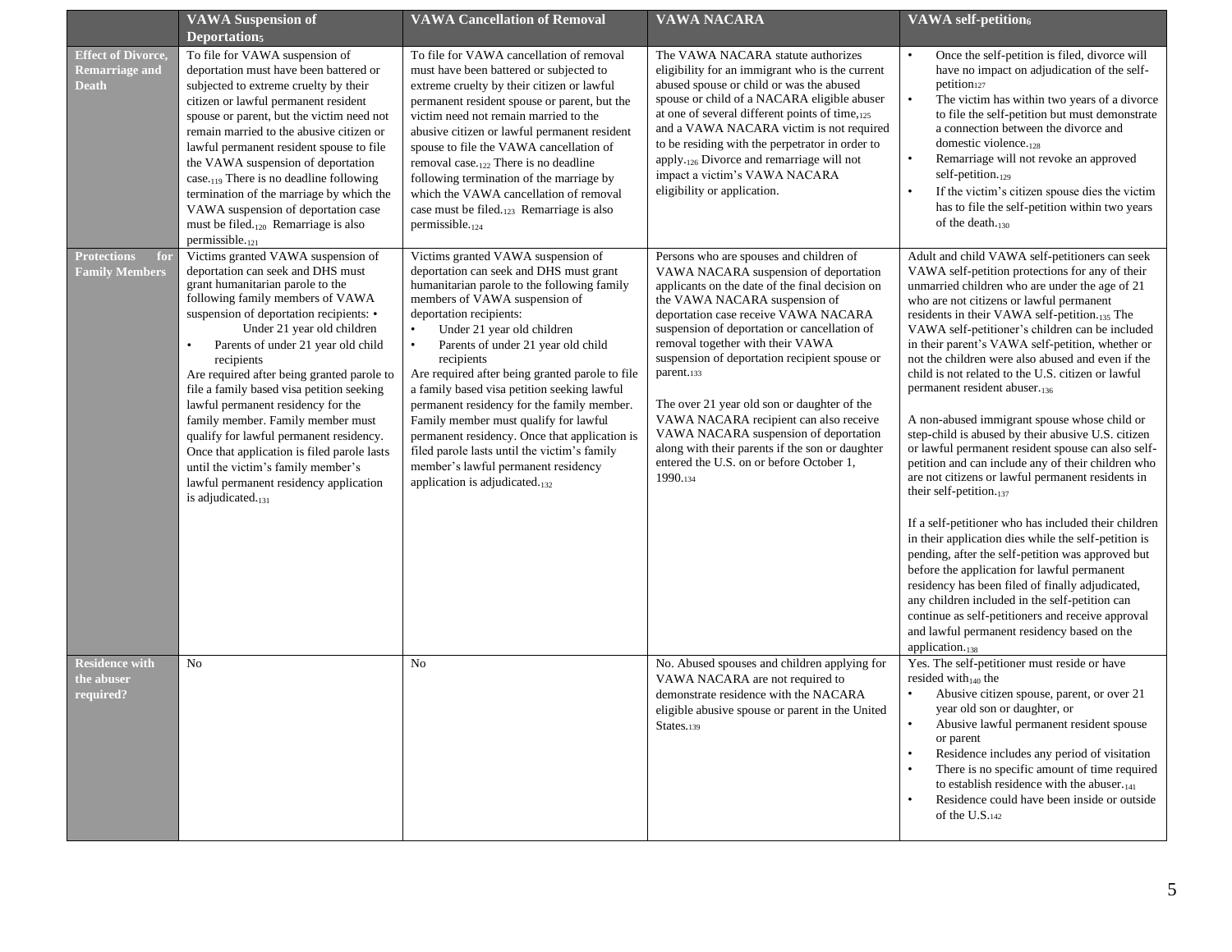| | VAWA Suspension of Deportation[5] | VAWA Cancellation of Removal | VAWA NACARA | VAWA self-petition[6] |
|---|---|---|---|---|
| **Effect of Divorce, Remarriage and Death** | To file for VAWA suspension of deportation must have been battered or subjected to extreme cruelty by their citizen or lawful permanent resident spouse or parent, but the victim need not remain married to the abusive citizen or lawful permanent resident spouse to file the VAWA suspension of deportation case.[119] There is no deadline following termination of the marriage by which the VAWA suspension of deportation case must be filed.[120] Remarriage is also permissible.[121] | To file for VAWA cancellation of removal must have been battered or subjected to extreme cruelty by their citizen or lawful permanent resident spouse or parent, but the victim need not remain married to the abusive citizen or lawful permanent resident spouse to file the VAWA cancellation of removal case.[122] There is no deadline following termination of the marriage by which the VAWA cancellation of removal case must be filed.[123] Remarriage is also permissible.[124] | The VAWA NACARA statute authorizes eligibility for an immigrant who is the current abused spouse or child or was the abused spouse or child of a NACARA eligible abuser at one of several different points of time,[125] and a VAWA NACARA victim is not required to be residing with the perpetrator in order to apply.[126] Divorce and remarriage will not impact a victim's VAWA NACARA eligibility or application. | • Once the self-petition is filed, divorce will have no impact on adjudication of the self-petition[127]<br>• The victim has within two years of a divorce to file the self-petition but must demonstrate a connection between the divorce and domestic violence.[128]<br>• Remarriage will not revoke an approved self-petition.[129]<br>• If the victim's citizen spouse dies the victim has to file the self-petition within two years of the death.[130] |
| **Protections for Family Members** | Victims granted VAWA suspension of deportation can seek and DHS must grant humanitarian parole to the following family members of VAWA suspension of deportation recipients:<br>• Under 21 year old children<br>• Parents of under 21 year old child recipients<br>Are required after being granted parole to file a family based visa petition seeking lawful permanent residency for the family member. Family member must qualify for lawful permanent residency. Once that application is filed parole lasts until the victim's family member's lawful permanent residency application is adjudicated.[131] | Victims granted VAWA suspension of deportation can seek and DHS must grant humanitarian parole to the following family members of VAWA suspension of deportation recipients:<br>• Under 21 year old children<br>• Parents of under 21 year old child recipients<br>Are required after being granted parole to file a family based visa petition seeking lawful permanent residency for the family member. Family member must qualify for lawful permanent residency. Once that application is filed parole lasts until the victim's family member's lawful permanent residency application is adjudicated.[132] | Persons who are spouses and children of VAWA NACARA suspension of deportation applicants on the date of the final decision on the VAWA NACARA suspension of deportation case receive VAWA NACARA suspension of deportation or cancellation of removal together with their VAWA suspension of deportation recipient spouse or parent.[133]<br><br>The over 21 year old son or daughter of the VAWA NACARA recipient can also receive VAWA NACARA suspension of deportation along with their parents if the son or daughter entered the U.S. on or before October 1, 1990.[134] | Adult and child VAWA self-petitioners can seek VAWA self-petition protections for any of their unmarried children who are under the age of 21 who are not citizens or lawful permanent residents in their VAWA self-petition.[135] The VAWA self-petitioner's children can be included in their parent's VAWA self-petition, whether or not the children were also abused and even if the child is not related to the U.S. citizen or lawful permanent resident abuser.[136]<br><br>A non-abused immigrant spouse whose child or step-child is abused by their abusive U.S. citizen or lawful permanent resident spouse can also self-petition and can include any of their children who are not citizens or lawful permanent residents in their self-petition.[137]<br><br>If a self-petitioner who has included their children in their application dies while the self-petition is pending, after the self-petition was approved but before the application for lawful permanent residency has been filed of finally adjudicated, any children included in the self-petition can continue as self-petitioners and receive approval and lawful permanent residency based on the application.[138] |
| **Residence with the abuser required?** | No | No | No. Abused spouses and children applying for VAWA NACARA are not required to demonstrate residence with the NACARA eligible abusive spouse or parent in the United States.[139] | Yes. The self-petitioner must reside or have resided with[140] the<br>• Abusive citizen spouse, parent, or over 21 year old son or daughter, or<br>• Abusive lawful permanent resident spouse or parent<br>• Residence includes any period of visitation<br>• There is no specific amount of time required to establish residence with the abuser.[141]<br>• Residence could have been inside or outside of the U.S.[142] |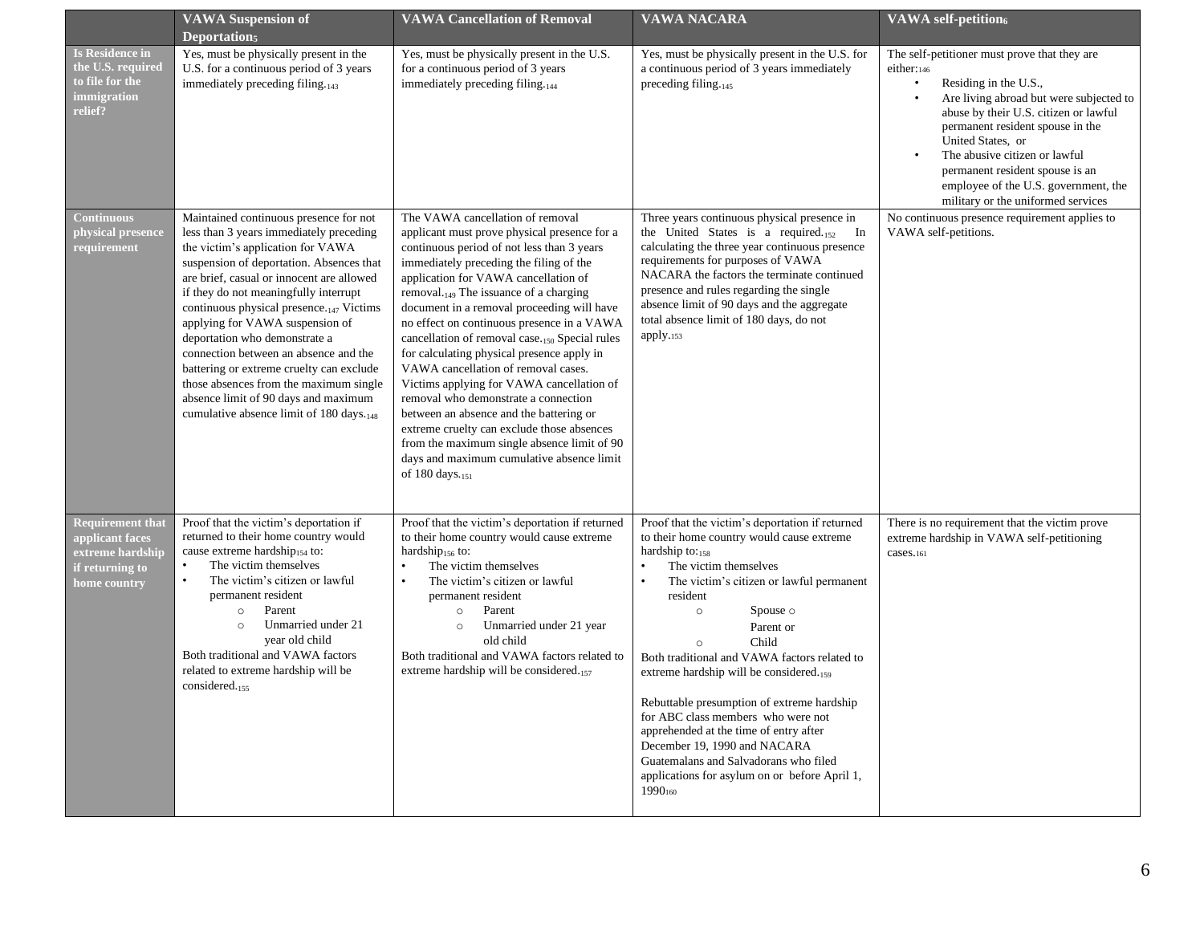| | VAWA Suspension of Deportation[5] | VAWA Cancellation of Removal | VAWA NACARA | VAWA self-petition[6] |
|---|---|---|---|---|
| **Is Residence in the U.S. required to file for the immigration relief?** | Yes, must be physically present in the U.S. for a continuous period of 3 years immediately preceding filing.[143] | Yes, must be physically present in the U.S. for a continuous period of 3 years immediately preceding filing.[144] | Yes, must be physically present in the U.S. for a continuous period of 3 years immediately preceding filing.[145] | The self-petitioner must prove that they are either:[146]<br>• Residing in the U.S.,<br>• Are living abroad but were subjected to abuse by their U.S. citizen or lawful permanent resident spouse in the United States, or<br>• The abusive citizen or lawful permanent resident spouse is an employee of the U.S. government, the military or the uniformed services |
| **Continuous physical presence requirement** | Maintained continuous presence for not less than 3 years immediately preceding the victim's application for VAWA suspension of deportation. Absences that are brief, casual or innocent are allowed if they do not meaningfully interrupt continuous physical presence.[147] Victims applying for VAWA suspension of deportation who demonstrate a connection between an absence and the battering or extreme cruelty can exclude those absences from the maximum single absence limit of 90 days and maximum cumulative absence limit of 180 days.[148] | The VAWA cancellation of removal applicant must prove physical presence for a continuous period of not less than 3 years immediately preceding the filing of the application for VAWA cancellation of removal.[149] The issuance of a charging document in a removal proceeding will have no effect on continuous presence in a VAWA cancellation of removal case.[150] Special rules for calculating physical presence apply in VAWA cancellation of removal cases. Victims applying for VAWA cancellation of removal who demonstrate a connection between an absence and the battering or extreme cruelty can exclude those absences from the maximum single absence limit of 90 days and maximum cumulative absence limit of 180 days.[151] | Three years continuous physical presence in the United States is a required.[152] In calculating the three year continuous presence requirements for purposes of VAWA NACARA the factors the terminate continued presence and rules regarding the single absence limit of 90 days and the aggregate total absence limit of 180 days, do not apply.[153] | No continuous presence requirement applies to VAWA self-petitions. |
| **Requirement that applicant faces extreme hardship if returning to home country** | Proof that the victim's deportation if returned to their home country would cause extreme hardship[154] to:<br>• The victim themselves<br>• The victim's citizen or lawful permanent resident<br>  ○ Parent<br>  ○ Unmarried under 21 year old child<br>Both traditional and VAWA factors related to extreme hardship will be considered.[155] | Proof that the victim's deportation if returned to their home country would cause extreme hardship[156] to:<br>• The victim themselves<br>• The victim's citizen or lawful permanent resident<br>  ○ Parent<br>  ○ Unmarried under 21 year old child<br>Both traditional and VAWA factors related to extreme hardship will be considered.[157] | Proof that the victim's deportation if returned to their home country would cause extreme hardship to:[158]<br>• The victim themselves<br>• The victim's citizen or lawful permanent resident<br>  ○ Spouse ○ Parent or<br>  ○ Child<br>Both traditional and VAWA factors related to extreme hardship will be considered.[159]<br><br>Rebuttable presumption of extreme hardship for ABC class members who were not apprehended at the time of entry after December 19, 1990 and NACARA Guatemalans and Salvadorans who filed applications for asylum on or before April 1, 1990[160] | There is no requirement that the victim prove extreme hardship in VAWA self-petitioning cases.[161] |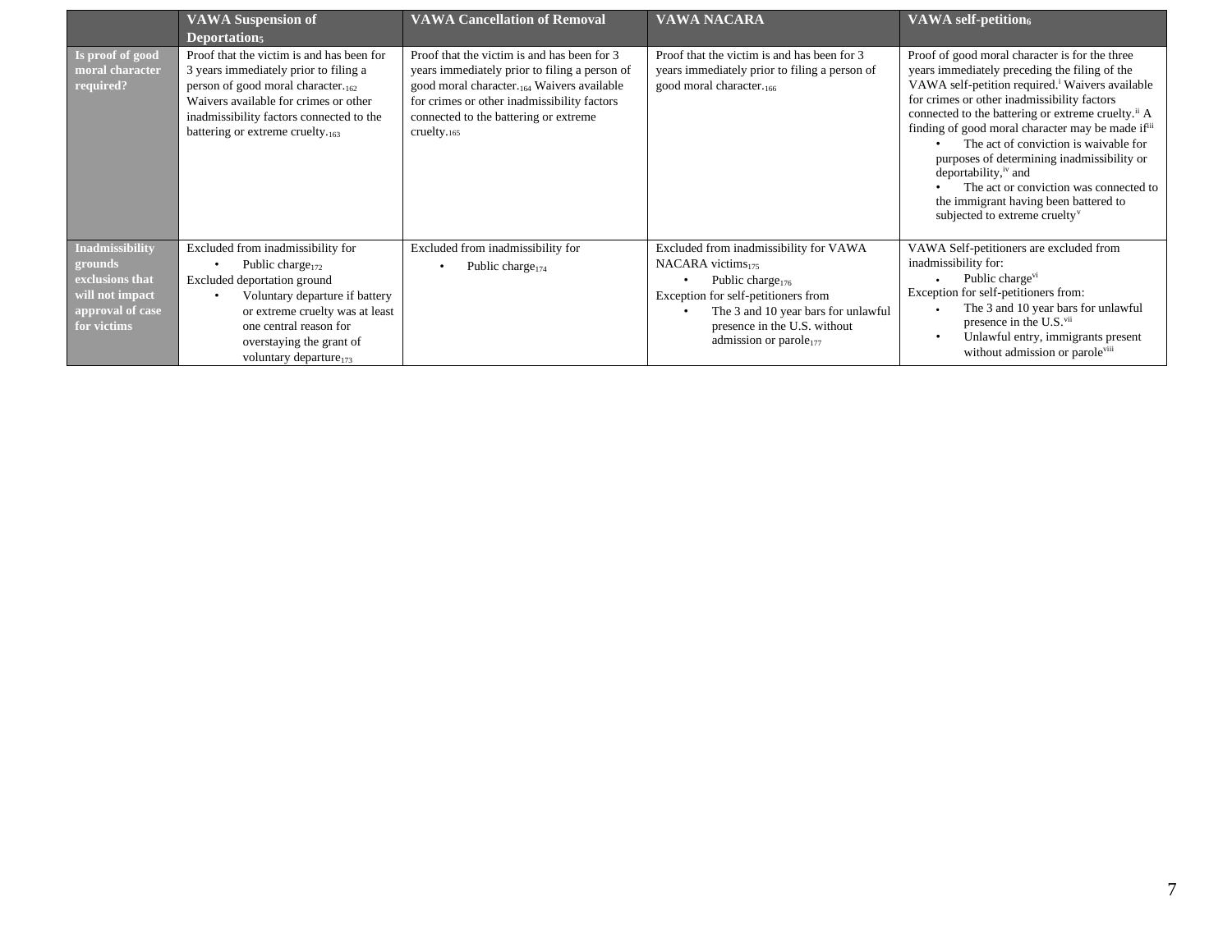| | VAWA Suspension of Deportation[5] | VAWA Cancellation of Removal | VAWA NACARA | VAWA self-petition[6] |
|---|---|---|---|---|
| **Is proof of good moral character required?** | Proof that the victim is and has been for 3 years immediately prior to filing a person of good moral character.[162] Waivers available for crimes or other inadmissibility factors connected to the battering or extreme cruelty.[163] | Proof that the victim is and has been for 3 years immediately prior to filing a person of good moral character.[164] Waivers available for crimes or other inadmissibility factors connected to the battering or extreme cruelty.[165] | Proof that the victim is and has been for 3 years immediately prior to filing a person of good moral character.[166] | Proof of good moral character is for the three years immediately preceding the filing of the VAWA self-petition required.[i] Waivers available for crimes or other inadmissibility factors connected to the battering or extreme cruelty.[ii] A finding of good moral character may be made if[iii] <br>• The act of conviction is waivable for purposes of determining inadmissibility or deportability,[iv] and <br>• The act or conviction was connected to the immigrant having been battered to subjected to extreme cruelty[v] |
| **Inadmissibility grounds exclusions that will not impact approval of case for victims** | Excluded from inadmissibility for <br>• Public charge[172] <br>Excluded deportation ground <br>• Voluntary departure if battery or extreme cruelty was at least one central reason for overstaying the grant of voluntary departure[173] | Excluded from inadmissibility for <br>• Public charge[174] | Excluded from inadmissibility for VAWA NACARA victims[175] <br>• Public charge[176] <br>Exception for self-petitioners from <br>• The 3 and 10 year bars for unlawful presence in the U.S. without admission or parole[177] | VAWA Self-petitioners are excluded from inadmissibility for: <br>• Public charge[vi] <br>Exception for self-petitioners from: <br>• The 3 and 10 year bars for unlawful presence in the U.S.[vii] <br>• Unlawful entry, immigrants present without admission or parole[viii] |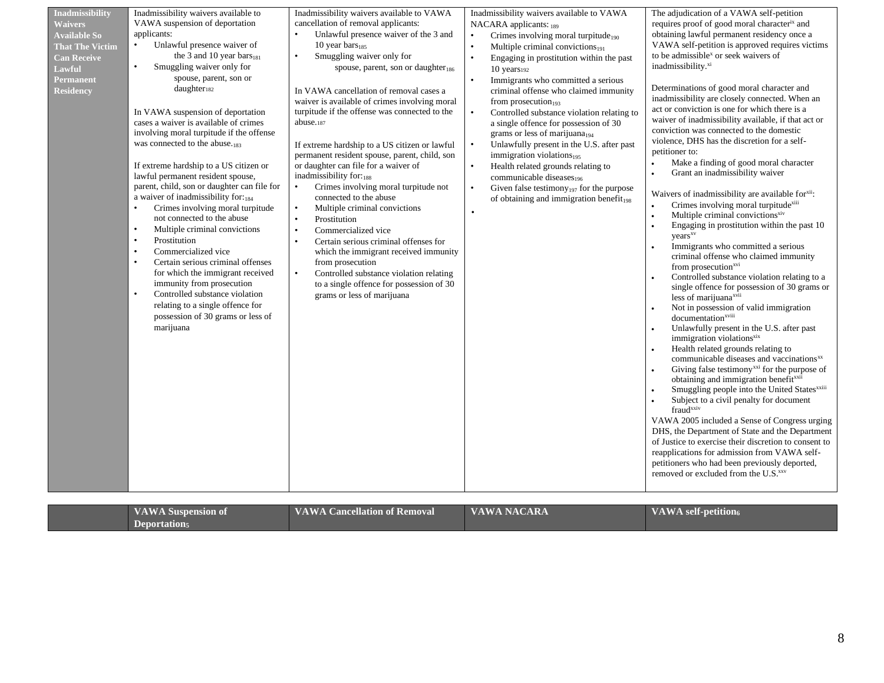| | VAWA Suspension of Deportation[5] | VAWA Cancellation of Removal | VAWA NACARA | VAWA self-petition[6] |
|---|---|---|---|---|
| **Inadmissibility Waivers Available So That The Victim Can Receive Lawful Permanent Residency** | Inadmissibility waivers available to VAWA suspension of deportation applicants:<br>• Unlawful presence waiver of the 3 and 10 year bars[181]<br>• Smuggling waiver only for spouse, parent, son or daughter[182]<br><br>In VAWA suspension of deportation cases a waiver is available of crimes involving moral turpitude if the offense was connected to the abuse.[183]<br><br>If extreme hardship to a US citizen or lawful permanent resident spouse, parent, child, son or daughter can file for a waiver of inadmissibility for:[184]<br>• Crimes involving moral turpitude not connected to the abuse<br>• Multiple criminal convictions<br>• Prostitution<br>• Commercialized vice<br>• Certain serious criminal offenses for which the immigrant received immunity from prosecution<br>• Controlled substance violation relating to a single offence for possession of 30 grams or less of marijuana | Inadmissibility waivers available to VAWA cancellation of removal applicants:<br>• Unlawful presence waiver of the 3 and 10 year bars[185]<br>• Smuggling waiver only for spouse, parent, son or daughter[186]<br><br>In VAWA cancellation of removal cases a waiver is available of crimes involving moral turpitude if the offense was connected to the abuse.[187]<br><br>If extreme hardship to a US citizen or lawful permanent resident spouse, parent, child, son or daughter can file for a waiver of inadmissibility for:[188]<br>• Crimes involving moral turpitude not connected to the abuse<br>• Multiple criminal convictions<br>• Prostitution<br>• Commercialized vice<br>• Certain serious criminal offenses for which the immigrant received immunity from prosecution<br>• Controlled substance violation relating to a single offence for possession of 30 grams or less of marijuana | Inadmissibility waivers available to VAWA NACARA applicants: [189]<br>• Crimes involving moral turpitude[190]<br>• Multiple criminal convictions[191]<br>• Engaging in prostitution within the past 10 years[192]<br>• Immigrants who committed a serious criminal offense who claimed immunity from prosecution[193]<br>• Controlled substance violation relating to a single offence for possession of 30 grams or less of marijuana[194]<br>• Unlawfully present in the U.S. after past immigration violations[195]<br>• Health related grounds relating to communicable diseases[196]<br>• Given false testimony[197] for the purpose of obtaining and immigration benefit[198]<br>• | The adjudication of a VAWA self-petition requires proof of good moral character[ix] and obtaining lawful permanent residency once a VAWA self-petition is approved requires victims to be admissible[x] or seek waivers of inadmissibility.[xi]<br><br>Determinations of good moral character and inadmissibility are closely connected. When an act or conviction is one for which there is a waiver of inadmissibility available, if that act or conviction was connected to the domestic violence, DHS has the discretion for a self-petitioner to:<br>• Make a finding of good moral character<br>• Grant an inadmissibility waiver<br><br>Waivers of inadmissibility are available for[xii]:<br>• Crimes involving moral turpitude[xiii]<br>• Multiple criminal convictions[xiv]<br>• Engaging in prostitution within the past 10 years[xv]<br>• Immigrants who committed a serious criminal offense who claimed immunity from prosecution[xvi]<br>• Controlled substance violation relating to a single offence for possession of 30 grams or less of marijuana[xvii]<br>• Not in possession of valid immigration documentation[xviii]<br>• Unlawfully present in the U.S. after past immigration violations[xix]<br>• Health related grounds relating to communicable diseases and vaccinations[xx]<br>• Giving false testimony[xxi] for the purpose of obtaining and immigration benefit[xxii]<br>• Smuggling people into the United States[xxiii]<br>• Subject to a civil penalty for document fraud[xxiv]<br>VAWA 2005 included a Sense of Congress urging DHS, the Department of State and the Department of Justice to exercise their discretion to consent to reapplications for admission from VAWA self-petitioners who had been previously deported, removed or excluded from the U.S.[xxv] |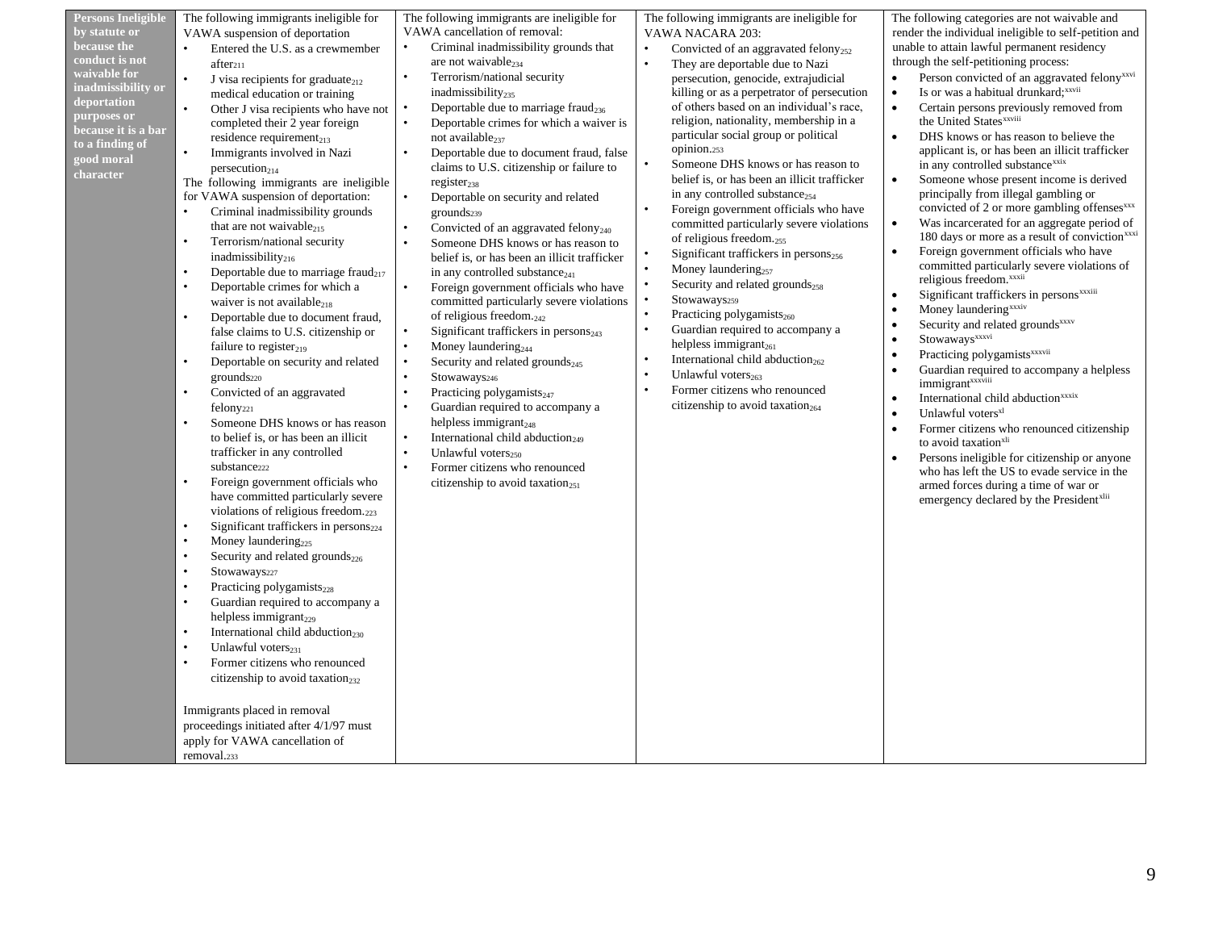| Persons Ineligible by statute or because the conduct is not waivable for inadmissibility or deportation purposes or because it is a bar to a finding of good moral character | The following immigrants ineligible for VAWA suspension of deportation<br>• Entered the U.S. as a crewmember after[211]<br>• J visa recipients for graduate[212] medical education or training<br>• Other J visa recipients who have not completed their 2 year foreign residence requirement[213]<br>• Immigrants involved in Nazi persecution[214]<br>The following immigrants are ineligible for VAWA suspension of deportation:<br>• Criminal inadmissibility grounds that are not waivable[215]<br>• Terrorism/national security inadmissibility[216]<br>• Deportable due to marriage fraud[217]<br>• Deportable crimes for which a waiver is not available[218]<br>• Deportable due to document fraud, false claims to U.S. citizenship or failure to register[219]<br>• Deportable on security and related grounds[220]<br>• Convicted of an aggravated felony[221]<br>• Someone DHS knows or has reason to belief is, or has been an illicit trafficker in any controlled substance[222]<br>• Foreign government officials who have committed particularly severe violations of religious freedom.[223]<br>• Significant traffickers in persons[224]<br>• Money laundering[225]<br>• Security and related grounds[226]<br>• Stowaways[227]<br>• Practicing polygamists[228]<br>• Guardian required to accompany a helpless immigrant[229]<br>• International child abduction[230]<br>• Unlawful voters[231]<br>• Former citizens who renounced citizenship to avoid taxation[232]<br><br>Immigrants placed in removal proceedings initiated after 4/1/97 must apply for VAWA cancellation of removal.[233] | The following immigrants are ineligible for VAWA cancellation of removal:<br>• Criminal inadmissibility grounds that are not waivable[234]<br>• Terrorism/national security inadmissibility[235]<br>• Deportable due to marriage fraud[236]<br>• Deportable crimes for which a waiver is not available[237]<br>• Deportable due to document fraud, false claims to U.S. citizenship or failure to register[238]<br>• Deportable on security and related grounds[239]<br>• Convicted of an aggravated felony[240]<br>• Someone DHS knows or has reason to belief is, or has been an illicit trafficker in any controlled substance[241]<br>• Foreign government officials who have committed particularly severe violations of religious freedom.[242]<br>• Significant traffickers in persons[243]<br>• Money laundering[244]<br>• Security and related grounds[245]<br>• Stowaways[246]<br>• Practicing polygamists[247]<br>• Guardian required to accompany a helpless immigrant[248]<br>• International child abduction[249]<br>• Unlawful voters[250]<br>• Former citizens who renounced citizenship to avoid taxation[251] | The following immigrants are ineligible for VAWA NACARA 203:<br>• Convicted of an aggravated felony[252]<br>• They are deportable due to Nazi persecution, genocide, extrajudicial killing or as a perpetrator of persecution of others based on an individual's race, religion, nationality, membership in a particular social group or political opinion.[253]<br>• Someone DHS knows or has reason to belief is, or has been an illicit trafficker in any controlled substance[254]<br>• Foreign government officials who have committed particularly severe violations of religious freedom.[255]<br>• Significant traffickers in persons[256]<br>• Money laundering[257]<br>• Security and related grounds[258]<br>• Stowaways[259]<br>• Practicing polygamists[260]<br>• Guardian required to accompany a helpless immigrant[261]<br>• International child abduction[262]<br>• Unlawful voters[263]<br>• Former citizens who renounced citizenship to avoid taxation[264] | The following categories are not waivable and render the individual ineligible to self-petition and unable to attain lawful permanent residency through the self-petitioning process:<br>• Person convicted of an aggravated felony[xxvi]<br>• Is or was a habitual drunkard;[xxvii]<br>• Certain persons previously removed from the United States[xxviii]<br>• DHS knows or has reason to believe the applicant is, or has been an illicit trafficker in any controlled substance[xxix]<br>• Someone whose present income is derived principally from illegal gambling or convicted of 2 or more gambling offenses[xxx]<br>• Was incarcerated for an aggregate period of 180 days or more as a result of conviction[xxxi]<br>• Foreign government officials who have committed particularly severe violations of religious freedom.[xxxii]<br>• Significant traffickers in persons[xxxiii]<br>• Money laundering[xxxiv]<br>• Security and related grounds[xxxv]<br>• Stowaways[xxxvi]<br>• Practicing polygamists[xxxvii]<br>• Guardian required to accompany a helpless immigrant[xxxviii]<br>• International child abduction[xxxix]<br>• Unlawful voters[xl]<br>• Former citizens who renounced citizenship to avoid taxation[xli]<br>• Persons ineligible for citizenship or anyone who has left the US to evade service in the armed forces during a time of war or emergency declared by the President[xlii] |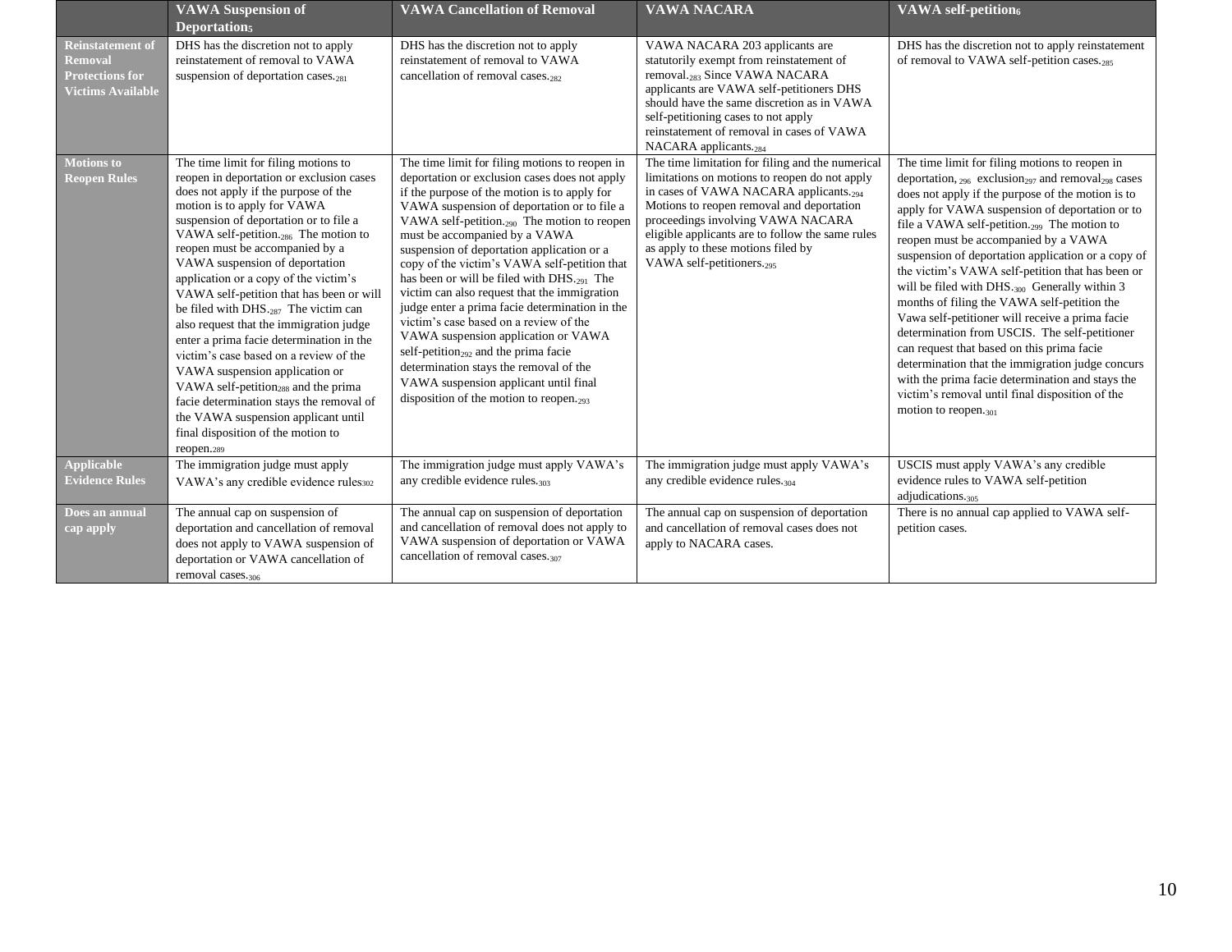| | VAWA Suspension of Deportation[5] | VAWA Cancellation of Removal | VAWA NACARA | VAWA self-petition[6] |
|---|---|---|---|---|
| **Reinstatement of Removal Protections for Victims Available** | DHS has the discretion not to apply reinstatement of removal to VAWA suspension of deportation cases.[281] | DHS has the discretion not to apply reinstatement of removal to VAWA cancellation of removal cases.[282] | VAWA NACARA 203 applicants are statutorily exempt from reinstatement of removal.[283] Since VAWA NACARA applicants are VAWA self-petitioners DHS should have the same discretion as in VAWA self-petitioning cases to not apply reinstatement of removal in cases of VAWA NACARA applicants.[284] | DHS has the discretion not to apply reinstatement of removal to VAWA self-petition cases.[285] |
| **Motions to Reopen Rules** | The time limit for filing motions to reopen in deportation or exclusion cases does not apply if the purpose of the motion is to apply for VAWA suspension of deportation or to file a VAWA self-petition.[286] The motion to reopen must be accompanied by a VAWA suspension of deportation application or a copy of the victim's VAWA self-petition that has been or will be filed with DHS.[287] The victim can also request that the immigration judge enter a prima facie determination in the victim's case based on a review of the VAWA suspension application or VAWA self-petition[288] and the prima facie determination stays the removal of the VAWA suspension applicant until final disposition of the motion to reopen.[289] | The time limit for filing motions to reopen in deportation or exclusion cases does not apply if the purpose of the motion is to apply for VAWA suspension of deportation or to file a VAWA self-petition.[290] The motion to reopen must be accompanied by a VAWA suspension of deportation application or a copy of the victim's VAWA self-petition that has been or will be filed with DHS.[291] The victim can also request that the immigration judge enter a prima facie determination in the victim's case based on a review of the VAWA suspension application or VAWA self-petition[292] and the prima facie determination stays the removal of the VAWA suspension applicant until final disposition of the motion to reopen.[293] | The time limitation for filing and the numerical limitations on motions to reopen do not apply in cases of VAWA NACARA applicants.[294] Motions to reopen removal and deportation proceedings involving VAWA NACARA eligible applicants are to follow the same rules as apply to these motions filed by VAWA self-petitioners.[295] | The time limit for filing motions to reopen in deportation,[296] exclusion[297] and removal[298] cases does not apply if the purpose of the motion is to apply for VAWA suspension of deportation or to file a VAWA self-petition.[299] The motion to reopen must be accompanied by a VAWA suspension of deportation application or a copy of the victim's VAWA self-petition that has been or will be filed with DHS.[300] Generally within 3 months of filing the VAWA self-petition the Vawa self-petitioner will receive a prima facie determination from USCIS. The self-petitioner can request that based on this prima facie determination that the immigration judge concurs with the prima facie determination and stays the victim's removal until final disposition of the motion to reopen.[301] |
| **Applicable Evidence Rules** | The immigration judge must apply VAWA's any credible evidence rules[302] | The immigration judge must apply VAWA's any credible evidence rules.[303] | The immigration judge must apply VAWA's any credible evidence rules.[304] | USCIS must apply VAWA's any credible evidence rules to VAWA self-petition adjudications.[305] |
| **Does an annual cap apply** | The annual cap on suspension of deportation and cancellation of removal does not apply to VAWA suspension of deportation or VAWA cancellation of removal cases.[306] | The annual cap on suspension of deportation and cancellation of removal does not apply to VAWA suspension of deportation or VAWA cancellation of removal cases.[307] | The annual cap on suspension of deportation and cancellation of removal cases does not apply to NACARA cases. | There is no annual cap applied to VAWA self-petition cases. |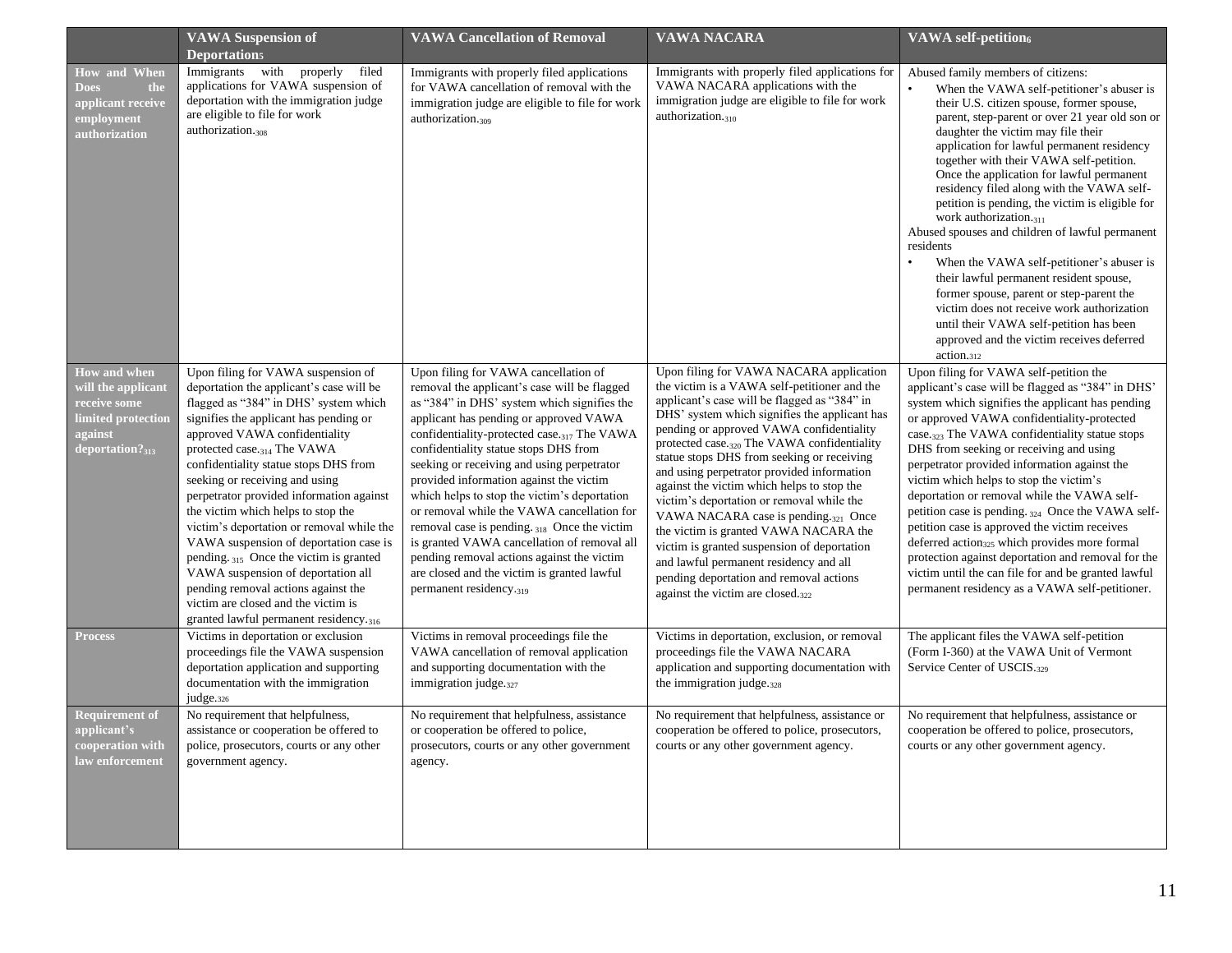| | VAWA Suspension of Deportation[5] | VAWA Cancellation of Removal | VAWA NACARA | VAWA self-petition[6] |
|---|---|---|---|---|
| How and When Does the applicant receive employment authorization | Immigrants with properly filed applications for VAWA suspension of deportation with the immigration judge are eligible to file for work authorization.[308] | Immigrants with properly filed applications for VAWA cancellation of removal with the immigration judge are eligible to file for work authorization.[309] | Immigrants with properly filed applications for VAWA NACARA applications with the immigration judge are eligible to file for work authorization.[310] | Abused family members of citizens:<br>• When the VAWA self-petitioner's abuser is their U.S. citizen spouse, former spouse, parent, step-parent or over 21 year old son or daughter the victim may file their application for lawful permanent residency together with their VAWA self-petition. Once the application for lawful permanent residency filed along with the VAWA self-petition is pending, the victim is eligible for work authorization.[311]<br>Abused spouses and children of lawful permanent residents<br>• When the VAWA self-petitioner's abuser is their lawful permanent resident spouse, former spouse, parent or step-parent the victim does not receive work authorization until their VAWA self-petition has been approved and the victim receives deferred action.[312] |
| How and when will the applicant receive some limited protection against deportation?[313] | Upon filing for VAWA suspension of deportation the applicant's case will be flagged as "384" in DHS' system which signifies the applicant has pending or approved VAWA confidentiality protected case.[314] The VAWA confidentiality statue stops DHS from seeking or receiving and using perpetrator provided information against the victim which helps to stop the victim's deportation or removal while the VAWA suspension of deportation case is pending.[315] Once the victim is granted VAWA suspension of deportation all pending removal actions against the victim are closed and the victim is granted lawful permanent residency.[316] | Upon filing for VAWA cancellation of removal the applicant's case will be flagged as "384" in DHS' system which signifies the applicant has pending or approved VAWA confidentiality-protected case.[317] The VAWA confidentiality statue stops DHS from seeking or receiving and using perpetrator provided information against the victim which helps to stop the victim's deportation or removal while the VAWA cancellation for removal case is pending.[318] Once the victim is granted VAWA cancellation of removal all pending removal actions against the victim are closed and the victim is granted lawful permanent residency.[319] | Upon filing for VAWA NACARA application the victim is a VAWA self-petitioner and the applicant's case will be flagged as "384" in DHS' system which signifies the applicant has pending or approved VAWA confidentiality protected case.[320] The VAWA confidentiality statue stops DHS from seeking or receiving and using perpetrator provided information against the victim which helps to stop the victim's deportation or removal while the VAWA NACARA case is pending.[321] Once the victim is granted VAWA NACARA the victim is granted suspension of deportation and lawful permanent residency and all pending deportation and removal actions against the victim are closed.[322] | Upon filing for VAWA self-petition the applicant's case will be flagged as "384" in DHS' system which signifies the applicant has pending or approved VAWA confidentiality-protected case.[323] The VAWA confidentiality statue stops DHS from seeking or receiving and using perpetrator provided information against the victim which helps to stop the victim's deportation or removal while the VAWA self-petition case is pending.[324] Once the VAWA self-petition case is approved the victim receives deferred action[325] which provides more formal protection against deportation and removal for the victim until the can file for and be granted lawful permanent residency as a VAWA self-petitioner. |
| Process | Victims in deportation or exclusion proceedings file the VAWA suspension deportation application and supporting documentation with the immigration judge.[326] | Victims in removal proceedings file the VAWA cancellation of removal application and supporting documentation with the immigration judge.[327] | Victims in deportation, exclusion, or removal proceedings file the VAWA NACARA application and supporting documentation with the immigration judge.[328] | The applicant files the VAWA self-petition (Form I-360) at the VAWA Unit of Vermont Service Center of USCIS.[329] |
| Requirement of applicant's cooperation with law enforcement | No requirement that helpfulness, assistance or cooperation be offered to police, prosecutors, courts or any other government agency. | No requirement that helpfulness, assistance or cooperation be offered to police, prosecutors, courts or any other government agency. | No requirement that helpfulness, assistance or cooperation be offered to police, prosecutors, courts or any other government agency. | No requirement that helpfulness, assistance or cooperation be offered to police, prosecutors, courts or any other government agency. |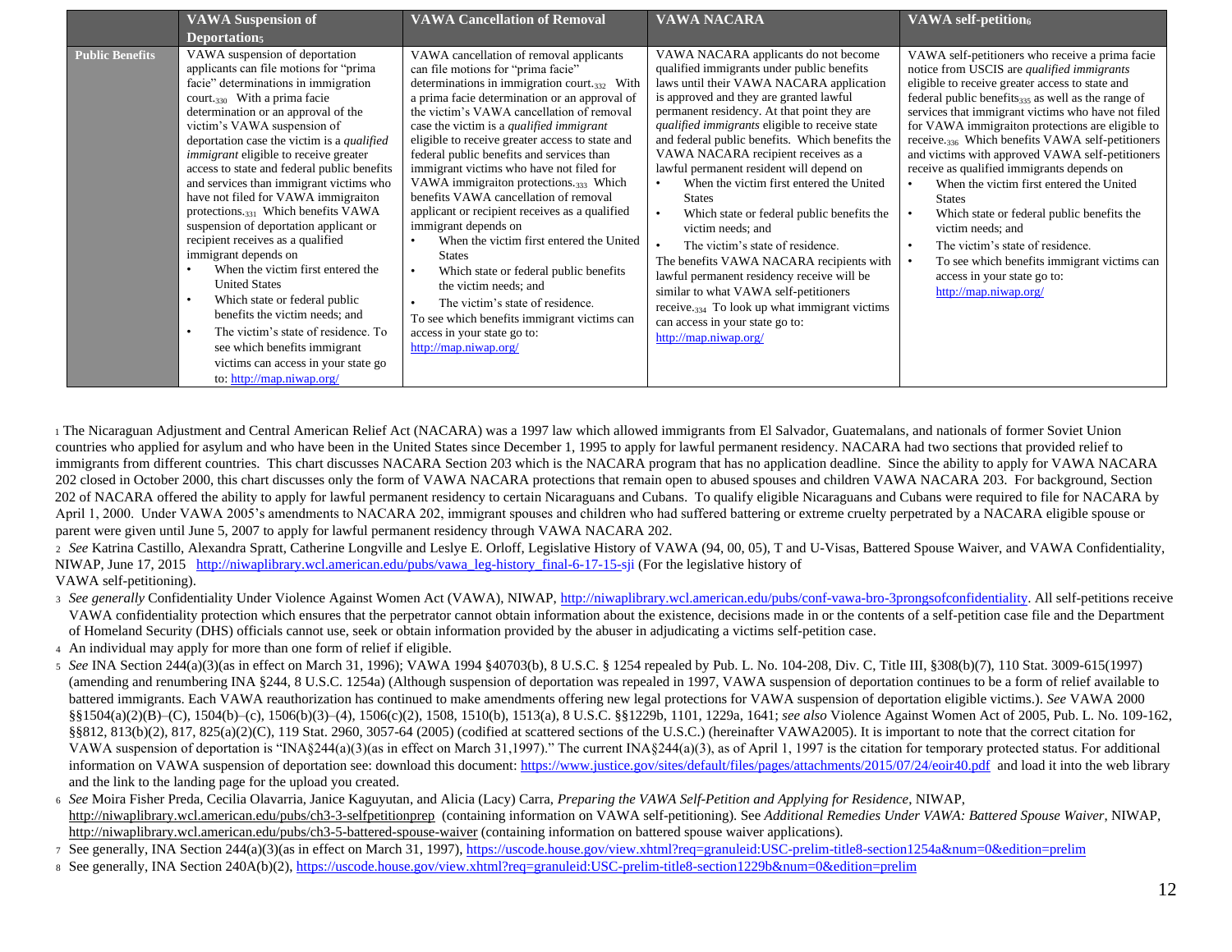| | VAWA Suspension of Deportation[5] | VAWA Cancellation of Removal | VAWA NACARA | VAWA self-petition[6] |
|---|---|---|---|---|
| **Public Benefits** | VAWA suspension of deportation applicants can file motions for "prima facie" determinations in immigration court.[330] With a prima facie determination or an approval of the victim's VAWA suspension of deportation case the victim is a *qualified immigrant* eligible to receive greater access to state and federal public benefits and services than immigrant victims who have not filed for VAWA immigraiton protections.[331] Which benefits VAWA suspension of deportation applicant or recipient receives as a qualified immigrant depends on<br>• When the victim first entered the United States<br>• Which state or federal public benefits the victim needs; and<br>• The victim's state of residence. To see which benefits immigrant victims can access in your state go to: http://map.niwap.org/ | VAWA cancellation of removal applicants can file motions for "prima facie" determinations in immigration court.[332] With a prima facie determination or an approval of the victim's VAWA cancellation of removal case the victim is a *qualified immigrant* eligible to receive greater access to state and federal public benefits and services than immigrant victims who have not filed for VAWA immigraiton protections.[333] Which benefits VAWA cancellation of removal applicant or recipient receives as a qualified immigrant depends on<br>• When the victim first entered the United States<br>• Which state or federal public benefits the victim needs; and<br>• The victim's state of residence.<br>To see which benefits immigrant victims can access in your state go to: http://map.niwap.org/ | VAWA NACARA applicants do not become qualified immigrants under public benefits laws until their VAWA NACARA application is approved and they are granted lawful permanent residency. At that point they are *qualified immigrants* eligible to receive state and federal public benefits. Which benefits the VAWA NACARA recipient receives as a lawful permanent resident will depend on<br>• When the victim first entered the United States<br>• Which state or federal public benefits the victim needs; and<br>• The victim's state of residence.<br>The benefits VAWA NACARA recipients with lawful permanent residency receive will be similar to what VAWA self-petitioners receive.[334] To look up what immigrant victims can access in your state go to: http://map.niwap.org/ | VAWA self-petitioners who receive a prima facie notice from USCIS are *qualified immigrants* eligible to receive greater access to state and federal public benefits[335] as well as the range of services that immigrant victims who have not filed for VAWA immigraiton protections are eligible to receive.[336] Which benefits VAWA self-petitioners and victims with approved VAWA self-petitioners receive as qualified immigrants depends on<br>• When the victim first entered the United States<br>• Which state or federal public benefits the victim needs; and<br>• The victim's state of residence.<br>• To see which benefits immigrant victims can access in your state go to: http://map.niwap.org/ |

[1] The Nicaraguan Adjustment and Central American Relief Act (NACARA) was a 1997 law which allowed immigrants from El Salvador, Guatemalans, and nationals of former Soviet Union countries who applied for asylum and who have been in the United States since December 1, 1995 to apply for lawful permanent residency. NACARA had two sections that provided relief to immigrants from different countries. This chart discusses NACARA Section 203 which is the NACARA program that has no application deadline. Since the ability to apply for VAWA NACARA 202 closed in October 2000, this chart discusses only the form of VAWA NACARA protections that remain open to abused spouses and children VAWA NACARA 203. For background, Section 202 of NACARA offered the ability to apply for lawful permanent residency to certain Nicaraguans and Cubans. To qualify eligible Nicaraguans and Cubans were required to file for NACARA by April 1, 2000. Under VAWA 2005's amendments to NACARA 202, immigrant spouses and children who had suffered battering or extreme cruelty perpetrated by a NACARA eligible spouse or parent were given until June 5, 2007 to apply for lawful permanent residency through VAWA NACARA 202.

[2] *See* Katrina Castillo, Alexandra Spratt, Catherine Longville and Leslye E. Orloff, Legislative History of VAWA (94, 00, 05), T and U-Visas, Battered Spouse Waiver, and VAWA Confidentiality, NIWAP, June 17, 2015 http://niwaplibrary.wcl.american.edu/pubs/vawa_leg-history_final-6-17-15-sji (For the legislative history of VAWA self-petitioning).

[3] *See generally* Confidentiality Under Violence Against Women Act (VAWA), NIWAP, http://niwaplibrary.wcl.american.edu/pubs/conf-vawa-bro-3prongsofconfidentiality. All self-petitions receive VAWA confidentiality protection which ensures that the perpetrator cannot obtain information about the existence, decisions made in or the contents of a self-petition case file and the Department of Homeland Security (DHS) officials cannot use, seek or obtain information provided by the abuser in adjudicating a victims self-petition case.

[4] An individual may apply for more than one form of relief if eligible.

[5] *See* INA Section 244(a)(3)(as in effect on March 31, 1996); VAWA 1994 §40703(b), 8 U.S.C. § 1254 repealed by Pub. L. No. 104-208, Div. C, Title III, §308(b)(7), 110 Stat. 3009-615(1997) (amending and renumbering INA §244, 8 U.S.C. 1254a) (Although suspension of deportation was repealed in 1997, VAWA suspension of deportation continues to be a form of relief available to battered immigrants. Each VAWA reauthorization has continued to make amendments offering new legal protections for VAWA suspension of deportation eligible victims.). *See* VAWA 2000 §§1504(a)(2)(B)–(C), 1504(b)–(c), 1506(b)(3)–(4), 1506(c)(2), 1508, 1510(b), 1513(a), 8 U.S.C. §§1229b, 1101, 1229a, 1641; *see also* Violence Against Women Act of 2005, Pub. L. No. 109-162, §§812, 813(b)(2), 817, 825(a)(2)(C), 119 Stat. 2960, 3057-64 (2005) (codified at scattered sections of the U.S.C.) (hereinafter VAWA2005). It is important to note that the correct citation for VAWA suspension of deportation is "INA§244(a)(3)(as in effect on March 31,1997)." The current INA§244(a)(3), as of April 1, 1997 is the citation for temporary protected status. For additional information on VAWA suspension of deportation see: download this document: https://www.justice.gov/sites/default/files/pages/attachments/2015/07/24/eoir40.pdf and load it into the web library and the link to the landing page for the upload you created.

[6] *See* Moira Fisher Preda, Cecilia Olavarria, Janice Kaguyutan, and Alicia (Lacy) Carra, *Preparing the VAWA Self-Petition and Applying for Residence*, NIWAP, http://niwaplibrary.wcl.american.edu/pubs/ch3-3-selfpetitionprep (containing information on VAWA self-petitioning). See *Additional Remedies Under VAWA: Battered Spouse Waiver*, NIWAP, http://niwaplibrary.wcl.american.edu/pubs/ch3-5-battered-spouse-waiver (containing information on battered spouse waiver applications).

[7] See generally, INA Section 244(a)(3)(as in effect on March 31, 1997), https://uscode.house.gov/view.xhtml?req=granuleid:USC-prelim-title8-section1254a&num=0&edition=prelim

[8] See generally, INA Section 240A(b)(2), https://uscode.house.gov/view.xhtml?req=granuleid:USC-prelim-title8-section1229b&num=0&edition=prelim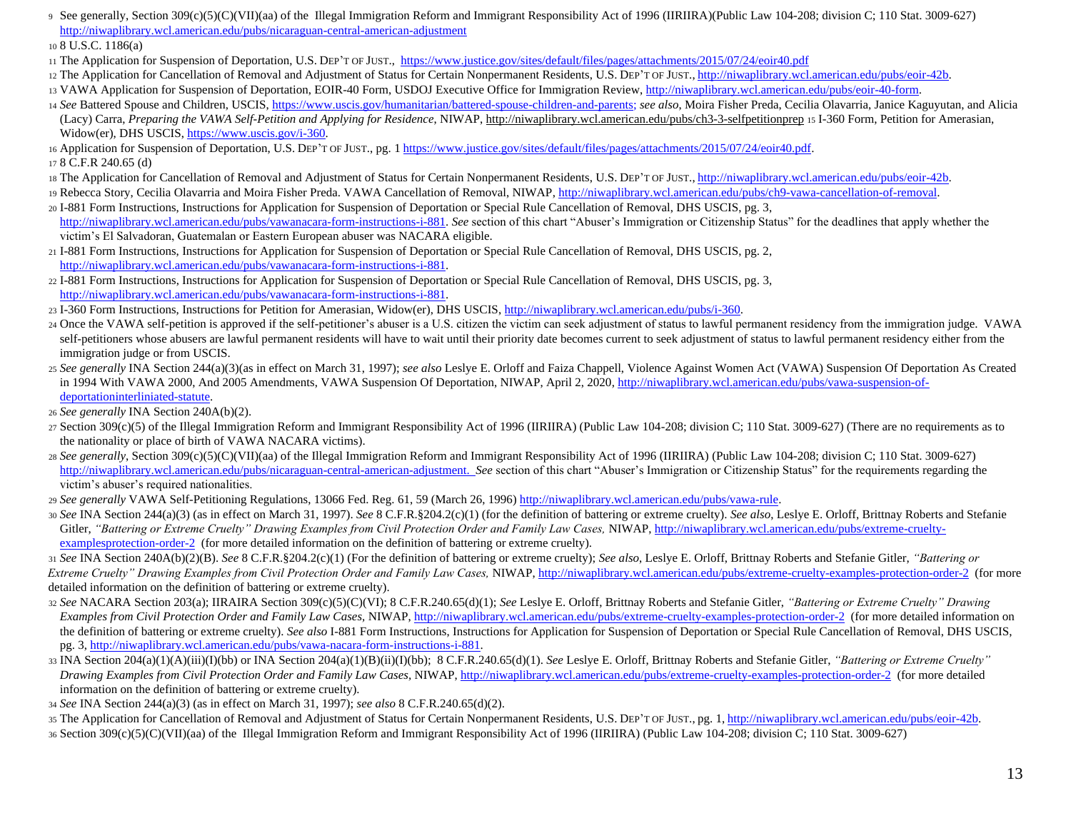9 See generally, Section 309(c)(5)(C)(VII)(aa) of the Illegal Immigration Reform and Immigrant Responsibility Act of 1996 (IIRIIRA)(Public Law 104-208; division C; 110 Stat. 3009-627) http://niwaplibrary.wcl.american.edu/pubs/nicaraguan-central-american-adjustment

10 8 U.S.C. 1186(a)

11 The Application for Suspension of Deportation, U.S. DEP'T OF JUST., https://www.justice.gov/sites/default/files/pages/attachments/2015/07/24/eoir40.pdf

12 The Application for Cancellation of Removal and Adjustment of Status for Certain Nonpermanent Residents, U.S. DEP'T OF JUST., http://niwaplibrary.wcl.american.edu/pubs/eoir-42b.

13 VAWA Application for Suspension of Deportation, EOIR-40 Form, USDOJ Executive Office for Immigration Review, http://niwaplibrary.wcl.american.edu/pubs/eoir-40-form.

14 *See* Battered Spouse and Children, USCIS, https://www.uscis.gov/humanitarian/battered-spouse-children-and-parents; *see also*, Moira Fisher Preda, Cecilia Olavarria, Janice Kaguyutan, and Alicia (Lacy) Carra, *Preparing the VAWA Self-Petition and Applying for Residence*, NIWAP, http://niwaplibrary.wcl.american.edu/pubs/ch3-3-selfpetitionprep

15 I-360 Form, Petition for Amerasian, Widow(er), DHS USCIS, https://www.uscis.gov/i-360.

16 Application for Suspension of Deportation, U.S. DEP'T OF JUST., pg. 1 https://www.justice.gov/sites/default/files/pages/attachments/2015/07/24/eoir40.pdf.

17 8 C.F.R 240.65 (d)

18 The Application for Cancellation of Removal and Adjustment of Status for Certain Nonpermanent Residents, U.S. DEP'T OF JUST., http://niwaplibrary.wcl.american.edu/pubs/eoir-42b.

19 Rebecca Story, Cecilia Olavarria and Moira Fisher Preda. VAWA Cancellation of Removal, NIWAP, http://niwaplibrary.wcl.american.edu/pubs/ch9-vawa-cancellation-of-removal.

20 I-881 Form Instructions, Instructions for Application for Suspension of Deportation or Special Rule Cancellation of Removal, DHS USCIS, pg. 3, http://niwaplibrary.wcl.american.edu/pubs/vawanacara-form-instructions-i-881. *See* section of this chart "Abuser's Immigration or Citizenship Status" for the deadlines that apply whether the victim's El Salvadoran, Guatemalan or Eastern European abuser was NACARA eligible.

21 I-881 Form Instructions, Instructions for Application for Suspension of Deportation or Special Rule Cancellation of Removal, DHS USCIS, pg. 2, http://niwaplibrary.wcl.american.edu/pubs/vawanacara-form-instructions-i-881.

22 I-881 Form Instructions, Instructions for Application for Suspension of Deportation or Special Rule Cancellation of Removal, DHS USCIS, pg. 3, http://niwaplibrary.wcl.american.edu/pubs/vawanacara-form-instructions-i-881.

23 I-360 Form Instructions, Instructions for Petition for Amerasian, Widow(er), DHS USCIS, http://niwaplibrary.wcl.american.edu/pubs/i-360.

24 Once the VAWA self-petition is approved if the self-petitioner's abuser is a U.S. citizen the victim can seek adjustment of status to lawful permanent residency from the immigration judge. VAWA self-petitioners whose abusers are lawful permanent residents will have to wait until their priority date becomes current to seek adjustment of status to lawful permanent residency either from the immigration judge or from USCIS.

25 *See generally* INA Section 244(a)(3)(as in effect on March 31, 1997); *see also* Leslye E. Orloff and Faiza Chappell, Violence Against Women Act (VAWA) Suspension Of Deportation As Created in 1994 With VAWA 2000, And 2005 Amendments, VAWA Suspension Of Deportation, NIWAP, April 2, 2020, http://niwaplibrary.wcl.american.edu/pubs/vawa-suspension-of-deportationinterliniated-statute.

26 *See generally* INA Section 240A(b)(2).

27 Section 309(c)(5) of the Illegal Immigration Reform and Immigrant Responsibility Act of 1996 (IIRIIRA) (Public Law 104-208; division C; 110 Stat. 3009-627) (There are no requirements as to the nationality or place of birth of VAWA NACARA victims).

28 *See generally*, Section 309(c)(5)(C)(VII)(aa) of the Illegal Immigration Reform and Immigrant Responsibility Act of 1996 (IIRIIRA) (Public Law 104-208; division C; 110 Stat. 3009-627) http://niwaplibrary.wcl.american.edu/pubs/nicaraguan-central-american-adjustment. *See* section of this chart "Abuser's Immigration or Citizenship Status" for the requirements regarding the victim's abuser's required nationalities.

29 *See generally* VAWA Self-Petitioning Regulations, 13066 Fed. Reg. 61, 59 (March 26, 1996) http://niwaplibrary.wcl.american.edu/pubs/vawa-rule.

30 *See* INA Section 244(a)(3) (as in effect on March 31, 1997). *See* 8 C.F.R.§204.2(c)(1) (for the definition of battering or extreme cruelty). *See also*, Leslye E. Orloff, Brittnay Roberts and Stefanie Gitler, *"Battering or Extreme Cruelty" Drawing Examples from Civil Protection Order and Family Law Cases,* NIWAP, http://niwaplibrary.wcl.american.edu/pubs/extreme-cruelty-examplesprotection-order-2 (for more detailed information on the definition of battering or extreme cruelty).

31 *See* INA Section 240A(b)(2)(B). *See* 8 C.F.R.§204.2(c)(1) (For the definition of battering or extreme cruelty); *See also*, Leslye E. Orloff, Brittnay Roberts and Stefanie Gitler, *"Battering or Extreme Cruelty" Drawing Examples from Civil Protection Order and Family Law Cases,* NIWAP, http://niwaplibrary.wcl.american.edu/pubs/extreme-cruelty-examples-protection-order-2 (for more detailed information on the definition of battering or extreme cruelty).

32 *See* NACARA Section 203(a); IIRAIRA Section 309(c)(5)(C)(VI); 8 C.F.R.240.65(d)(1); *See* Leslye E. Orloff, Brittnay Roberts and Stefanie Gitler, *"Battering or Extreme Cruelty" Drawing Examples from Civil Protection Order and Family Law Cases*, NIWAP, http://niwaplibrary.wcl.american.edu/pubs/extreme-cruelty-examples-protection-order-2 (for more detailed information on the definition of battering or extreme cruelty). *See also* I-881 Form Instructions, Instructions for Application for Suspension of Deportation or Special Rule Cancellation of Removal, DHS USCIS, pg. 3, http://niwaplibrary.wcl.american.edu/pubs/vawa-nacara-form-instructions-i-881.

33 INA Section 204(a)(1)(A)(iii)(I)(bb) or INA Section 204(a)(1)(B)(ii)(I)(bb); 8 C.F.R.240.65(d)(1). *See* Leslye E. Orloff, Brittnay Roberts and Stefanie Gitler, *"Battering or Extreme Cruelty" Drawing Examples from Civil Protection Order and Family Law Cases*, NIWAP, http://niwaplibrary.wcl.american.edu/pubs/extreme-cruelty-examples-protection-order-2 (for more detailed information on the definition of battering or extreme cruelty).

34 *See* INA Section 244(a)(3) (as in effect on March 31, 1997); *see also* 8 C.F.R.240.65(d)(2).

35 The Application for Cancellation of Removal and Adjustment of Status for Certain Nonpermanent Residents, U.S. DEP'T OF JUST., pg. 1, http://niwaplibrary.wcl.american.edu/pubs/eoir-42b.

36 Section 309(c)(5)(C)(VII)(aa) of the Illegal Immigration Reform and Immigrant Responsibility Act of 1996 (IIRIIRA) (Public Law 104-208; division C; 110 Stat. 3009-627)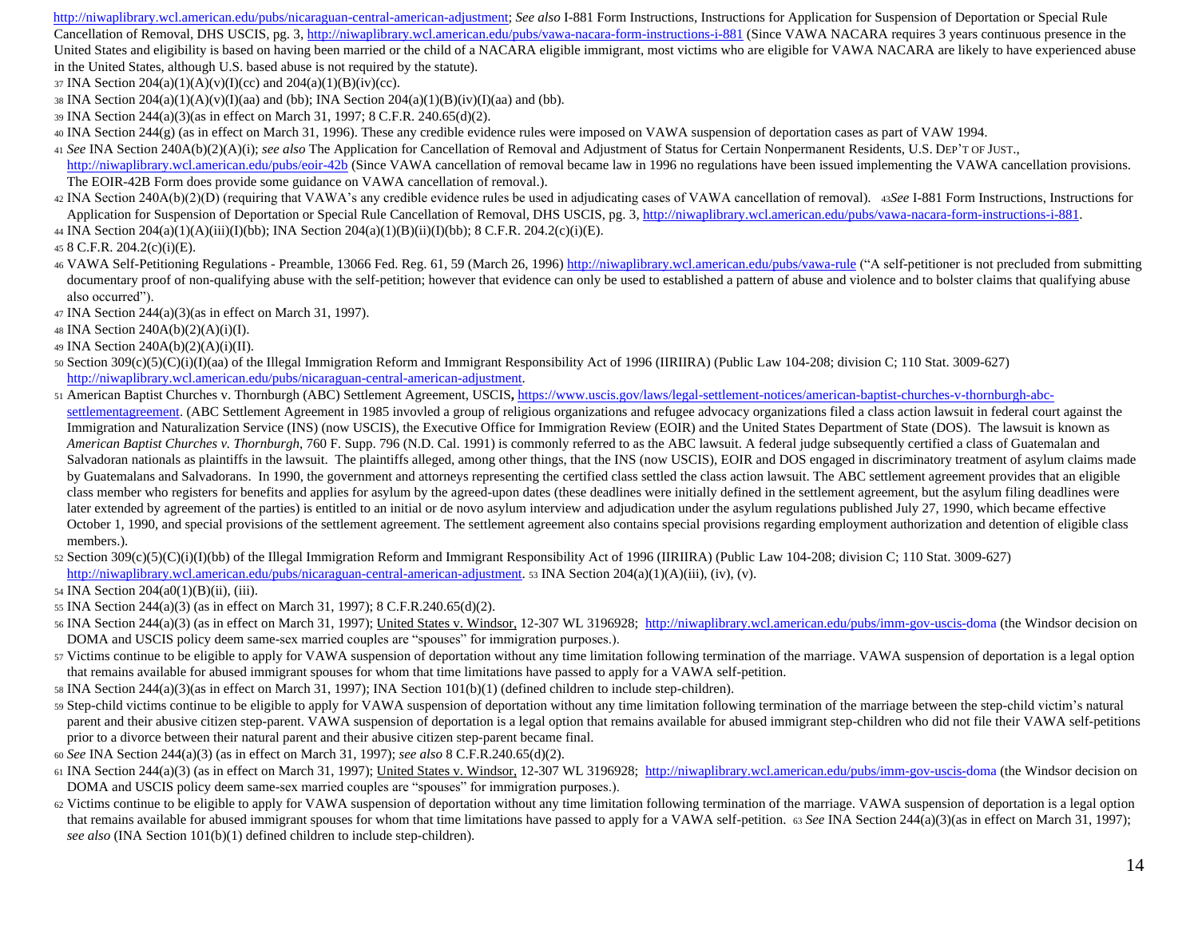http://niwaplibrary.wcl.american.edu/pubs/nicaraguan-central-american-adjustment; *See also* I-881 Form Instructions, Instructions for Application for Suspension of Deportation or Special Rule Cancellation of Removal, DHS USCIS, pg. 3, http://niwaplibrary.wcl.american.edu/pubs/vawa-nacara-form-instructions-i-881 (Since VAWA NACARA requires 3 years continuous presence in the United States and eligibility is based on having been married or the child of a NACARA eligible immigrant, most victims who are eligible for VAWA NACARA are likely to have experienced abuse in the United States, although U.S. based abuse is not required by the statute).

37 INA Section 204(a)(1)(A)(v)(I)(cc) and 204(a)(1)(B)(iv)(cc).

38 INA Section 204(a)(1)(A)(v)(I)(aa) and (bb); INA Section 204(a)(1)(B)(iv)(I)(aa) and (bb).

39 INA Section 244(a)(3)(as in effect on March 31, 1997; 8 C.F.R. 240.65(d)(2).

40 INA Section 244(g) (as in effect on March 31, 1996). These any credible evidence rules were imposed on VAWA suspension of deportation cases as part of VAW 1994.

41 *See* INA Section 240A(b)(2)(A)(i); *see also* The Application for Cancellation of Removal and Adjustment of Status for Certain Nonpermanent Residents, U.S. DEP'T OF JUST., http://niwaplibrary.wcl.american.edu/pubs/eoir-42b (Since VAWA cancellation of removal became law in 1996 no regulations have been issued implementing the VAWA cancellation provisions. The EOIR-42B Form does provide some guidance on VAWA cancellation of removal.).

42 INA Section 240A(b)(2)(D) (requiring that VAWA's any credible evidence rules be used in adjudicating cases of VAWA cancellation of removal). 43 *See* I-881 Form Instructions, Instructions for Application for Suspension of Deportation or Special Rule Cancellation of Removal, DHS USCIS, pg. 3, http://niwaplibrary.wcl.american.edu/pubs/vawa-nacara-form-instructions-i-881.

44 INA Section 204(a)(1)(A)(iii)(I)(bb); INA Section 204(a)(1)(B)(ii)(I)(bb); 8 C.F.R. 204.2(c)(i)(E).

45 8 C.F.R. 204.2(c)(i)(E).

46 VAWA Self-Petitioning Regulations - Preamble, 13066 Fed. Reg. 61, 59 (March 26, 1996) http://niwaplibrary.wcl.american.edu/pubs/vawa-rule ("A self-petitioner is not precluded from submitting documentary proof of non-qualifying abuse with the self-petition; however that evidence can only be used to established a pattern of abuse and violence and to bolster claims that qualifying abuse also occurred").

47 INA Section 244(a)(3)(as in effect on March 31, 1997).

48 INA Section 240A(b)(2)(A)(i)(I).

49 INA Section 240A(b)(2)(A)(i)(II).

50 Section 309(c)(5)(C)(i)(I)(aa) of the Illegal Immigration Reform and Immigrant Responsibility Act of 1996 (IIRIIRA) (Public Law 104-208; division C; 110 Stat. 3009-627) http://niwaplibrary.wcl.american.edu/pubs/nicaraguan-central-american-adjustment.

51 American Baptist Churches v. Thornburgh (ABC) Settlement Agreement, USCIS**,** https://www.uscis.gov/laws/legal-settlement-notices/american-baptist-churches-v-thornburgh-abc-settlementagreement. (ABC Settlement Agreement in 1985 invovled a group of religious organizations and refugee advocacy organizations filed a class action lawsuit in federal court against the Immigration and Naturalization Service (INS) (now USCIS), the Executive Office for Immigration Review (EOIR) and the United States Department of State (DOS). The lawsuit is known as *American Baptist Churches v. Thornburgh*, 760 F. Supp. 796 (N.D. Cal. 1991) is commonly referred to as the ABC lawsuit. A federal judge subsequently certified a class of Guatemalan and Salvadoran nationals as plaintiffs in the lawsuit. The plaintiffs alleged, among other things, that the INS (now USCIS), EOIR and DOS engaged in discriminatory treatment of asylum claims made by Guatemalans and Salvadorans. In 1990, the government and attorneys representing the certified class settled the class action lawsuit. The ABC settlement agreement provides that an eligible class member who registers for benefits and applies for asylum by the agreed-upon dates (these deadlines were initially defined in the settlement agreement, but the asylum filing deadlines were later extended by agreement of the parties) is entitled to an initial or de novo asylum interview and adjudication under the asylum regulations published July 27, 1990, which became effective October 1, 1990, and special provisions of the settlement agreement. The settlement agreement also contains special provisions regarding employment authorization and detention of eligible class members.).

52 Section 309(c)(5)(C)(i)(I)(bb) of the Illegal Immigration Reform and Immigrant Responsibility Act of 1996 (IIRIIRA) (Public Law 104-208; division C; 110 Stat. 3009-627) http://niwaplibrary.wcl.american.edu/pubs/nicaraguan-central-american-adjustment. 53 INA Section 204(a)(1)(A)(iii), (iv), (v).

54 INA Section 204(a0(1)(B)(ii), (iii).

55 INA Section 244(a)(3) (as in effect on March 31, 1997); 8 C.F.R.240.65(d)(2).

56 INA Section 244(a)(3) (as in effect on March 31, 1997); United States v. Windsor, 12-307 WL 3196928; http://niwaplibrary.wcl.american.edu/pubs/imm-gov-uscis-doma (the Windsor decision on DOMA and USCIS policy deem same-sex married couples are "spouses" for immigration purposes.).

57 Victims continue to be eligible to apply for VAWA suspension of deportation without any time limitation following termination of the marriage. VAWA suspension of deportation is a legal option that remains available for abused immigrant spouses for whom that time limitations have passed to apply for a VAWA self-petition.

58 INA Section 244(a)(3)(as in effect on March 31, 1997); INA Section 101(b)(1) (defined children to include step-children).

59 Step-child victims continue to be eligible to apply for VAWA suspension of deportation without any time limitation following termination of the marriage between the step-child victim's natural parent and their abusive citizen step-parent. VAWA suspension of deportation is a legal option that remains available for abused immigrant step-children who did not file their VAWA self-petitions prior to a divorce between their natural parent and their abusive citizen step-parent became final.

60 *See* INA Section 244(a)(3) (as in effect on March 31, 1997); *see also* 8 C.F.R.240.65(d)(2).

61 INA Section 244(a)(3) (as in effect on March 31, 1997); United States v. Windsor, 12-307 WL 3196928; http://niwaplibrary.wcl.american.edu/pubs/imm-gov-uscis-doma (the Windsor decision on DOMA and USCIS policy deem same-sex married couples are "spouses" for immigration purposes.).

62 Victims continue to be eligible to apply for VAWA suspension of deportation without any time limitation following termination of the marriage. VAWA suspension of deportation is a legal option that remains available for abused immigrant spouses for whom that time limitations have passed to apply for a VAWA self-petition. 63 *See* INA Section 244(a)(3)(as in effect on March 31, 1997); *see also* (INA Section 101(b)(1) defined children to include step-children).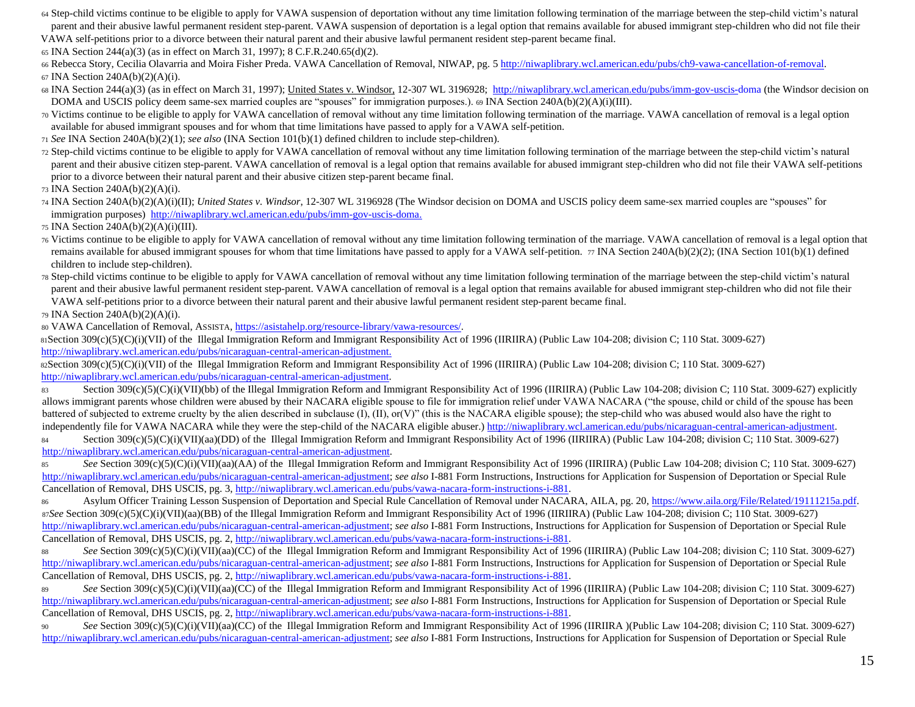64 Step-child victims continue to be eligible to apply for VAWA suspension of deportation without any time limitation following termination of the marriage between the step-child victim's natural parent and their abusive lawful permanent resident step-parent. VAWA suspension of deportation is a legal option that remains available for abused immigrant step-children who did not file their VAWA self-petitions prior to a divorce between their natural parent and their abusive lawful permanent resident step-parent became final.

65 INA Section 244(a)(3) (as in effect on March 31, 1997); 8 C.F.R.240.65(d)(2).

66 Rebecca Story, Cecilia Olavarria and Moira Fisher Preda. VAWA Cancellation of Removal, NIWAP, pg. 5 http://niwaplibrary.wcl.american.edu/pubs/ch9-vawa-cancellation-of-removal.

67 INA Section 240A(b)(2)(A)(i).

68 INA Section 244(a)(3) (as in effect on March 31, 1997); United States v. Windsor, 12-307 WL 3196928; http://niwaplibrary.wcl.american.edu/pubs/imm-gov-uscis-doma (the Windsor decision on DOMA and USCIS policy deem same-sex married couples are "spouses" for immigration purposes.).

69 INA Section 240A(b)(2)(A)(i)(III).

70 Victims continue to be eligible to apply for VAWA cancellation of removal without any time limitation following termination of the marriage. VAWA cancellation of removal is a legal option available for abused immigrant spouses and for whom that time limitations have passed to apply for a VAWA self-petition.

71 *See* INA Section 240A(b)(2)(1); *see also* (INA Section 101(b)(1) defined children to include step-children).

72 Step-child victims continue to be eligible to apply for VAWA cancellation of removal without any time limitation following termination of the marriage between the step-child victim's natural parent and their abusive citizen step-parent. VAWA cancellation of removal is a legal option that remains available for abused immigrant step-children who did not file their VAWA self-petitions prior to a divorce between their natural parent and their abusive citizen step-parent became final.

73 INA Section 240A(b)(2)(A)(i).

74 INA Section 240A(b)(2)(A)(i)(II); *United States v. Windsor*, 12-307 WL 3196928 (The Windsor decision on DOMA and USCIS policy deem same-sex married couples are "spouses" for immigration purposes) http://niwaplibrary.wcl.american.edu/pubs/imm-gov-uscis-doma.

75 INA Section 240A(b)(2)(A)(i)(III).

76 Victims continue to be eligible to apply for VAWA cancellation of removal without any time limitation following termination of the marriage. VAWA cancellation of removal is a legal option that remains available for abused immigrant spouses for whom that time limitations have passed to apply for a VAWA self-petition.

77 INA Section 240A(b)(2)(2); (INA Section 101(b)(1) defined children to include step-children).

78 Step-child victims continue to be eligible to apply for VAWA cancellation of removal without any time limitation following termination of the marriage between the step-child victim's natural parent and their abusive lawful permanent resident step-parent. VAWA cancellation of removal is a legal option that remains available for abused immigrant step-children who did not file their VAWA self-petitions prior to a divorce between their natural parent and their abusive lawful permanent resident step-parent became final.

79 INA Section 240A(b)(2)(A)(i).

80 VAWA Cancellation of Removal, ASSISTA, https://asistahelp.org/resource-library/vawa-resources/.

81 Section 309(c)(5)(C)(i)(VII) of the Illegal Immigration Reform and Immigrant Responsibility Act of 1996 (IIRIIRA) (Public Law 104-208; division C; 110 Stat. 3009-627) http://niwaplibrary.wcl.american.edu/pubs/nicaraguan-central-american-adjustment.

82 Section 309(c)(5)(C)(i)(VII) of the Illegal Immigration Reform and Immigrant Responsibility Act of 1996 (IIRIIRA) (Public Law 104-208; division C; 110 Stat. 3009-627) http://niwaplibrary.wcl.american.edu/pubs/nicaraguan-central-american-adjustment.

83 Section 309(c)(5)(C)(i)(VII)(bb) of the Illegal Immigration Reform and Immigrant Responsibility Act of 1996 (IIRIIRA) (Public Law 104-208; division C; 110 Stat. 3009-627) explicitly allows immigrant parents whose children were abused by their NACARA eligible spouse to file for immigration relief under VAWA NACARA ("the spouse, child or child of the spouse has been battered of subjected to extreme cruelty by the alien described in subclause (I), (II), or(V)" (this is the NACARA eligible spouse); the step-child who was abused would also have the right to independently file for VAWA NACARA while they were the step-child of the NACARA eligible abuser.) http://niwaplibrary.wcl.american.edu/pubs/nicaraguan-central-american-adjustment.

84 Section 309(c)(5)(C)(i)(VII)(aa)(DD) of the Illegal Immigration Reform and Immigrant Responsibility Act of 1996 (IIRIIRA) (Public Law 104-208; division C; 110 Stat. 3009-627) http://niwaplibrary.wcl.american.edu/pubs/nicaraguan-central-american-adjustment.

85 *See* Section 309(c)(5)(C)(i)(VII)(aa)(AA) of the Illegal Immigration Reform and Immigrant Responsibility Act of 1996 (IIRIIRA) (Public Law 104-208; division C; 110 Stat. 3009-627) http://niwaplibrary.wcl.american.edu/pubs/nicaraguan-central-american-adjustment; *see also* I-881 Form Instructions, Instructions for Application for Suspension of Deportation or Special Rule Cancellation of Removal, DHS USCIS, pg. 3, http://niwaplibrary.wcl.american.edu/pubs/vawa-nacara-form-instructions-i-881.

86 Asylum Officer Training Lesson Suspension of Deportation and Special Rule Cancellation of Removal under NACARA, AILA, pg. 20, https://www.aila.org/File/Related/19111215a.pdf.

87 *See* Section 309(c)(5)(C)(i)(VII)(aa)(BB) of the Illegal Immigration Reform and Immigrant Responsibility Act of 1996 (IIRIIRA) (Public Law 104-208; division C; 110 Stat. 3009-627) http://niwaplibrary.wcl.american.edu/pubs/nicaraguan-central-american-adjustment; *see also* I-881 Form Instructions, Instructions for Application for Suspension of Deportation or Special Rule Cancellation of Removal, DHS USCIS, pg. 2, http://niwaplibrary.wcl.american.edu/pubs/vawa-nacara-form-instructions-i-881.

88 *See* Section 309(c)(5)(C)(i)(VII)(aa)(CC) of the Illegal Immigration Reform and Immigrant Responsibility Act of 1996 (IIRIIRA) (Public Law 104-208; division C; 110 Stat. 3009-627) http://niwaplibrary.wcl.american.edu/pubs/nicaraguan-central-american-adjustment; *see also* I-881 Form Instructions, Instructions for Application for Suspension of Deportation or Special Rule Cancellation of Removal, DHS USCIS, pg. 2, http://niwaplibrary.wcl.american.edu/pubs/vawa-nacara-form-instructions-i-881.

89 *See* Section 309(c)(5)(C)(i)(VII)(aa)(CC) of the Illegal Immigration Reform and Immigrant Responsibility Act of 1996 (IIRIIRA) (Public Law 104-208; division C; 110 Stat. 3009-627) http://niwaplibrary.wcl.american.edu/pubs/nicaraguan-central-american-adjustment; *see also* I-881 Form Instructions, Instructions for Application for Suspension of Deportation or Special Rule Cancellation of Removal, DHS USCIS, pg. 2, http://niwaplibrary.wcl.american.edu/pubs/vawa-nacara-form-instructions-i-881.

90 *See* Section 309(c)(5)(C)(i)(VII)(aa)(CC) of the Illegal Immigration Reform and Immigrant Responsibility Act of 1996 (IIRIIRA )(Public Law 104-208; division C; 110 Stat. 3009-627) http://niwaplibrary.wcl.american.edu/pubs/nicaraguan-central-american-adjustment; *see also* I-881 Form Instructions, Instructions for Application for Suspension of Deportation or Special Rule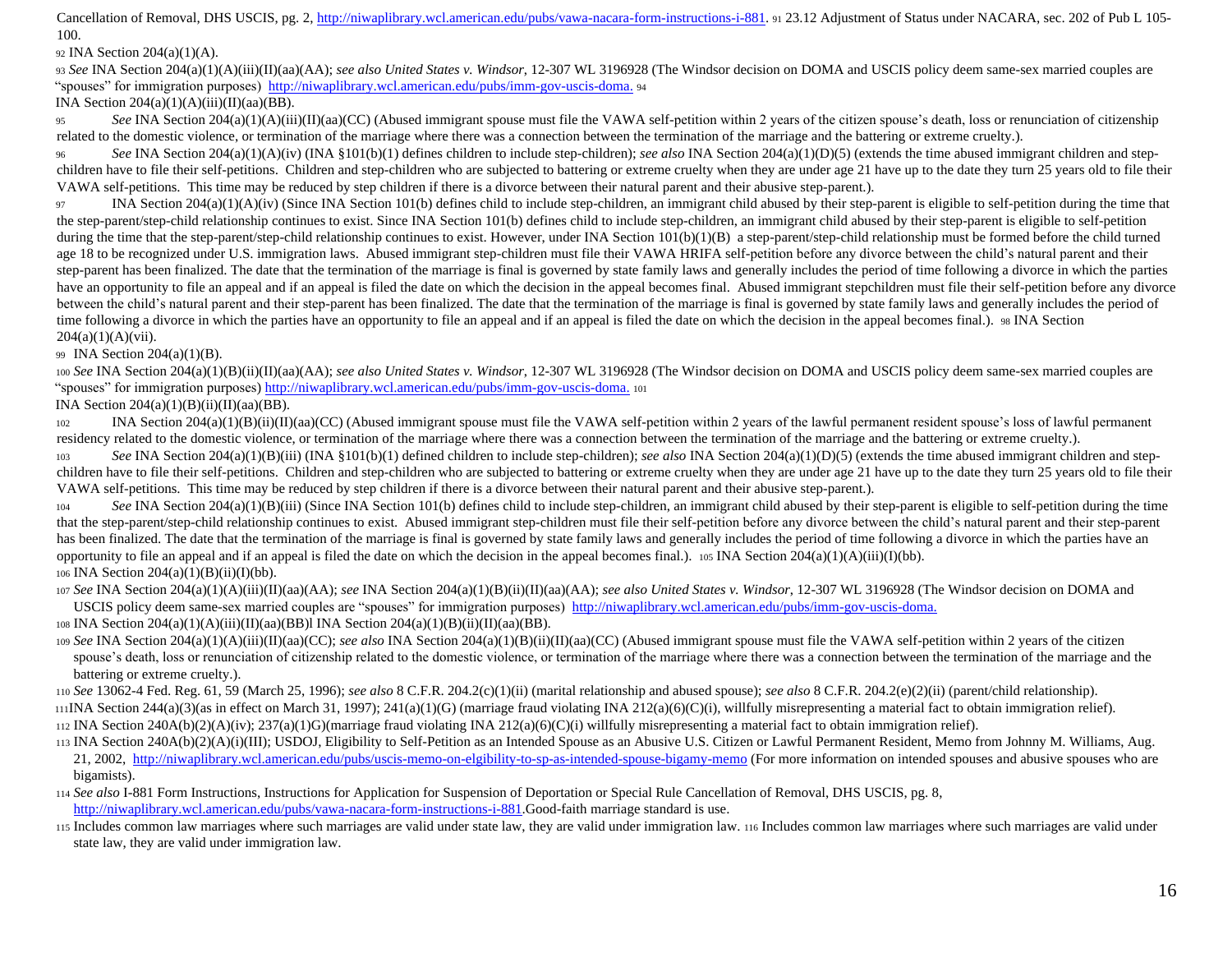Cancellation of Removal, DHS USCIS, pg. 2, http://niwaplibrary.wcl.american.edu/pubs/vawa-nacara-form-instructions-i-881. [91] 23.12 Adjustment of Status under NACARA, sec. 202 of Pub L 105-100.

[92] INA Section 204(a)(1)(A).

[93] *See* INA Section 204(a)(1)(A)(iii)(II)(aa)(AA); *see also United States v. Windsor*, 12-307 WL 3196928 (The Windsor decision on DOMA and USCIS policy deem same-sex married couples are "spouses" for immigration purposes) http://niwaplibrary.wcl.american.edu/pubs/imm-gov-uscis-doma.

[94] INA Section 204(a)(1)(A)(iii)(II)(aa)(BB).

[95] *See* INA Section 204(a)(1)(A)(iii)(II)(aa)(CC) (Abused immigrant spouse must file the VAWA self-petition within 2 years of the citizen spouse's death, loss or renunciation of citizenship related to the domestic violence, or termination of the marriage where there was a connection between the termination of the marriage and the battering or extreme cruelty.).

[96] *See* INA Section 204(a)(1)(A)(iv) (INA §101(b)(1) defines children to include step-children); *see also* INA Section 204(a)(1)(D)(5) (extends the time abused immigrant children and step-children have to file their self-petitions. Children and step-children who are subjected to battering or extreme cruelty when they are under age 21 have up to the date they turn 25 years old to file their VAWA self-petitions. This time may be reduced by step children if there is a divorce between their natural parent and their abusive step-parent.).

[97] INA Section 204(a)(1)(A)(iv) (Since INA Section 101(b) defines child to include step-children, an immigrant child abused by their step-parent is eligible to self-petition during the time that the step-parent/step-child relationship continues to exist. Since INA Section 101(b) defines child to include step-children, an immigrant child abused by their step-parent is eligible to self-petition during the time that the step-parent/step-child relationship continues to exist. However, under INA Section 101(b)(1)(B) a step-parent/step-child relationship must be formed before the child turned age 18 to be recognized under U.S. immigration laws. Abused immigrant step-children must file their VAWA HRIFA self-petition before any divorce between the child's natural parent and their step-parent has been finalized. The date that the termination of the marriage is final is governed by state family laws and generally includes the period of time following a divorce in which the parties have an opportunity to file an appeal and if an appeal is filed the date on which the decision in the appeal becomes final. Abused immigrant stepchildren must file their self-petition before any divorce between the child's natural parent and their step-parent has been finalized. The date that the termination of the marriage is final is governed by state family laws and generally includes the period of time following a divorce in which the parties have an opportunity to file an appeal and if an appeal is filed the date on which the decision in the appeal becomes final.).

[98] INA Section 204(a)(1)(A)(vii).

[99] INA Section 204(a)(1)(B).

[100] *See* INA Section 204(a)(1)(B)(ii)(II)(aa)(AA); *see also United States v. Windsor*, 12-307 WL 3196928 (The Windsor decision on DOMA and USCIS policy deem same-sex married couples are "spouses" for immigration purposes) http://niwaplibrary.wcl.american.edu/pubs/imm-gov-uscis-doma.

[101] INA Section 204(a)(1)(B)(ii)(II)(aa)(BB).

[102] INA Section 204(a)(1)(B)(ii)(II)(aa)(CC) (Abused immigrant spouse must file the VAWA self-petition within 2 years of the lawful permanent resident spouse's loss of lawful permanent residency related to the domestic violence, or termination of the marriage where there was a connection between the termination of the marriage and the battering or extreme cruelty.).

[103] *See* INA Section 204(a)(1)(B)(iii) (INA §101(b)(1) defined children to include step-children); *see also* INA Section 204(a)(1)(D)(5) (extends the time abused immigrant children and step-children have to file their self-petitions. Children and step-children who are subjected to battering or extreme cruelty when they are under age 21 have up to the date they turn 25 years old to file their VAWA self-petitions. This time may be reduced by step children if there is a divorce between their natural parent and their abusive step-parent.).

[104] *See* INA Section 204(a)(1)(B)(iii) (Since INA Section 101(b) defines child to include step-children, an immigrant child abused by their step-parent is eligible to self-petition during the time that the step-parent/step-child relationship continues to exist. Abused immigrant step-children must file their self-petition before any divorce between the child's natural parent and their step-parent has been finalized. The date that the termination of the marriage is final is governed by state family laws and generally includes the period of time following a divorce in which the parties have an opportunity to file an appeal and if an appeal is filed the date on which the decision in the appeal becomes final.).

[105] INA Section 204(a)(1)(A)(iii)(I)(bb).

[106] INA Section 204(a)(1)(B)(ii)(I)(bb).

[107] *See* INA Section 204(a)(1)(A)(iii)(II)(aa)(AA); *see* INA Section 204(a)(1)(B)(ii)(II)(aa)(AA); *see also United States v. Windsor*, 12-307 WL 3196928 (The Windsor decision on DOMA and USCIS policy deem same-sex married couples are "spouses" for immigration purposes) http://niwaplibrary.wcl.american.edu/pubs/imm-gov-uscis-doma.

[108] INA Section 204(a)(1)(A)(iii)(II)(aa)(BB)l INA Section 204(a)(1)(B)(ii)(II)(aa)(BB).

[109] *See* INA Section 204(a)(1)(A)(iii)(II)(aa)(CC); *see also* INA Section 204(a)(1)(B)(ii)(II)(aa)(CC) (Abused immigrant spouse must file the VAWA self-petition within 2 years of the citizen spouse's death, loss or renunciation of citizenship related to the domestic violence, or termination of the marriage where there was a connection between the termination of the marriage and the battering or extreme cruelty.).

[110] *See* 13062-4 Fed. Reg. 61, 59 (March 25, 1996); *see also* 8 C.F.R. 204.2(c)(1)(ii) (marital relationship and abused spouse); *see also* 8 C.F.R. 204.2(e)(2)(ii) (parent/child relationship).

[111] INA Section 244(a)(3)(as in effect on March 31, 1997); 241(a)(1)(G) (marriage fraud violating INA 212(a)(6)(C)(i), willfully misrepresenting a material fact to obtain immigration relief).

[112] INA Section 240A(b)(2)(A)(iv); 237(a)(1)G)(marriage fraud violating INA 212(a)(6)(C)(i) willfully misrepresenting a material fact to obtain immigration relief).

[113] INA Section 240A(b)(2)(A)(i)(III); USDOJ, Eligibility to Self-Petition as an Intended Spouse as an Abusive U.S. Citizen or Lawful Permanent Resident, Memo from Johnny M. Williams, Aug. 21, 2002, http://niwaplibrary.wcl.american.edu/pubs/uscis-memo-on-elgibility-to-sp-as-intended-spouse-bigamy-memo (For more information on intended spouses and abusive spouses who are bigamists).

[114] *See also* I-881 Form Instructions, Instructions for Application for Suspension of Deportation or Special Rule Cancellation of Removal, DHS USCIS, pg. 8, http://niwaplibrary.wcl.american.edu/pubs/vawa-nacara-form-instructions-i-881.Good-faith marriage standard is use.

[115] Includes common law marriages where such marriages are valid under state law, they are valid under immigration law.

[116] Includes common law marriages where such marriages are valid under state law, they are valid under immigration law.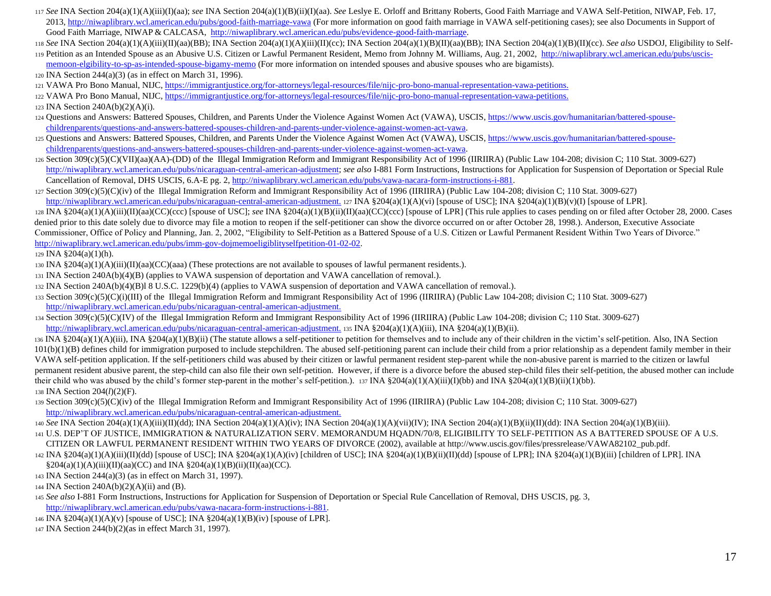117 *See* INA Section 204(a)(1)(A)(iii)(I)(aa); *see* INA Section 204(a)(1)(B)(ii)(I)(aa). *See* Leslye E. Orloff and Brittany Roberts, Good Faith Marriage and VAWA Self-Petition, NIWAP, Feb. 17, 2013, http://niwaplibrary.wcl.american.edu/pubs/good-faith-marriage-vawa (For more information on good faith marriage in VAWA self-petitioning cases); see also Documents in Support of Good Faith Marriage, NIWAP & CALCASA, http://niwaplibrary.wcl.american.edu/pubs/evidence-good-faith-marriage.

118 *See* INA Section 204(a)(1)(A)(iii)(II)(aa)(BB); INA Section 204(a)(1)(A)(iii)(II)(cc); INA Section 204(a)(1)(B)(II)(aa)(BB); INA Section 204(a)(1)(B)(II)(cc). *See also* USDOJ, Eligibility to Self-

119 Petition as an Intended Spouse as an Abusive U.S. Citizen or Lawful Permanent Resident, Memo from Johnny M. Williams, Aug. 21, 2002, http://niwaplibrary.wcl.american.edu/pubs/uscis-memoon-elgibility-to-sp-as-intended-spouse-bigamy-memo (For more information on intended spouses and abusive spouses who are bigamists).

120 INA Section 244(a)(3) (as in effect on March 31, 1996).

121 VAWA Pro Bono Manual, NIJC, https://immigrantjustice.org/for-attorneys/legal-resources/file/nijc-pro-bono-manual-representation-vawa-petitions.

122 VAWA Pro Bono Manual, NIJC, https://immigrantjustice.org/for-attorneys/legal-resources/file/nijc-pro-bono-manual-representation-vawa-petitions.

123 INA Section 240A(b)(2)(A)(i).

124 Questions and Answers: Battered Spouses, Children, and Parents Under the Violence Against Women Act (VAWA), USCIS, https://www.uscis.gov/humanitarian/battered-spouse-childrenparents/questions-and-answers-battered-spouses-children-and-parents-under-violence-against-women-act-vawa.

125 Questions and Answers: Battered Spouses, Children, and Parents Under the Violence Against Women Act (VAWA), USCIS, https://www.uscis.gov/humanitarian/battered-spouse-childrenparents/questions-and-answers-battered-spouses-children-and-parents-under-violence-against-women-act-vawa.

126 Section 309(c)(5)(C)(VII)(aa)(AA)-(DD) of the Illegal Immigration Reform and Immigrant Responsibility Act of 1996 (IIRIIRA) (Public Law 104-208; division C; 110 Stat. 3009-627) http://niwaplibrary.wcl.american.edu/pubs/nicaraguan-central-american-adjustment; *see also* I-881 Form Instructions, Instructions for Application for Suspension of Deportation or Special Rule Cancellation of Removal, DHS USCIS, 6.A-E pg. 2, http://niwaplibrary.wcl.american.edu/pubs/vawa-nacara-form-instructions-i-881.

127 Section 309(c)(5)(C)(iv) of the Illegal Immigration Reform and Immigrant Responsibility Act of 1996 (IIRIIRA) (Public Law 104-208; division C; 110 Stat. 3009-627) http://niwaplibrary.wcl.american.edu/pubs/nicaraguan-central-american-adjustment. 127 INA §204(a)(1)(A)(vi) [spouse of USC]; INA §204(a)(1)(B)(v)(I) [spouse of LPR].

128 INA §204(a)(1)(A)(iii)(II)(aa)(CC)(ccc) [spouse of USC]; *see* INA §204(a)(1)(B)(ii)(II)(aa)(CC)(ccc) [spouse of LPR] (This rule applies to cases pending on or filed after October 28, 2000. Cases denied prior to this date solely due to divorce may file a motion to reopen if the self-petitioner can show the divorce occurred on or after October 28, 1998.). Anderson, Executive Associate Commissioner, Office of Policy and Planning, Jan. 2, 2002, "Eligibility to Self-Petition as a Battered Spouse of a U.S. Citizen or Lawful Permanent Resident Within Two Years of Divorce." http://niwaplibrary.wcl.american.edu/pubs/imm-gov-dojmemoeligiblityselfpetition-01-02-02.

129 INA §204(a)(1)(h).

130 INA §204(a)(1)(A)(iii)(II)(aa)(CC)(aaa) (These protections are not available to spouses of lawful permanent residents.).

131 INA Section 240A(b)(4)(B) (applies to VAWA suspension of deportation and VAWA cancellation of removal.).

132 INA Section 240A(b)(4)(B)l 8 U.S.C. 1229(b)(4) (applies to VAWA suspension of deportation and VAWA cancellation of removal.).

133 Section 309(c)(5)(C)(i)(III) of the Illegal Immigration Reform and Immigrant Responsibility Act of 1996 (IIRIIRA) (Public Law 104-208; division C; 110 Stat. 3009-627) http://niwaplibrary.wcl.american.edu/pubs/nicaraguan-central-american-adjustment.

134 Section 309(c)(5)(C)(IV) of the Illegal Immigration Reform and Immigrant Responsibility Act of 1996 (IIRIIRA) (Public Law 104-208; division C; 110 Stat. 3009-627) http://niwaplibrary.wcl.american.edu/pubs/nicaraguan-central-american-adjustment. 135 INA §204(a)(1)(A)(iii), INA §204(a)(1)(B)(ii).

136 INA §204(a)(1)(A)(iii), INA §204(a)(1)(B)(ii) (The statute allows a self-petitioner to petition for themselves and to include any of their children in the victim's self-petition. Also, INA Section 101(b)(1)(B) defines child for immigration purposed to include stepchildren. The abused self-petitioning parent can include their child from a prior relationship as a dependent family member in their VAWA self-petition application. If the self-petitioners child was abused by their citizen or lawful permanent resident step-parent while the non-abusive parent is married to the citizen or lawful permanent resident abusive parent, the step-child can also file their own self-petition. However, if there is a divorce before the abused step-child files their self-petition, the abused mother can include their child who was abused by the child's former step-parent in the mother's self-petition.). 137 INA §204(a)(1)(A)(iii)(I)(bb) and INA §204(a)(1)(B)(ii)(1)(bb).

138 INA Section 204(*l*)(2)(F).

139 Section 309(c)(5)(C)(iv) of the Illegal Immigration Reform and Immigrant Responsibility Act of 1996 (IIRIIRA) (Public Law 104-208; division C; 110 Stat. 3009-627) http://niwaplibrary.wcl.american.edu/pubs/nicaraguan-central-american-adjustment.

140 *See* INA Section 204(a)(1)(A)(iii)(II)(dd); INA Section 204(a)(1)(A)(iv); INA Section 204(a)(1)(A)(vii)(IV); INA Section 204(a)(1)(B)(ii)(II)(dd): INA Section 204(a)(1)(B)(iii).

141 U.S. DEP'T OF JUSTICE, IMMIGRATION & NATURALIZATION SERV. MEMORANDUM HQADN/70/8, ELIGIBILITY TO SELF-PETITION AS A BATTERED SPOUSE OF A U.S. CITIZEN OR LAWFUL PERMANENT RESIDENT WITHIN TWO YEARS OF DIVORCE (2002), available at http://www.uscis.gov/files/pressrelease/VAWA82102_pub.pdf.

142 INA §204(a)(1)(A)(iii)(II)(dd) [spouse of USC]; INA §204(a)(1)(A)(iv) [children of USC]; INA §204(a)(1)(B)(ii)(II)(dd) [spouse of LPR]; INA §204(a)(1)(B)(iii) [children of LPR]. INA §204(a)(1)(A)(iii)(II)(aa)(CC) and INA §204(a)(1)(B)(ii)(II)(aa)(CC).

143 INA Section 244(a)(3) (as in effect on March 31, 1997).

144 INA Section 240A(b)(2)(A)(ii) and (B).

145 *See also* I-881 Form Instructions, Instructions for Application for Suspension of Deportation or Special Rule Cancellation of Removal, DHS USCIS, pg. 3, http://niwaplibrary.wcl.american.edu/pubs/vawa-nacara-form-instructions-i-881.

146 INA §204(a)(1)(A)(v) [spouse of USC]; INA §204(a)(1)(B)(iv) [spouse of LPR].

147 INA Section 244(b)(2)(as in effect March 31, 1997).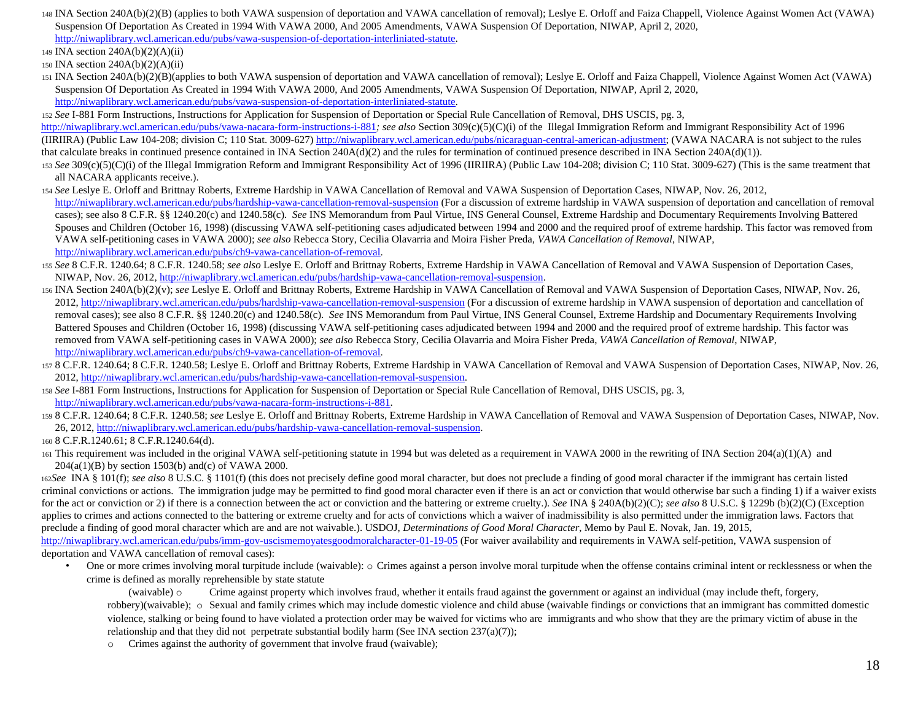148 INA Section 240A(b)(2)(B) (applies to both VAWA suspension of deportation and VAWA cancellation of removal); Leslye E. Orloff and Faiza Chappell, Violence Against Women Act (VAWA) Suspension Of Deportation As Created in 1994 With VAWA 2000, And 2005 Amendments, VAWA Suspension Of Deportation, NIWAP, April 2, 2020, http://niwaplibrary.wcl.american.edu/pubs/vawa-suspension-of-deportation-interliniated-statute.

149 INA section 240A(b)(2)(A)(ii)

150 INA section 240A(b)(2)(A)(ii)

151 INA Section 240A(b)(2)(B)(applies to both VAWA suspension of deportation and VAWA cancellation of removal); Leslye E. Orloff and Faiza Chappell, Violence Against Women Act (VAWA) Suspension Of Deportation As Created in 1994 With VAWA 2000, And 2005 Amendments, VAWA Suspension Of Deportation, NIWAP, April 2, 2020, http://niwaplibrary.wcl.american.edu/pubs/vawa-suspension-of-deportation-interliniated-statute.

152 *See* I-881 Form Instructions, Instructions for Application for Suspension of Deportation or Special Rule Cancellation of Removal, DHS USCIS, pg. 3, http://niwaplibrary.wcl.american.edu/pubs/vawa-nacara-form-instructions-i-881; *see also* Section 309(c)(5)(C)(i) of the Illegal Immigration Reform and Immigrant Responsibility Act of 1996 (IIRIIRA) (Public Law 104-208; division C; 110 Stat. 3009-627) http://niwaplibrary.wcl.american.edu/pubs/nicaraguan-central-american-adjustment; (VAWA NACARA is not subject to the rules that calculate breaks in continued presence contained in INA Section 240A(d)(2) and the rules for termination of continued presence described in INA Section 240A(d)(1)).

153 *See* 309(c)(5)(C)(i) of the Illegal Immigration Reform and Immigrant Responsibility Act of 1996 (IIRIIRA) (Public Law 104-208; division C; 110 Stat. 3009-627) (This is the same treatment that all NACARA applicants receive.).

154 *See* Leslye E. Orloff and Brittnay Roberts, Extreme Hardship in VAWA Cancellation of Removal and VAWA Suspension of Deportation Cases, NIWAP, Nov. 26, 2012, http://niwaplibrary.wcl.american.edu/pubs/hardship-vawa-cancellation-removal-suspension (For a discussion of extreme hardship in VAWA suspension of deportation and cancellation of removal cases); see also 8 C.F.R. §§ 1240.20(c) and 1240.58(c). *See* INS Memorandum from Paul Virtue, INS General Counsel, Extreme Hardship and Documentary Requirements Involving Battered Spouses and Children (October 16, 1998) (discussing VAWA self-petitioning cases adjudicated between 1994 and 2000 and the required proof of extreme hardship. This factor was removed from VAWA self-petitioning cases in VAWA 2000); *see also* Rebecca Story, Cecilia Olavarria and Moira Fisher Preda, *VAWA Cancellation of Removal*, NIWAP, http://niwaplibrary.wcl.american.edu/pubs/ch9-vawa-cancellation-of-removal.

155 *See* 8 C.F.R. 1240.64; 8 C.F.R. 1240.58; *see also* Leslye E. Orloff and Brittnay Roberts, Extreme Hardship in VAWA Cancellation of Removal and VAWA Suspension of Deportation Cases, NIWAP, Nov. 26, 2012, http://niwaplibrary.wcl.american.edu/pubs/hardship-vawa-cancellation-removal-suspension.

156 INA Section 240A(b)(2)(v); *see* Leslye E. Orloff and Brittnay Roberts, Extreme Hardship in VAWA Cancellation of Removal and VAWA Suspension of Deportation Cases, NIWAP, Nov. 26, 2012, http://niwaplibrary.wcl.american.edu/pubs/hardship-vawa-cancellation-removal-suspension (For a discussion of extreme hardship in VAWA suspension of deportation and cancellation of removal cases); see also 8 C.F.R. §§ 1240.20(c) and 1240.58(c). *See* INS Memorandum from Paul Virtue, INS General Counsel, Extreme Hardship and Documentary Requirements Involving Battered Spouses and Children (October 16, 1998) (discussing VAWA self-petitioning cases adjudicated between 1994 and 2000 and the required proof of extreme hardship. This factor was removed from VAWA self-petitioning cases in VAWA 2000); *see also* Rebecca Story, Cecilia Olavarria and Moira Fisher Preda, *VAWA Cancellation of Removal*, NIWAP, http://niwaplibrary.wcl.american.edu/pubs/ch9-vawa-cancellation-of-removal.

157 8 C.F.R. 1240.64; 8 C.F.R. 1240.58; Leslye E. Orloff and Brittnay Roberts, Extreme Hardship in VAWA Cancellation of Removal and VAWA Suspension of Deportation Cases, NIWAP, Nov. 26, 2012, http://niwaplibrary.wcl.american.edu/pubs/hardship-vawa-cancellation-removal-suspension.

158 *See* I-881 Form Instructions, Instructions for Application for Suspension of Deportation or Special Rule Cancellation of Removal, DHS USCIS, pg. 3, http://niwaplibrary.wcl.american.edu/pubs/vawa-nacara-form-instructions-i-881.

159 8 C.F.R. 1240.64; 8 C.F.R. 1240.58; *see* Leslye E. Orloff and Brittnay Roberts, Extreme Hardship in VAWA Cancellation of Removal and VAWA Suspension of Deportation Cases, NIWAP, Nov. 26, 2012, http://niwaplibrary.wcl.american.edu/pubs/hardship-vawa-cancellation-removal-suspension.

160 8 C.F.R.1240.61; 8 C.F.R.1240.64(d).

161 This requirement was included in the original VAWA self-petitioning statute in 1994 but was deleted as a requirement in VAWA 2000 in the rewriting of INA Section 204(a)(1)(A) and 204(a(1)(B) by section 1503(b) and(c) of VAWA 2000.

162*See* INA § 101(f); *see also* 8 U.S.C. § 1101(f) (this does not precisely define good moral character, but does not preclude a finding of good moral character if the immigrant has certain listed criminal convictions or actions. The immigration judge may be permitted to find good moral character even if there is an act or conviction that would otherwise bar such a finding 1) if a waiver exists for the act or conviction or 2) if there is a connection between the act or conviction and the battering or extreme cruelty.). *See* INA § 240A(b)(2)(C); *see also* 8 U.S.C. § 1229b (b)(2)(C) (Exception applies to crimes and actions connected to the battering or extreme cruelty and for acts of convictions which a waiver of inadmissibility is also permitted under the immigration laws. Factors that preclude a finding of good moral character which are and are not waivable.). USDOJ, *Determinations of Good Moral Character*, Memo by Paul E. Novak, Jan. 19, 2015, http://niwaplibrary.wcl.american.edu/pubs/imm-gov-uscismemoyatesgoodmoralcharacter-01-19-05 (For waiver availability and requirements in VAWA self-petition, VAWA suspension of deportation and VAWA cancellation of removal cases):

- One or more crimes involving moral turpitude include (waivable): ○ Crimes against a person involve moral turpitude when the offense contains criminal intent or recklessness or when the crime is defined as morally reprehensible by state statute

  (waivable) ○ Crime against property which involves fraud, whether it entails fraud against the government or against an individual (may include theft, forgery, robbery)(waivable); ○ Sexual and family crimes which may include domestic violence and child abuse (waivable findings or convictions that an immigrant has committed domestic violence, stalking or being found to have violated a protection order may be waived for victims who are immigrants and who show that they are the primary victim of abuse in the relationship and that they did not perpetrate substantial bodily harm (See INA section 237(a)(7));

  - Crimes against the authority of government that involve fraud (waivable);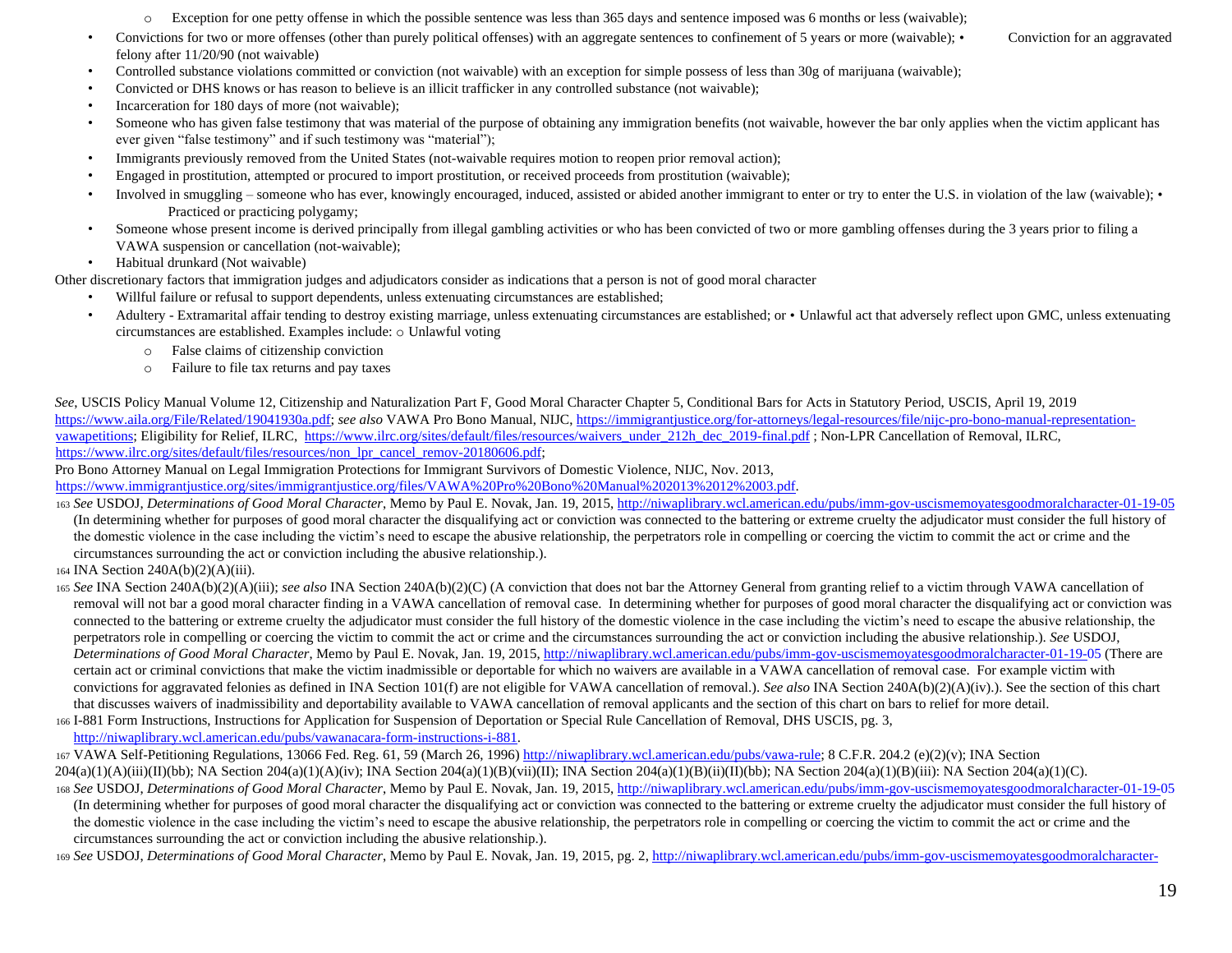- Exception for one petty offense in which the possible sentence was less than 365 days and sentence imposed was 6 months or less (waivable);
- Convictions for two or more offenses (other than purely political offenses) with an aggregate sentences to confinement of 5 years or more (waivable);
- Conviction for an aggravated felony after 11/20/90 (not waivable)
- Controlled substance violations committed or conviction (not waivable) with an exception for simple possess of less than 30g of marijuana (waivable);
- Convicted or DHS knows or has reason to believe is an illicit trafficker in any controlled substance (not waivable);
- Incarceration for 180 days of more (not waivable);
- Someone who has given false testimony that was material of the purpose of obtaining any immigration benefits (not waivable, however the bar only applies when the victim applicant has ever given "false testimony" and if such testimony was "material");
- Immigrants previously removed from the United States (not-waivable requires motion to reopen prior removal action);
- Engaged in prostitution, attempted or procured to import prostitution, or received proceeds from prostitution (waivable);
- Involved in smuggling – someone who has ever, knowingly encouraged, induced, assisted or abided another immigrant to enter or try to enter the U.S. in violation of the law (waivable);
- Practiced or practicing polygamy;
- Someone whose present income is derived principally from illegal gambling activities or who has been convicted of two or more gambling offenses during the 3 years prior to filing a VAWA suspension or cancellation (not-waivable);
- Habitual drunkard (Not waivable)

Other discretionary factors that immigration judges and adjudicators consider as indications that a person is not of good moral character

- Willful failure or refusal to support dependents, unless extenuating circumstances are established;
- Adultery - Extramarital affair tending to destroy existing marriage, unless extenuating circumstances are established; or
- Unlawful act that adversely reflect upon GMC, unless extenuating circumstances are established. Examples include:
  - Unlawful voting
  - False claims of citizenship conviction
  - Failure to file tax returns and pay taxes

*See*, USCIS Policy Manual Volume 12, Citizenship and Naturalization Part F, Good Moral Character Chapter 5, Conditional Bars for Acts in Statutory Period, USCIS, April 19, 2019 https://www.aila.org/File/Related/19041930a.pdf; *see also* VAWA Pro Bono Manual, NIJC, https://immigrantjustice.org/for-attorneys/legal-resources/file/nijc-pro-bono-manual-representation-vawapetitions; Eligibility for Relief, ILRC, https://www.ilrc.org/sites/default/files/resources/waivers_under_212h_dec_2019-final.pdf ; Non-LPR Cancellation of Removal, ILRC, https://www.ilrc.org/sites/default/files/resources/non_lpr_cancel_remov-20180606.pdf;
Pro Bono Attorney Manual on Legal Immigration Protections for Immigrant Survivors of Domestic Violence, NIJC, Nov. 2013, https://www.immigrantjustice.org/sites/immigrantjustice.org/files/VAWA%20Pro%20Bono%20Manual%202013%2012%2003.pdf.

163 *See* USDOJ, *Determinations of Good Moral Character*, Memo by Paul E. Novak, Jan. 19, 2015, http://niwaplibrary.wcl.american.edu/pubs/imm-gov-uscismemoyatesgoodmoralcharacter-01-19-05 (In determining whether for purposes of good moral character the disqualifying act or conviction was connected to the battering or extreme cruelty the adjudicator must consider the full history of the domestic violence in the case including the victim's need to escape the abusive relationship, the perpetrators role in compelling or coercing the victim to commit the act or crime and the circumstances surrounding the act or conviction including the abusive relationship.).

164 INA Section 240A(b)(2)(A)(iii).

165 *See* INA Section 240A(b)(2)(A)(iii); *see also* INA Section 240A(b)(2)(C) (A conviction that does not bar the Attorney General from granting relief to a victim through VAWA cancellation of removal will not bar a good moral character finding in a VAWA cancellation of removal case. In determining whether for purposes of good moral character the disqualifying act or conviction was connected to the battering or extreme cruelty the adjudicator must consider the full history of the domestic violence in the case including the victim's need to escape the abusive relationship, the perpetrators role in compelling or coercing the victim to commit the act or crime and the circumstances surrounding the act or conviction including the abusive relationship.). *See* USDOJ, *Determinations of Good Moral Character*, Memo by Paul E. Novak, Jan. 19, 2015, http://niwaplibrary.wcl.american.edu/pubs/imm-gov-uscismemoyatesgoodmoralcharacter-01-19-05 (There are certain act or criminal convictions that make the victim inadmissible or deportable for which no waivers are available in a VAWA cancellation of removal case. For example victim with convictions for aggravated felonies as defined in INA Section 101(f) are not eligible for VAWA cancellation of removal.). *See also* INA Section 240A(b)(2)(A)(iv).). See the section of this chart that discusses waivers of inadmissibility and deportability available to VAWA cancellation of removal applicants and the section of this chart on bars to relief for more detail.

166 I-881 Form Instructions, Instructions for Application for Suspension of Deportation or Special Rule Cancellation of Removal, DHS USCIS, pg. 3, http://niwaplibrary.wcl.american.edu/pubs/vawanacara-form-instructions-i-881.

167 VAWA Self-Petitioning Regulations, 13066 Fed. Reg. 61, 59 (March 26, 1996) http://niwaplibrary.wcl.american.edu/pubs/vawa-rule; 8 C.F.R. 204.2 (e)(2)(v); INA Section 204(a)(1)(A)(iii)(II)(bb); NA Section 204(a)(1)(A)(iv); INA Section 204(a)(1)(B)(vii)(II); INA Section 204(a)(1)(B)(ii)(II)(bb); NA Section 204(a)(1)(B)(iii): NA Section 204(a)(1)(C).

168 *See* USDOJ, *Determinations of Good Moral Character*, Memo by Paul E. Novak, Jan. 19, 2015, http://niwaplibrary.wcl.american.edu/pubs/imm-gov-uscismemoyatesgoodmoralcharacter-01-19-05 (In determining whether for purposes of good moral character the disqualifying act or conviction was connected to the battering or extreme cruelty the adjudicator must consider the full history of the domestic violence in the case including the victim's need to escape the abusive relationship, the perpetrators role in compelling or coercing the victim to commit the act or crime and the circumstances surrounding the act or conviction including the abusive relationship.).

169 *See* USDOJ, *Determinations of Good Moral Character*, Memo by Paul E. Novak, Jan. 19, 2015, pg. 2, http://niwaplibrary.wcl.american.edu/pubs/imm-gov-uscismemoyatesgoodmoralcharacter-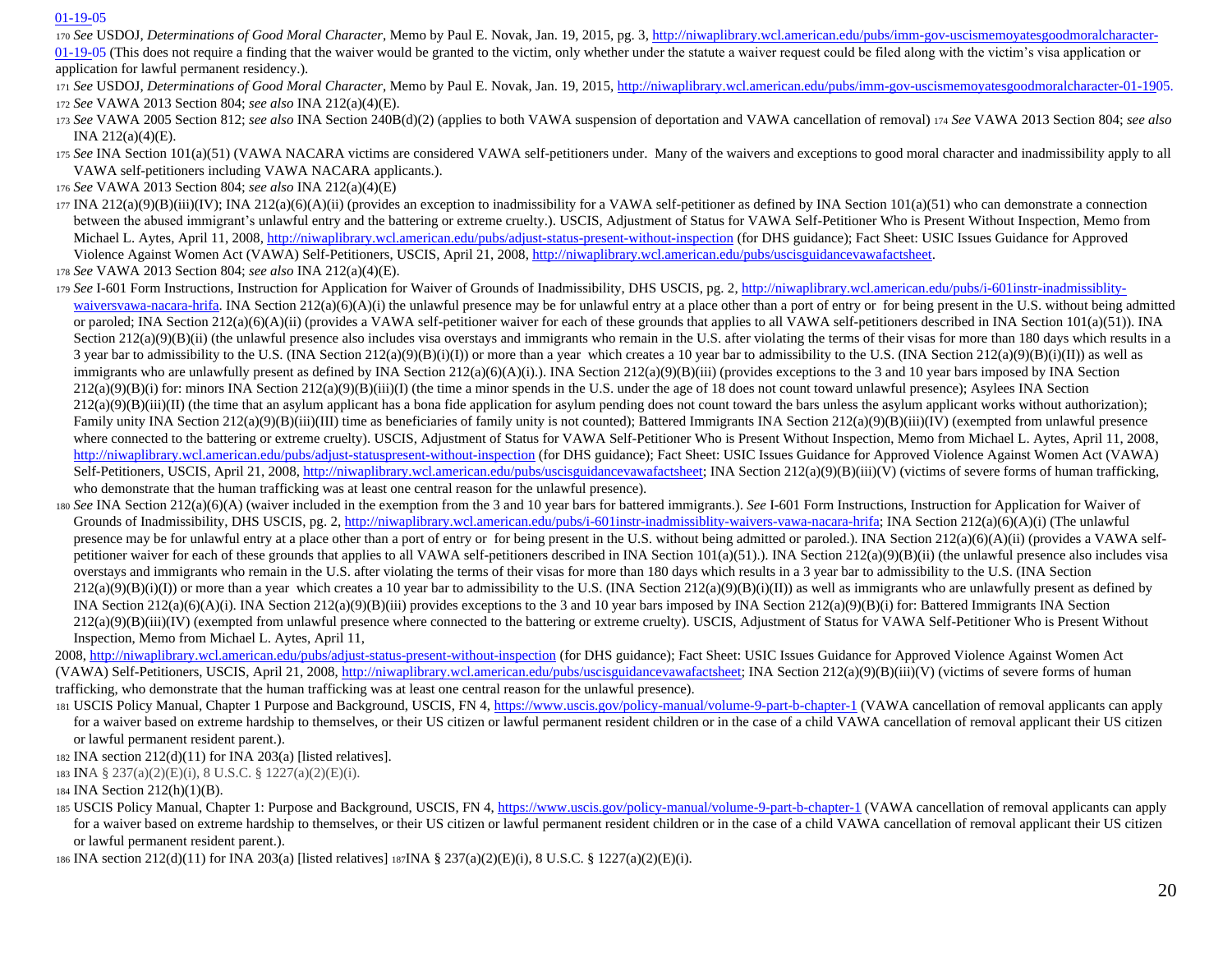01-19-05

170 *See* USDOJ, *Determinations of Good Moral Character*, Memo by Paul E. Novak, Jan. 19, 2015, pg. 3, http://niwaplibrary.wcl.american.edu/pubs/imm-gov-uscismemoyatesgoodmoralcharacter-01-19-05 (This does not require a finding that the waiver would be granted to the victim, only whether under the statute a waiver request could be filed along with the victim's visa application or application for lawful permanent residency.).

171 *See* USDOJ, *Determinations of Good Moral Character*, Memo by Paul E. Novak, Jan. 19, 2015, http://niwaplibrary.wcl.american.edu/pubs/imm-gov-uscismemoyatesgoodmoralcharacter-01-1905.

172 *See* VAWA 2013 Section 804; *see also* INA 212(a)(4)(E).

173 *See* VAWA 2005 Section 812; *see also* INA Section 240B(d)(2) (applies to both VAWA suspension of deportation and VAWA cancellation of removal) 174 *See* VAWA 2013 Section 804; *see also* INA 212(a)(4)(E).

175 *See* INA Section 101(a)(51) (VAWA NACARA victims are considered VAWA self-petitioners under. Many of the waivers and exceptions to good moral character and inadmissibility apply to all VAWA self-petitioners including VAWA NACARA applicants.).

176 *See* VAWA 2013 Section 804; *see also* INA 212(a)(4)(E)

177 INA 212(a)(9)(B)(iii)(IV); INA 212(a)(6)(A)(ii) (provides an exception to inadmissibility for a VAWA self-petitioner as defined by INA Section 101(a)(51) who can demonstrate a connection between the abused immigrant's unlawful entry and the battering or extreme cruelty.). USCIS, Adjustment of Status for VAWA Self-Petitioner Who is Present Without Inspection, Memo from Michael L. Aytes, April 11, 2008, http://niwaplibrary.wcl.american.edu/pubs/adjust-status-present-without-inspection (for DHS guidance); Fact Sheet: USIC Issues Guidance for Approved Violence Against Women Act (VAWA) Self-Petitioners, USCIS, April 21, 2008, http://niwaplibrary.wcl.american.edu/pubs/uscisguidancevawafactsheet.

178 *See* VAWA 2013 Section 804; *see also* INA 212(a)(4)(E).

179 *See* I-601 Form Instructions, Instruction for Application for Waiver of Grounds of Inadmissibility, DHS USCIS, pg. 2, http://niwaplibrary.wcl.american.edu/pubs/i-601instr-inadmissiblity-waiversvawa-nacara-hrifa. INA Section 212(a)(6)(A)(i) the unlawful presence may be for unlawful entry at a place other than a port of entry or for being present in the U.S. without being admitted or paroled; INA Section 212(a)(6)(A)(ii) (provides a VAWA self-petitioner waiver for each of these grounds that applies to all VAWA self-petitioners described in INA Section 101(a)(51)). INA Section 212(a)(9)(B)(ii) (the unlawful presence also includes visa overstays and immigrants who remain in the U.S. after violating the terms of their visas for more than 180 days which results in a 3 year bar to admissibility to the U.S. (INA Section 212(a)(9)(B)(i)(I)) or more than a year which creates a 10 year bar to admissibility to the U.S. (INA Section 212(a)(9)(B)(i)(II)) as well as immigrants who are unlawfully present as defined by INA Section 212(a)(6)(A)(i).). INA Section 212(a)(9)(B)(iii) (provides exceptions to the 3 and 10 year bars imposed by INA Section 212(a)(9)(B)(i) for: minors INA Section 212(a)(9)(B)(iii)(I) (the time a minor spends in the U.S. under the age of 18 does not count toward unlawful presence); Asylees INA Section 212(a)(9)(B)(iii)(II) (the time that an asylum applicant has a bona fide application for asylum pending does not count toward the bars unless the asylum applicant works without authorization); Family unity INA Section 212(a)(9)(B)(iii)(III) time as beneficiaries of family unity is not counted); Battered Immigrants INA Section 212(a)(9)(B)(iii)(IV) (exempted from unlawful presence where connected to the battering or extreme cruelty). USCIS, Adjustment of Status for VAWA Self-Petitioner Who is Present Without Inspection, Memo from Michael L. Aytes, April 11, 2008, http://niwaplibrary.wcl.american.edu/pubs/adjust-statuspresent-without-inspection (for DHS guidance); Fact Sheet: USIC Issues Guidance for Approved Violence Against Women Act (VAWA) Self-Petitioners, USCIS, April 21, 2008, http://niwaplibrary.wcl.american.edu/pubs/uscisguidancevawafactsheet; INA Section 212(a)(9)(B)(iii)(V) (victims of severe forms of human trafficking, who demonstrate that the human trafficking was at least one central reason for the unlawful presence).

180 *See* INA Section 212(a)(6)(A) (waiver included in the exemption from the 3 and 10 year bars for battered immigrants.). *See* I-601 Form Instructions, Instruction for Application for Waiver of Grounds of Inadmissibility, DHS USCIS, pg. 2, http://niwaplibrary.wcl.american.edu/pubs/i-601instr-inadmissiblity-waivers-vawa-nacara-hrifa; INA Section 212(a)(6)(A)(i) (The unlawful presence may be for unlawful entry at a place other than a port of entry or for being present in the U.S. without being admitted or paroled.). INA Section 212(a)(6)(A)(ii) (provides a VAWA self-petitioner waiver for each of these grounds that applies to all VAWA self-petitioners described in INA Section 101(a)(51).). INA Section 212(a)(9)(B)(ii) (the unlawful presence also includes visa overstays and immigrants who remain in the U.S. after violating the terms of their visas for more than 180 days which results in a 3 year bar to admissibility to the U.S. (INA Section 212(a)(9)(B)(i)(I)) or more than a year which creates a 10 year bar to admissibility to the U.S. (INA Section 212(a)(9)(B)(i)(II)) as well as immigrants who are unlawfully present as defined by INA Section 212(a)(6)(A)(i). INA Section 212(a)(9)(B)(iii) provides exceptions to the 3 and 10 year bars imposed by INA Section 212(a)(9)(B)(i) for: Battered Immigrants INA Section 212(a)(9)(B)(iii)(IV) (exempted from unlawful presence where connected to the battering or extreme cruelty). USCIS, Adjustment of Status for VAWA Self-Petitioner Who is Present Without Inspection, Memo from Michael L. Aytes, April 11, 2008, http://niwaplibrary.wcl.american.edu/pubs/adjust-status-present-without-inspection (for DHS guidance); Fact Sheet: USIC Issues Guidance for Approved Violence Against Women Act (VAWA) Self-Petitioners, USCIS, April 21, 2008, http://niwaplibrary.wcl.american.edu/pubs/uscisguidancevawafactsheet; INA Section 212(a)(9)(B)(iii)(V) (victims of severe forms of human trafficking, who demonstrate that the human trafficking was at least one central reason for the unlawful presence).

181 USCIS Policy Manual, Chapter 1 Purpose and Background, USCIS, FN 4, https://www.uscis.gov/policy-manual/volume-9-part-b-chapter-1 (VAWA cancellation of removal applicants can apply for a waiver based on extreme hardship to themselves, or their US citizen or lawful permanent resident children or in the case of a child VAWA cancellation of removal applicant their US citizen or lawful permanent resident parent.).

182 INA section 212(d)(11) for INA 203(a) [listed relatives].

183 INA § 237(a)(2)(E)(i), 8 U.S.C. § 1227(a)(2)(E)(i).

184 INA Section 212(h)(1)(B).

185 USCIS Policy Manual, Chapter 1: Purpose and Background, USCIS, FN 4, https://www.uscis.gov/policy-manual/volume-9-part-b-chapter-1 (VAWA cancellation of removal applicants can apply for a waiver based on extreme hardship to themselves, or their US citizen or lawful permanent resident children or in the case of a child VAWA cancellation of removal applicant their US citizen or lawful permanent resident parent.).

186 INA section 212(d)(11) for INA 203(a) [listed relatives] 187 INA § 237(a)(2)(E)(i), 8 U.S.C. § 1227(a)(2)(E)(i).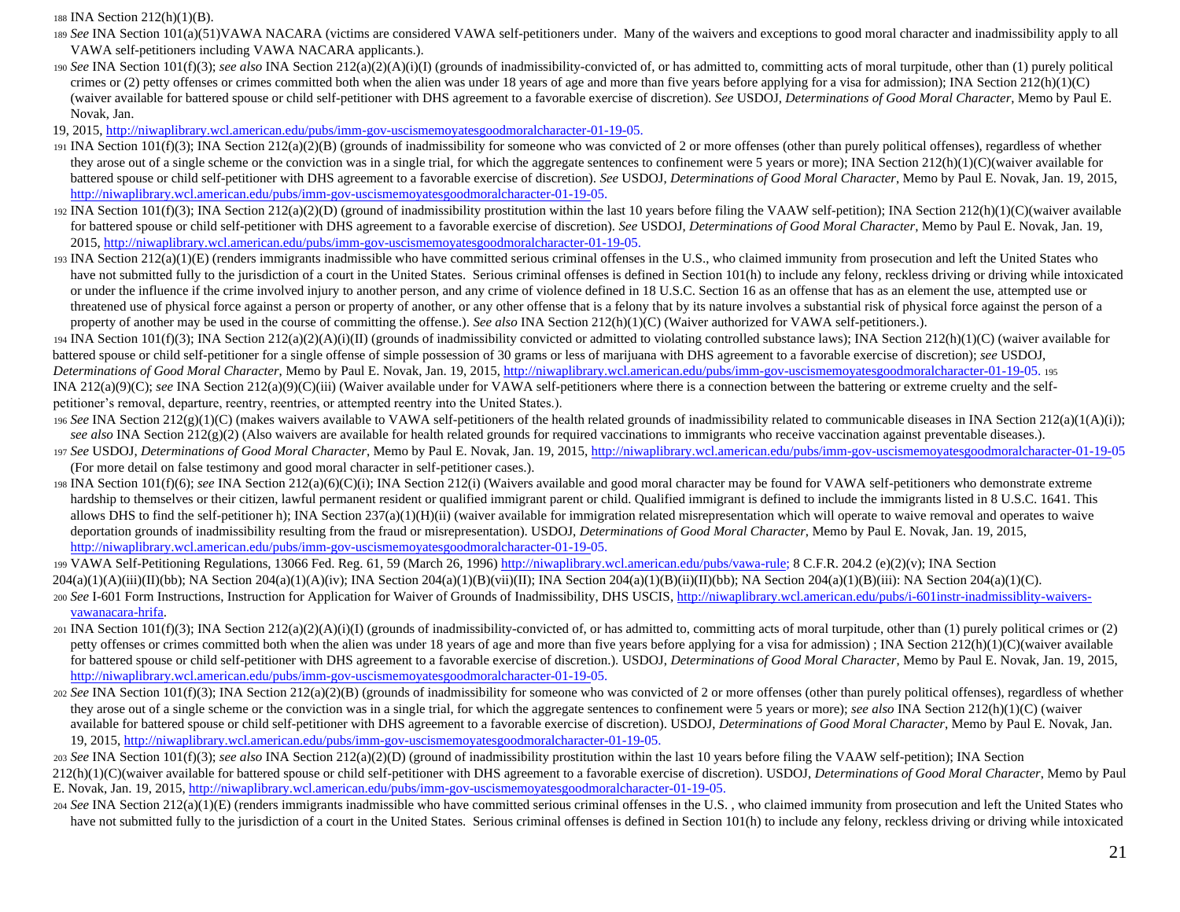188 INA Section 212(h)(1)(B).

189 *See* INA Section 101(a)(51)VAWA NACARA (victims are considered VAWA self-petitioners under. Many of the waivers and exceptions to good moral character and inadmissibility apply to all VAWA self-petitioners including VAWA NACARA applicants.).

190 *See* INA Section 101(f)(3); *see also* INA Section 212(a)(2)(A)(i)(I) (grounds of inadmissibility-convicted of, or has admitted to, committing acts of moral turpitude, other than (1) purely political crimes or (2) petty offenses or crimes committed both when the alien was under 18 years of age and more than five years before applying for a visa for admission); INA Section 212(h)(1)(C) (waiver available for battered spouse or child self-petitioner with DHS agreement to a favorable exercise of discretion). *See* USDOJ, *Determinations of Good Moral Character*, Memo by Paul E. Novak, Jan. 19, 2015, http://niwaplibrary.wcl.american.edu/pubs/imm-gov-uscismemoyatesgoodmoralcharacter-01-19-05.

191 INA Section 101(f)(3); INA Section 212(a)(2)(B) (grounds of inadmissibility for someone who was convicted of 2 or more offenses (other than purely political offenses), regardless of whether they arose out of a single scheme or the conviction was in a single trial, for which the aggregate sentences to confinement were 5 years or more); INA Section 212(h)(1)(C)(waiver available for battered spouse or child self-petitioner with DHS agreement to a favorable exercise of discretion). *See* USDOJ, *Determinations of Good Moral Character*, Memo by Paul E. Novak, Jan. 19, 2015, http://niwaplibrary.wcl.american.edu/pubs/imm-gov-uscismemoyatesgoodmoralcharacter-01-19-05.

192 INA Section 101(f)(3); INA Section 212(a)(2)(D) (ground of inadmissibility prostitution within the last 10 years before filing the VAAW self-petition); INA Section 212(h)(1)(C)(waiver available for battered spouse or child self-petitioner with DHS agreement to a favorable exercise of discretion). *See* USDOJ, *Determinations of Good Moral Character*, Memo by Paul E. Novak, Jan. 19, 2015, http://niwaplibrary.wcl.american.edu/pubs/imm-gov-uscismemoyatesgoodmoralcharacter-01-19-05.

193 INA Section 212(a)(1)(E) (renders immigrants inadmissible who have committed serious criminal offenses in the U.S., who claimed immunity from prosecution and left the United States who have not submitted fully to the jurisdiction of a court in the United States. Serious criminal offenses is defined in Section 101(h) to include any felony, reckless driving or driving while intoxicated or under the influence if the crime involved injury to another person, and any crime of violence defined in 18 U.S.C. Section 16 as an offense that has as an element the use, attempted use or threatened use of physical force against a person or property of another, or any other offense that is a felony that by its nature involves a substantial risk of physical force against the person of a property of another may be used in the course of committing the offense.). *See also* INA Section 212(h)(1)(C) (Waiver authorized for VAWA self-petitioners.).

194 INA Section 101(f)(3); INA Section 212(a)(2)(A)(i)(II) (grounds of inadmissibility convicted or admitted to violating controlled substance laws); INA Section 212(h)(1)(C) (waiver available for battered spouse or child self-petitioner for a single offense of simple possession of 30 grams or less of marijuana with DHS agreement to a favorable exercise of discretion); *see* USDOJ, *Determinations of Good Moral Character*, Memo by Paul E. Novak, Jan. 19, 2015, http://niwaplibrary.wcl.american.edu/pubs/imm-gov-uscismemoyatesgoodmoralcharacter-01-19-05.

195 INA 212(a)(9)(C); *see* INA Section 212(a)(9)(C)(iii) (Waiver available under for VAWA self-petitioners where there is a connection between the battering or extreme cruelty and the self-petitioner's removal, departure, reentry, reentries, or attempted reentry into the United States.).

196 *See* INA Section 212(g)(1)(C) (makes waivers available to VAWA self-petitioners of the health related grounds of inadmissibility related to communicable diseases in INA Section 212(a)(1(A)(i)); *see also* INA Section 212(g)(2) (Also waivers are available for health related grounds for required vaccinations to immigrants who receive vaccination against preventable diseases.).

197 *See* USDOJ, *Determinations of Good Moral Character*, Memo by Paul E. Novak, Jan. 19, 2015, http://niwaplibrary.wcl.american.edu/pubs/imm-gov-uscismemoyatesgoodmoralcharacter-01-19-05 (For more detail on false testimony and good moral character in self-petitioner cases.).

198 INA Section 101(f)(6); *see* INA Section 212(a)(6)(C)(i); INA Section 212(i) (Waivers available and good moral character may be found for VAWA self-petitioners who demonstrate extreme hardship to themselves or their citizen, lawful permanent resident or qualified immigrant parent or child. Qualified immigrant is defined to include the immigrants listed in 8 U.S.C. 1641. This allows DHS to find the self-petitioner h); INA Section 237(a)(1)(H)(ii) (waiver available for immigration related misrepresentation which will operate to waive removal and operates to waive deportation grounds of inadmissibility resulting from the fraud or misrepresentation). USDOJ, *Determinations of Good Moral Character*, Memo by Paul E. Novak, Jan. 19, 2015, http://niwaplibrary.wcl.american.edu/pubs/imm-gov-uscismemoyatesgoodmoralcharacter-01-19-05.

199 VAWA Self-Petitioning Regulations, 13066 Fed. Reg. 61, 59 (March 26, 1996) http://niwaplibrary.wcl.american.edu/pubs/vawa-rule; 8 C.F.R. 204.2 (e)(2)(v); INA Section 204(a)(1)(A)(iii)(II)(bb); NA Section 204(a)(1)(A)(iv); INA Section 204(a)(1)(B)(vii)(II); INA Section 204(a)(1)(B)(ii)(II)(bb); NA Section 204(a)(1)(B)(iii): NA Section 204(a)(1)(C).

200 *See* I-601 Form Instructions, Instruction for Application for Waiver of Grounds of Inadmissibility, DHS USCIS, http://niwaplibrary.wcl.american.edu/pubs/i-601instr-inadmissiblity-waivers-vawanacara-hrifa.

201 INA Section 101(f)(3); INA Section 212(a)(2)(A)(i)(I) (grounds of inadmissibility-convicted of, or has admitted to, committing acts of moral turpitude, other than (1) purely political crimes or (2) petty offenses or crimes committed both when the alien was under 18 years of age and more than five years before applying for a visa for admission) ; INA Section 212(h)(1)(C)(waiver available for battered spouse or child self-petitioner with DHS agreement to a favorable exercise of discretion.). USDOJ, *Determinations of Good Moral Character*, Memo by Paul E. Novak, Jan. 19, 2015, http://niwaplibrary.wcl.american.edu/pubs/imm-gov-uscismemoyatesgoodmoralcharacter-01-19-05.

202 *See* INA Section 101(f)(3); INA Section 212(a)(2)(B) (grounds of inadmissibility for someone who was convicted of 2 or more offenses (other than purely political offenses), regardless of whether they arose out of a single scheme or the conviction was in a single trial, for which the aggregate sentences to confinement were 5 years or more); *see also* INA Section 212(h)(1)(C) (waiver available for battered spouse or child self-petitioner with DHS agreement to a favorable exercise of discretion). USDOJ, *Determinations of Good Moral Character*, Memo by Paul E. Novak, Jan. 19, 2015, http://niwaplibrary.wcl.american.edu/pubs/imm-gov-uscismemoyatesgoodmoralcharacter-01-19-05.

203 *See* INA Section 101(f)(3); *see also* INA Section 212(a)(2)(D) (ground of inadmissibility prostitution within the last 10 years before filing the VAAW self-petition); INA Section 212(h)(1)(C)(waiver available for battered spouse or child self-petitioner with DHS agreement to a favorable exercise of discretion). USDOJ, *Determinations of Good Moral Character*, Memo by Paul E. Novak, Jan. 19, 2015, http://niwaplibrary.wcl.american.edu/pubs/imm-gov-uscismemoyatesgoodmoralcharacter-01-19-05.

204 *See* INA Section 212(a)(1)(E) (renders immigrants inadmissible who have committed serious criminal offenses in the U.S. , who claimed immunity from prosecution and left the United States who have not submitted fully to the jurisdiction of a court in the United States. Serious criminal offenses is defined in Section 101(h) to include any felony, reckless driving or driving while intoxicated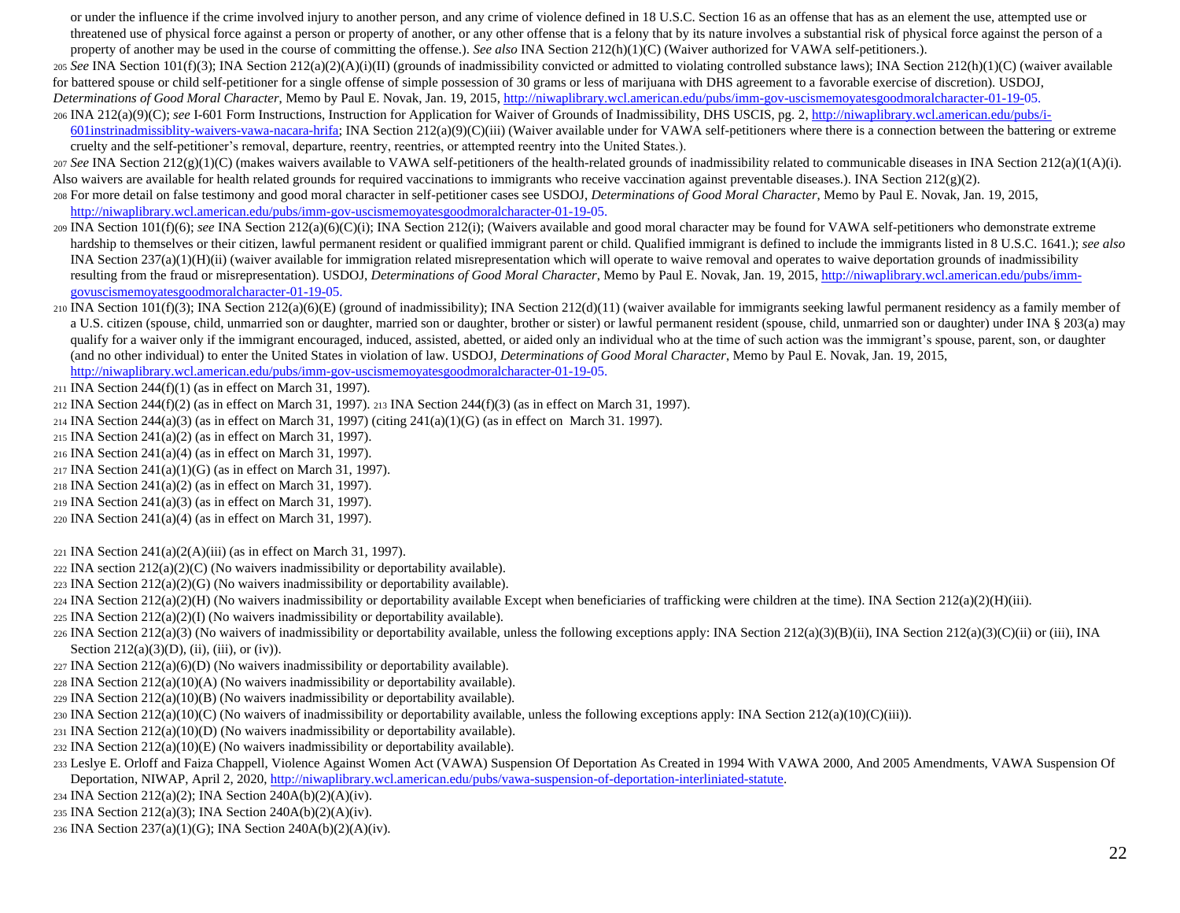or under the influence if the crime involved injury to another person, and any crime of violence defined in 18 U.S.C. Section 16 as an offense that has as an element the use, attempted use or threatened use of physical force against a person or property of another, or any other offense that is a felony that by its nature involves a substantial risk of physical force against the person of a property of another may be used in the course of committing the offense.). *See also* INA Section 212(h)(1)(C) (Waiver authorized for VAWA self-petitioners.).

205 *See* INA Section 101(f)(3); INA Section 212(a)(2)(A)(i)(II) (grounds of inadmissibility convicted or admitted to violating controlled substance laws); INA Section 212(h)(1)(C) (waiver available for battered spouse or child self-petitioner for a single offense of simple possession of 30 grams or less of marijuana with DHS agreement to a favorable exercise of discretion). USDOJ, *Determinations of Good Moral Character*, Memo by Paul E. Novak, Jan. 19, 2015, http://niwaplibrary.wcl.american.edu/pubs/imm-gov-uscismemoyatesgoodmoralcharacter-01-19-05.

206 INA 212(a)(9)(C); *see* I-601 Form Instructions, Instruction for Application for Waiver of Grounds of Inadmissibility, DHS USCIS, pg. 2, http://niwaplibrary.wcl.american.edu/pubs/i-601instrinadmissiblity-waivers-vawa-nacara-hrifa; INA Section 212(a)(9)(C)(iii) (Waiver available under for VAWA self-petitioners where there is a connection between the battering or extreme cruelty and the self-petitioner's removal, departure, reentry, reentries, or attempted reentry into the United States.).

207 *See* INA Section 212(g)(1)(C) (makes waivers available to VAWA self-petitioners of the health-related grounds of inadmissibility related to communicable diseases in INA Section 212(a)(1(A)(i). Also waivers are available for health related grounds for required vaccinations to immigrants who receive vaccination against preventable diseases.). INA Section 212(g)(2).

208 For more detail on false testimony and good moral character in self-petitioner cases see USDOJ, *Determinations of Good Moral Character*, Memo by Paul E. Novak, Jan. 19, 2015, http://niwaplibrary.wcl.american.edu/pubs/imm-gov-uscismemoyatesgoodmoralcharacter-01-19-05.

209 INA Section 101(f)(6); *see* INA Section 212(a)(6)(C)(i); INA Section 212(i); (Waivers available and good moral character may be found for VAWA self-petitioners who demonstrate extreme hardship to themselves or their citizen, lawful permanent resident or qualified immigrant parent or child. Qualified immigrant is defined to include the immigrants listed in 8 U.S.C. 1641.); *see also* INA Section 237(a)(1)(H)(ii) (waiver available for immigration related misrepresentation which will operate to waive removal and operates to waive deportation grounds of inadmissibility resulting from the fraud or misrepresentation). USDOJ, *Determinations of Good Moral Character*, Memo by Paul E. Novak, Jan. 19, 2015, http://niwaplibrary.wcl.american.edu/pubs/imm-govuscismemoyatesgoodmoralcharacter-01-19-05.

210 INA Section 101(f)(3); INA Section 212(a)(6)(E) (ground of inadmissibility); INA Section 212(d)(11) (waiver available for immigrants seeking lawful permanent residency as a family member of a U.S. citizen (spouse, child, unmarried son or daughter, married son or daughter, brother or sister) or lawful permanent resident (spouse, child, unmarried son or daughter) under INA § 203(a) may qualify for a waiver only if the immigrant encouraged, induced, assisted, abetted, or aided only an individual who at the time of such action was the immigrant's spouse, parent, son, or daughter (and no other individual) to enter the United States in violation of law. USDOJ, *Determinations of Good Moral Character*, Memo by Paul E. Novak, Jan. 19, 2015, http://niwaplibrary.wcl.american.edu/pubs/imm-gov-uscismemoyatesgoodmoralcharacter-01-19-05.

211 INA Section 244(f)(1) (as in effect on March 31, 1997).

212 INA Section 244(f)(2) (as in effect on March 31, 1997). 213 INA Section 244(f)(3) (as in effect on March 31, 1997).

214 INA Section 244(a)(3) (as in effect on March 31, 1997) (citing 241(a)(1)(G) (as in effect on March 31. 1997).

215 INA Section 241(a)(2) (as in effect on March 31, 1997).

216 INA Section 241(a)(4) (as in effect on March 31, 1997).

217 INA Section 241(a)(1)(G) (as in effect on March 31, 1997).

218 INA Section 241(a)(2) (as in effect on March 31, 1997).

219 INA Section 241(a)(3) (as in effect on March 31, 1997).

220 INA Section 241(a)(4) (as in effect on March 31, 1997).

221 INA Section 241(a)(2(A)(iii) (as in effect on March 31, 1997).

222 INA section 212(a)(2)(C) (No waivers inadmissibility or deportability available).

223 INA Section 212(a)(2)(G) (No waivers inadmissibility or deportability available).

224 INA Section 212(a)(2)(H) (No waivers inadmissibility or deportability available Except when beneficiaries of trafficking were children at the time). INA Section 212(a)(2)(H)(iii).

225 INA Section 212(a)(2)(I) (No waivers inadmissibility or deportability available).

226 INA Section 212(a)(3) (No waivers of inadmissibility or deportability available, unless the following exceptions apply: INA Section 212(a)(3)(B)(ii), INA Section 212(a)(3)(C)(ii) or (iii), INA Section 212(a)(3)(D), (ii), (iii), or (iv)).

227 INA Section 212(a)(6)(D) (No waivers inadmissibility or deportability available).

228 INA Section 212(a)(10)(A) (No waivers inadmissibility or deportability available).

229 INA Section 212(a)(10)(B) (No waivers inadmissibility or deportability available).

230 INA Section 212(a)(10)(C) (No waivers of inadmissibility or deportability available, unless the following exceptions apply: INA Section 212(a)(10)(C)(iii)).

231 INA Section 212(a)(10)(D) (No waivers inadmissibility or deportability available).

232 INA Section 212(a)(10)(E) (No waivers inadmissibility or deportability available).

233 Leslye E. Orloff and Faiza Chappell, Violence Against Women Act (VAWA) Suspension Of Deportation As Created in 1994 With VAWA 2000, And 2005 Amendments, VAWA Suspension Of Deportation, NIWAP, April 2, 2020, http://niwaplibrary.wcl.american.edu/pubs/vawa-suspension-of-deportation-interliniated-statute.

234 INA Section 212(a)(2); INA Section 240A(b)(2)(A)(iv).

235 INA Section 212(a)(3); INA Section 240A(b)(2)(A)(iv).

236 INA Section 237(a)(1)(G); INA Section 240A(b)(2)(A)(iv).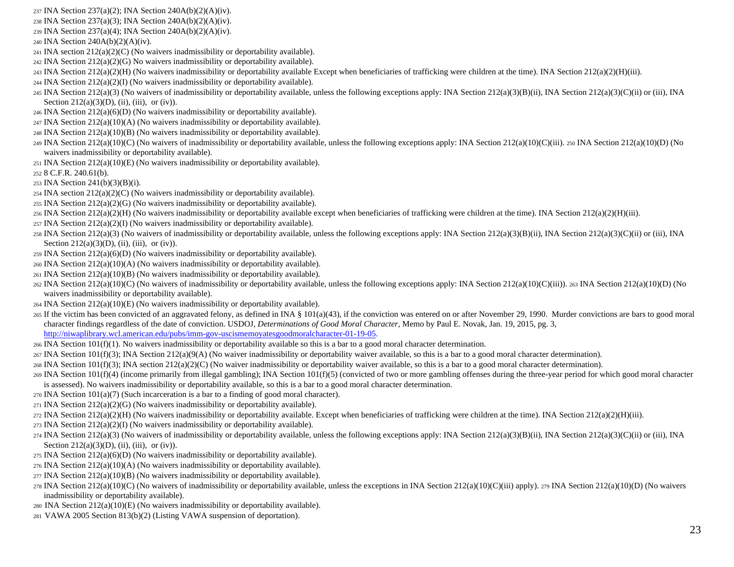237 INA Section 237(a)(2); INA Section 240A(b)(2)(A)(iv).

238 INA Section 237(a)(3); INA Section 240A(b)(2)(A)(iv).

239 INA Section 237(a)(4); INA Section 240A(b)(2)(A)(iv).

240 INA Section 240A(b)(2)(A)(iv).

241 INA section 212(a)(2)(C) (No waivers inadmissibility or deportability available).

242 INA Section 212(a)(2)(G) No waivers inadmissibility or deportability available).

243 INA Section 212(a)(2)(H) (No waivers inadmissibility or deportability available Except when beneficiaries of trafficking were children at the time). INA Section 212(a)(2)(H)(iii).

244 INA Section 212(a)(2)(I) (No waivers inadmissibility or deportability available).

245 INA Section 212(a)(3) (No waivers of inadmissibility or deportability available, unless the following exceptions apply: INA Section 212(a)(3)(B)(ii), INA Section 212(a)(3)(C)(ii) or (iii), INA Section 212(a)(3)(D), (ii), (iii), or (iv)).

246 INA Section 212(a)(6)(D) (No waivers inadmissibility or deportability available).

247 INA Section 212(a)(10)(A) (No waivers inadmissibility or deportability available).

248 INA Section 212(a)(10)(B) (No waivers inadmissibility or deportability available).

249 INA Section 212(a)(10)(C) (No waivers of inadmissibility or deportability available, unless the following exceptions apply: INA Section 212(a)(10)(C)(iii). 250 INA Section 212(a)(10)(D) (No waivers inadmissibility or deportability available).

251 INA Section 212(a)(10)(E) (No waivers inadmissibility or deportability available).

252 8 C.F.R. 240.61(b).

253 INA Section 241(b)(3)(B)(i).

254 INA section 212(a)(2)(C) (No waivers inadmissibility or deportability available).

255 INA Section 212(a)(2)(G) (No waivers inadmissibility or deportability available).

256 INA Section 212(a)(2)(H) (No waivers inadmissibility or deportability available except when beneficiaries of trafficking were children at the time). INA Section 212(a)(2)(H)(iii).

257 INA Section 212(a)(2)(I) (No waivers inadmissibility or deportability available).

258 INA Section 212(a)(3) (No waivers of inadmissibility or deportability available, unless the following exceptions apply: INA Section 212(a)(3)(B)(ii), INA Section 212(a)(3)(C)(ii) or (iii), INA Section 212(a)(3)(D), (ii), (iii), or (iv)).

259 INA Section 212(a)(6)(D) (No waivers inadmissibility or deportability available).

260 INA Section 212(a)(10)(A) (No waivers inadmissibility or deportability available).

261 INA Section 212(a)(10)(B) (No waivers inadmissibility or deportability available).

262 INA Section 212(a)(10)(C) (No waivers of inadmissibility or deportability available, unless the following exceptions apply: INA Section 212(a)(10)(C)(iii)). 263 INA Section 212(a)(10)(D) (No waivers inadmissibility or deportability available).

264 INA Section 212(a)(10)(E) (No waivers inadmissibility or deportability available).

265 If the victim has been convicted of an aggravated felony, as defined in INA § 101(a)(43), if the conviction was entered on or after November 29, 1990. Murder convictions are bars to good moral character findings regardless of the date of conviction. USDOJ, *Determinations of Good Moral Character*, Memo by Paul E. Novak, Jan. 19, 2015, pg. 3, http://niwaplibrary.wcl.american.edu/pubs/imm-gov-uscismemoyatesgoodmoralcharacter-01-19-05.

266 INA Section 101(f)(1). No waivers inadmissibility or deportability available so this is a bar to a good moral character determination.

267 INA Section 101(f)(3); INA Section 212(a)(9(A) (No waiver inadmissibility or deportability waiver available, so this is a bar to a good moral character determination).

268 INA Section 101(f)(3); INA section 212(a)(2)(C) (No waiver inadmissibility or deportability waiver available, so this is a bar to a good moral character determination).

269 INA Section 101(f)(4) (income primarily from illegal gambling); INA Section 101(f)(5) (convicted of two or more gambling offenses during the three-year period for which good moral character is assessed). No waivers inadmissibility or deportability available, so this is a bar to a good moral character determination.

270 INA Section 101(a)(7) (Such incarceration is a bar to a finding of good moral character).

271 INA Section 212(a)(2)(G) (No waivers inadmissibility or deportability available).

272 INA Section 212(a)(2)(H) (No waivers inadmissibility or deportability available. Except when beneficiaries of trafficking were children at the time). INA Section 212(a)(2)(H)(iii).

273 INA Section 212(a)(2)(I) (No waivers inadmissibility or deportability available).

274 INA Section 212(a)(3) (No waivers of inadmissibility or deportability available, unless the following exceptions apply: INA Section 212(a)(3)(B)(ii), INA Section 212(a)(3)(C)(ii) or (iii), INA Section 212(a)(3)(D), (ii), (iii), or (iv)).

275 INA Section 212(a)(6)(D) (No waivers inadmissibility or deportability available).

276 INA Section 212(a)(10)(A) (No waivers inadmissibility or deportability available).

277 INA Section 212(a)(10)(B) (No waivers inadmissibility or deportability available).

278 INA Section 212(a)(10)(C) (No waivers of inadmissibility or deportability available, unless the exceptions in INA Section 212(a)(10)(C)(iii) apply). 279 INA Section 212(a)(10)(D) (No waivers inadmissibility or deportability available).

280 INA Section 212(a)(10)(E) (No waivers inadmissibility or deportability available).

281 VAWA 2005 Section 813(b)(2) (Listing VAWA suspension of deportation).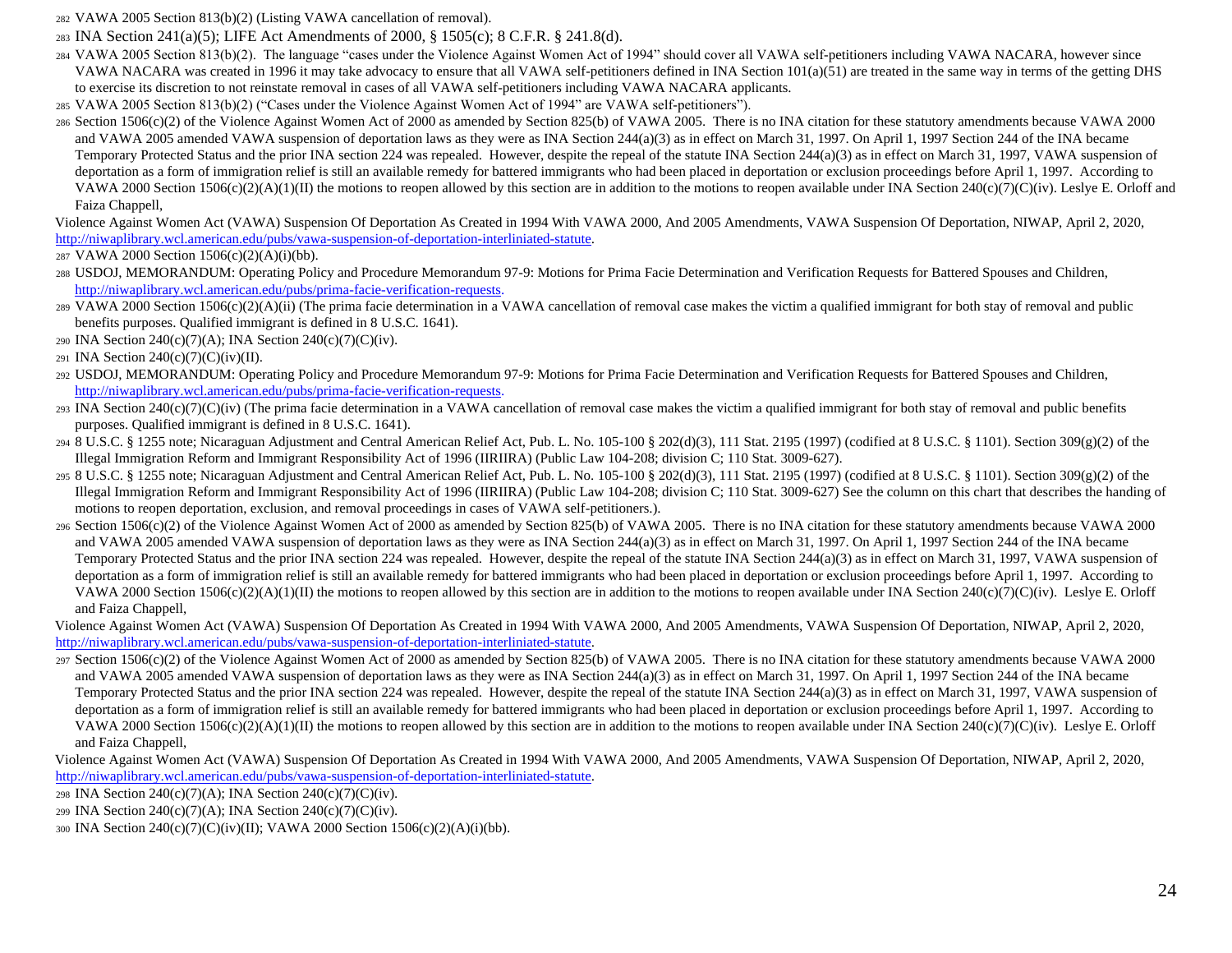282 VAWA 2005 Section 813(b)(2) (Listing VAWA cancellation of removal).

283 INA Section 241(a)(5); LIFE Act Amendments of 2000, § 1505(c); 8 C.F.R. § 241.8(d).

284 VAWA 2005 Section 813(b)(2). The language "cases under the Violence Against Women Act of 1994" should cover all VAWA self-petitioners including VAWA NACARA, however since VAWA NACARA was created in 1996 it may take advocacy to ensure that all VAWA self-petitioners defined in INA Section 101(a)(51) are treated in the same way in terms of the getting DHS to exercise its discretion to not reinstate removal in cases of all VAWA self-petitioners including VAWA NACARA applicants.

285 VAWA 2005 Section 813(b)(2) ("Cases under the Violence Against Women Act of 1994" are VAWA self-petitioners").

286 Section 1506(c)(2) of the Violence Against Women Act of 2000 as amended by Section 825(b) of VAWA 2005. There is no INA citation for these statutory amendments because VAWA 2000 and VAWA 2005 amended VAWA suspension of deportation laws as they were as INA Section 244(a)(3) as in effect on March 31, 1997. On April 1, 1997 Section 244 of the INA became Temporary Protected Status and the prior INA section 224 was repealed. However, despite the repeal of the statute INA Section 244(a)(3) as in effect on March 31, 1997, VAWA suspension of deportation as a form of immigration relief is still an available remedy for battered immigrants who had been placed in deportation or exclusion proceedings before April 1, 1997. According to VAWA 2000 Section 1506(c)(2)(A)(1)(II) the motions to reopen allowed by this section are in addition to the motions to reopen available under INA Section 240(c)(7)(C)(iv). Leslye E. Orloff and Faiza Chappell,

Violence Against Women Act (VAWA) Suspension Of Deportation As Created in 1994 With VAWA 2000, And 2005 Amendments, VAWA Suspension Of Deportation, NIWAP, April 2, 2020, http://niwaplibrary.wcl.american.edu/pubs/vawa-suspension-of-deportation-interliniated-statute.

287 VAWA 2000 Section 1506(c)(2)(A)(i)(bb).

288 USDOJ, MEMORANDUM: Operating Policy and Procedure Memorandum 97-9: Motions for Prima Facie Determination and Verification Requests for Battered Spouses and Children, http://niwaplibrary.wcl.american.edu/pubs/prima-facie-verification-requests.

289 VAWA 2000 Section 1506(c)(2)(A)(ii) (The prima facie determination in a VAWA cancellation of removal case makes the victim a qualified immigrant for both stay of removal and public benefits purposes. Qualified immigrant is defined in 8 U.S.C. 1641).

290 INA Section 240(c)(7)(A); INA Section 240(c)(7)(C)(iv).

291 INA Section 240(c)(7)(C)(iv)(II).

292 USDOJ, MEMORANDUM: Operating Policy and Procedure Memorandum 97-9: Motions for Prima Facie Determination and Verification Requests for Battered Spouses and Children, http://niwaplibrary.wcl.american.edu/pubs/prima-facie-verification-requests.

293 INA Section 240(c)(7)(C)(iv) (The prima facie determination in a VAWA cancellation of removal case makes the victim a qualified immigrant for both stay of removal and public benefits purposes. Qualified immigrant is defined in 8 U.S.C. 1641).

294 8 U.S.C. § 1255 note; Nicaraguan Adjustment and Central American Relief Act, Pub. L. No. 105-100 § 202(d)(3), 111 Stat. 2195 (1997) (codified at 8 U.S.C. § 1101). Section 309(g)(2) of the Illegal Immigration Reform and Immigrant Responsibility Act of 1996 (IIRIIRA) (Public Law 104-208; division C; 110 Stat. 3009-627).

295 8 U.S.C. § 1255 note; Nicaraguan Adjustment and Central American Relief Act, Pub. L. No. 105-100 § 202(d)(3), 111 Stat. 2195 (1997) (codified at 8 U.S.C. § 1101). Section 309(g)(2) of the Illegal Immigration Reform and Immigrant Responsibility Act of 1996 (IIRIIRA) (Public Law 104-208; division C; 110 Stat. 3009-627) See the column on this chart that describes the handing of motions to reopen deportation, exclusion, and removal proceedings in cases of VAWA self-petitioners.).

296 Section 1506(c)(2) of the Violence Against Women Act of 2000 as amended by Section 825(b) of VAWA 2005. There is no INA citation for these statutory amendments because VAWA 2000 and VAWA 2005 amended VAWA suspension of deportation laws as they were as INA Section 244(a)(3) as in effect on March 31, 1997. On April 1, 1997 Section 244 of the INA became Temporary Protected Status and the prior INA section 224 was repealed. However, despite the repeal of the statute INA Section 244(a)(3) as in effect on March 31, 1997, VAWA suspension of deportation as a form of immigration relief is still an available remedy for battered immigrants who had been placed in deportation or exclusion proceedings before April 1, 1997. According to VAWA 2000 Section 1506(c)(2)(A)(1)(II) the motions to reopen allowed by this section are in addition to the motions to reopen available under INA Section 240(c)(7)(C)(iv). Leslye E. Orloff and Faiza Chappell,

Violence Against Women Act (VAWA) Suspension Of Deportation As Created in 1994 With VAWA 2000, And 2005 Amendments, VAWA Suspension Of Deportation, NIWAP, April 2, 2020, http://niwaplibrary.wcl.american.edu/pubs/vawa-suspension-of-deportation-interliniated-statute.

297 Section 1506(c)(2) of the Violence Against Women Act of 2000 as amended by Section 825(b) of VAWA 2005. There is no INA citation for these statutory amendments because VAWA 2000 and VAWA 2005 amended VAWA suspension of deportation laws as they were as INA Section 244(a)(3) as in effect on March 31, 1997. On April 1, 1997 Section 244 of the INA became Temporary Protected Status and the prior INA section 224 was repealed. However, despite the repeal of the statute INA Section 244(a)(3) as in effect on March 31, 1997, VAWA suspension of deportation as a form of immigration relief is still an available remedy for battered immigrants who had been placed in deportation or exclusion proceedings before April 1, 1997. According to VAWA 2000 Section 1506(c)(2)(A)(1)(II) the motions to reopen allowed by this section are in addition to the motions to reopen available under INA Section 240(c)(7)(C)(iv). Leslye E. Orloff and Faiza Chappell,

Violence Against Women Act (VAWA) Suspension Of Deportation As Created in 1994 With VAWA 2000, And 2005 Amendments, VAWA Suspension Of Deportation, NIWAP, April 2, 2020, http://niwaplibrary.wcl.american.edu/pubs/vawa-suspension-of-deportation-interliniated-statute.

298 INA Section 240(c)(7)(A); INA Section 240(c)(7)(C)(iv).

299 INA Section 240(c)(7)(A); INA Section 240(c)(7)(C)(iv).

300 INA Section 240(c)(7)(C)(iv)(II); VAWA 2000 Section 1506(c)(2)(A)(i)(bb).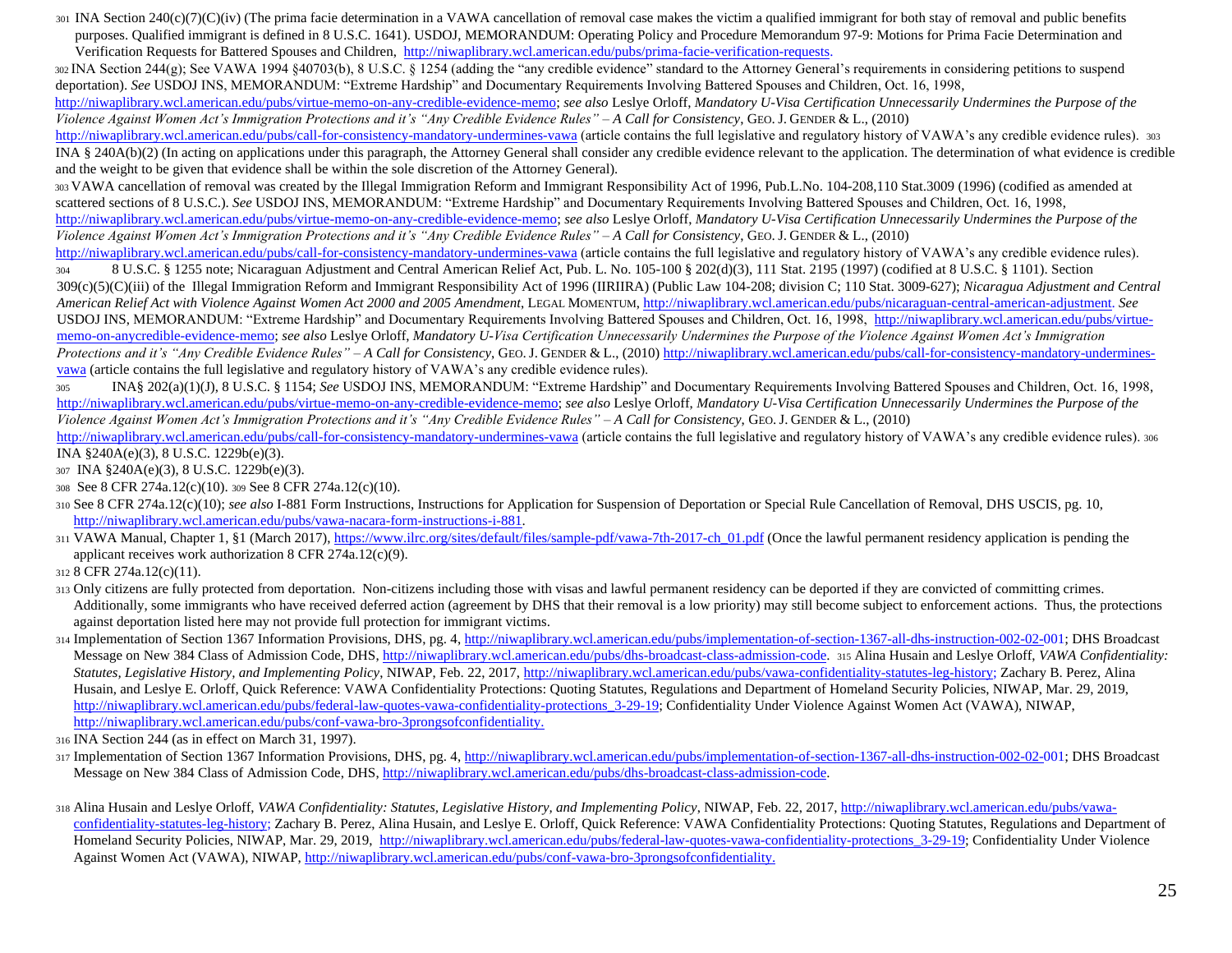301 INA Section 240(c)(7)(C)(iv) (The prima facie determination in a VAWA cancellation of removal case makes the victim a qualified immigrant for both stay of removal and public benefits purposes. Qualified immigrant is defined in 8 U.S.C. 1641). USDOJ, MEMORANDUM: Operating Policy and Procedure Memorandum 97-9: Motions for Prima Facie Determination and Verification Requests for Battered Spouses and Children, http://niwaplibrary.wcl.american.edu/pubs/prima-facie-verification-requests.

302 INA Section 244(g); See VAWA 1994 §40703(b), 8 U.S.C. § 1254 (adding the "any credible evidence" standard to the Attorney General's requirements in considering petitions to suspend deportation). *See* USDOJ INS, MEMORANDUM: "Extreme Hardship" and Documentary Requirements Involving Battered Spouses and Children, Oct. 16, 1998, http://niwaplibrary.wcl.american.edu/pubs/virtue-memo-on-any-credible-evidence-memo; *see also* Leslye Orloff, *Mandatory U-Visa Certification Unnecessarily Undermines the Purpose of the Violence Against Women Act's Immigration Protections and it's "Any Credible Evidence Rules" – A Call for Consistency*, GEO. J. GENDER & L., (2010) http://niwaplibrary.wcl.american.edu/pubs/call-for-consistency-mandatory-undermines-vawa (article contains the full legislative and regulatory history of VAWA's any credible evidence rules). 303 INA § 240A(b)(2) (In acting on applications under this paragraph, the Attorney General shall consider any credible evidence relevant to the application. The determination of what evidence is credible and the weight to be given that evidence shall be within the sole discretion of the Attorney General).

303 VAWA cancellation of removal was created by the Illegal Immigration Reform and Immigrant Responsibility Act of 1996, Pub.L.No. 104-208,110 Stat.3009 (1996) (codified as amended at scattered sections of 8 U.S.C.). *See* USDOJ INS, MEMORANDUM: "Extreme Hardship" and Documentary Requirements Involving Battered Spouses and Children, Oct. 16, 1998, http://niwaplibrary.wcl.american.edu/pubs/virtue-memo-on-any-credible-evidence-memo; *see also* Leslye Orloff, *Mandatory U-Visa Certification Unnecessarily Undermines the Purpose of the Violence Against Women Act's Immigration Protections and it's "Any Credible Evidence Rules" – A Call for Consistency*, GEO. J. GENDER & L., (2010) http://niwaplibrary.wcl.american.edu/pubs/call-for-consistency-mandatory-undermines-vawa (article contains the full legislative and regulatory history of VAWA's any credible evidence rules).

304 8 U.S.C. § 1255 note; Nicaraguan Adjustment and Central American Relief Act, Pub. L. No. 105-100 § 202(d)(3), 111 Stat. 2195 (1997) (codified at 8 U.S.C. § 1101). Section 309(c)(5)(C)(iii) of the Illegal Immigration Reform and Immigrant Responsibility Act of 1996 (IIRIRA) (Public Law 104-208; division C; 110 Stat. 3009-627); *Nicaragua Adjustment and Central American Relief Act with Violence Against Women Act 2000 and 2005 Amendment*, LEGAL MOMENTUM, http://niwaplibrary.wcl.american.edu/pubs/nicaraguan-central-american-adjustment. *See* USDOJ INS, MEMORANDUM: "Extreme Hardship" and Documentary Requirements Involving Battered Spouses and Children, Oct. 16, 1998, http://niwaplibrary.wcl.american.edu/pubs/virtue-memo-on-anycredible-evidence-memo; *see also* Leslye Orloff, *Mandatory U-Visa Certification Unnecessarily Undermines the Purpose of the Violence Against Women Act's Immigration Protections and it's "Any Credible Evidence Rules" – A Call for Consistency*, GEO. J. GENDER & L., (2010) http://niwaplibrary.wcl.american.edu/pubs/call-for-consistency-mandatory-undermines-vawa (article contains the full legislative and regulatory history of VAWA's any credible evidence rules).

305 INA§ 202(a)(1)(J), 8 U.S.C. § 1154; *See* USDOJ INS, MEMORANDUM: "Extreme Hardship" and Documentary Requirements Involving Battered Spouses and Children, Oct. 16, 1998, http://niwaplibrary.wcl.american.edu/pubs/virtue-memo-on-any-credible-evidence-memo; *see also* Leslye Orloff, *Mandatory U-Visa Certification Unnecessarily Undermines the Purpose of the Violence Against Women Act's Immigration Protections and it's "Any Credible Evidence Rules" – A Call for Consistency*, GEO. J. GENDER & L., (2010) http://niwaplibrary.wcl.american.edu/pubs/call-for-consistency-mandatory-undermines-vawa (article contains the full legislative and regulatory history of VAWA's any credible evidence rules). 306 INA §240A(e)(3), 8 U.S.C. 1229b(e)(3).

307 INA §240A(e)(3), 8 U.S.C. 1229b(e)(3).

308 See 8 CFR 274a.12(c)(10). 309 See 8 CFR 274a.12(c)(10).

310 See 8 CFR 274a.12(c)(10); *see also* I-881 Form Instructions, Instructions for Application for Suspension of Deportation or Special Rule Cancellation of Removal, DHS USCIS, pg. 10, http://niwaplibrary.wcl.american.edu/pubs/vawa-nacara-form-instructions-i-881.

311 VAWA Manual, Chapter 1, §1 (March 2017), https://www.ilrc.org/sites/default/files/sample-pdf/vawa-7th-2017-ch_01.pdf (Once the lawful permanent residency application is pending the applicant receives work authorization 8 CFR 274a.12(c)(9).

312 8 CFR 274a.12(c)(11).

313 Only citizens are fully protected from deportation. Non-citizens including those with visas and lawful permanent residency can be deported if they are convicted of committing crimes. Additionally, some immigrants who have received deferred action (agreement by DHS that their removal is a low priority) may still become subject to enforcement actions. Thus, the protections against deportation listed here may not provide full protection for immigrant victims.

314 Implementation of Section 1367 Information Provisions, DHS, pg. 4, http://niwaplibrary.wcl.american.edu/pubs/implementation-of-section-1367-all-dhs-instruction-002-02-001; DHS Broadcast Message on New 384 Class of Admission Code, DHS, http://niwaplibrary.wcl.american.edu/pubs/dhs-broadcast-class-admission-code. 315 Alina Husain and Leslye Orloff, *VAWA Confidentiality: Statutes, Legislative History, and Implementing Policy*, NIWAP, Feb. 22, 2017, http://niwaplibrary.wcl.american.edu/pubs/vawa-confidentiality-statutes-leg-history; Zachary B. Perez, Alina Husain, and Leslye E. Orloff, Quick Reference: VAWA Confidentiality Protections: Quoting Statutes, Regulations and Department of Homeland Security Policies, NIWAP, Mar. 29, 2019, http://niwaplibrary.wcl.american.edu/pubs/federal-law-quotes-vawa-confidentiality-protections_3-29-19; Confidentiality Under Violence Against Women Act (VAWA), NIWAP, http://niwaplibrary.wcl.american.edu/pubs/conf-vawa-bro-3prongsofconfidentiality.

316 INA Section 244 (as in effect on March 31, 1997).

317 Implementation of Section 1367 Information Provisions, DHS, pg. 4, http://niwaplibrary.wcl.american.edu/pubs/implementation-of-section-1367-all-dhs-instruction-002-02-001; DHS Broadcast Message on New 384 Class of Admission Code, DHS, http://niwaplibrary.wcl.american.edu/pubs/dhs-broadcast-class-admission-code.

318 Alina Husain and Leslye Orloff, *VAWA Confidentiality: Statutes, Legislative History, and Implementing Policy*, NIWAP, Feb. 22, 2017, http://niwaplibrary.wcl.american.edu/pubs/vawa-confidentiality-statutes-leg-history; Zachary B. Perez, Alina Husain, and Leslye E. Orloff, Quick Reference: VAWA Confidentiality Protections: Quoting Statutes, Regulations and Department of Homeland Security Policies, NIWAP, Mar. 29, 2019, http://niwaplibrary.wcl.american.edu/pubs/federal-law-quotes-vawa-confidentiality-protections_3-29-19; Confidentiality Under Violence Against Women Act (VAWA), NIWAP, http://niwaplibrary.wcl.american.edu/pubs/conf-vawa-bro-3prongsofconfidentiality.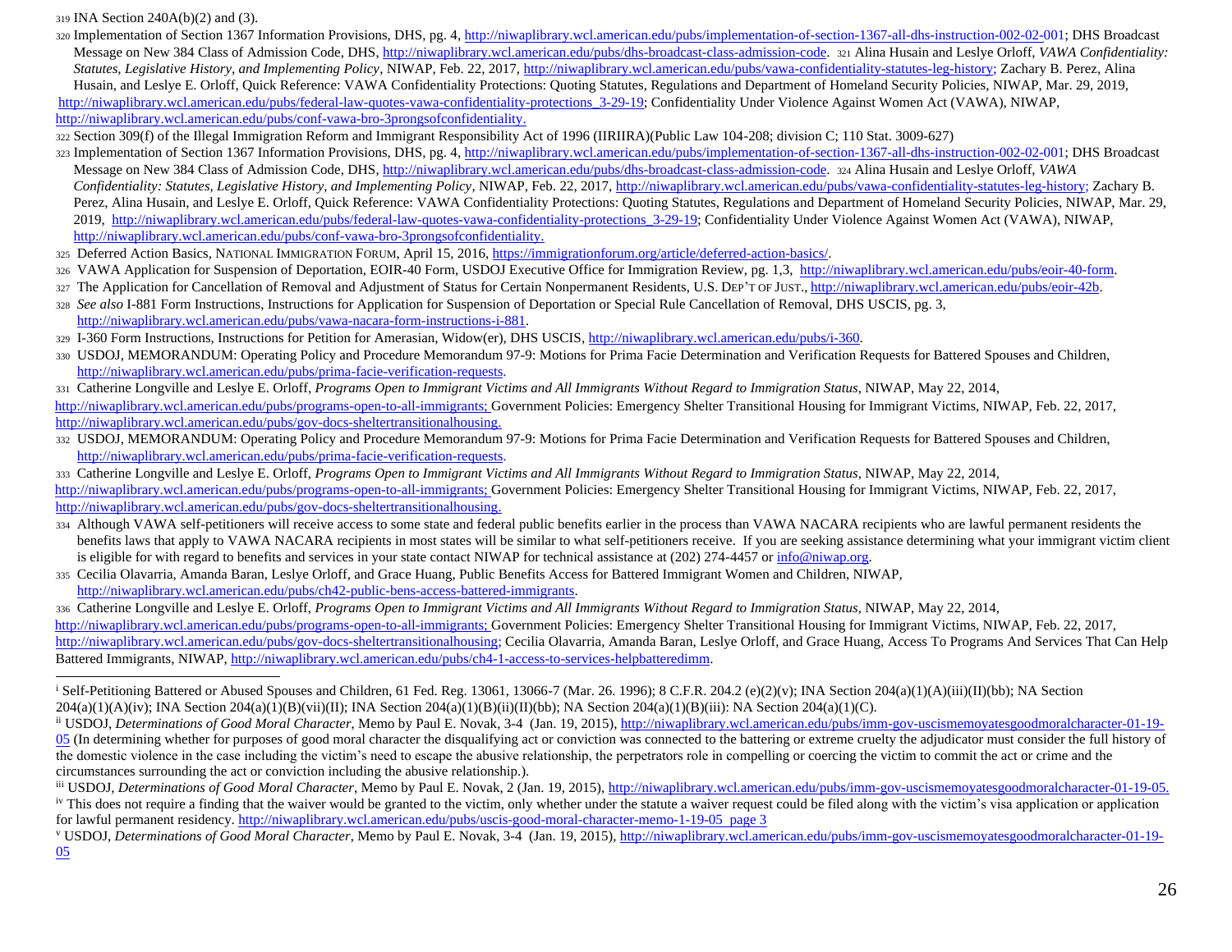319 INA Section 240A(b)(2) and (3).

320 Implementation of Section 1367 Information Provisions, DHS, pg. 4, http://niwaplibrary.wcl.american.edu/pubs/implementation-of-section-1367-all-dhs-instruction-002-02-001; DHS Broadcast Message on New 384 Class of Admission Code, DHS, http://niwaplibrary.wcl.american.edu/pubs/dhs-broadcast-class-admission-code. 321 Alina Husain and Leslye Orloff, *VAWA Confidentiality: Statutes, Legislative History, and Implementing Policy*, NIWAP, Feb. 22, 2017, http://niwaplibrary.wcl.american.edu/pubs/vawa-confidentiality-statutes-leg-history; Zachary B. Perez, Alina Husain, and Leslye E. Orloff, Quick Reference: VAWA Confidentiality Protections: Quoting Statutes, Regulations and Department of Homeland Security Policies, NIWAP, Mar. 29, 2019, http://niwaplibrary.wcl.american.edu/pubs/federal-law-quotes-vawa-confidentiality-protections_3-29-19; Confidentiality Under Violence Against Women Act (VAWA), NIWAP, http://niwaplibrary.wcl.american.edu/pubs/conf-vawa-bro-3prongsofconfidentiality.

322 Section 309(f) of the Illegal Immigration Reform and Immigrant Responsibility Act of 1996 (IIRIIRA)(Public Law 104-208; division C; 110 Stat. 3009-627)

323 Implementation of Section 1367 Information Provisions, DHS, pg. 4, http://niwaplibrary.wcl.american.edu/pubs/implementation-of-section-1367-all-dhs-instruction-002-02-001; DHS Broadcast Message on New 384 Class of Admission Code, DHS, http://niwaplibrary.wcl.american.edu/pubs/dhs-broadcast-class-admission-code. 324 Alina Husain and Leslye Orloff, *VAWA Confidentiality: Statutes, Legislative History, and Implementing Policy*, NIWAP, Feb. 22, 2017, http://niwaplibrary.wcl.american.edu/pubs/vawa-confidentiality-statutes-leg-history; Zachary B. Perez, Alina Husain, and Leslye E. Orloff, Quick Reference: VAWA Confidentiality Protections: Quoting Statutes, Regulations and Department of Homeland Security Policies, NIWAP, Mar. 29, 2019, http://niwaplibrary.wcl.american.edu/pubs/federal-law-quotes-vawa-confidentiality-protections_3-29-19; Confidentiality Under Violence Against Women Act (VAWA), NIWAP, http://niwaplibrary.wcl.american.edu/pubs/conf-vawa-bro-3prongsofconfidentiality.

325 Deferred Action Basics, NATIONAL IMMIGRATION FORUM, April 15, 2016, https://immigrationforum.org/article/deferred-action-basics/.

326 VAWA Application for Suspension of Deportation, EOIR-40 Form, USDOJ Executive Office for Immigration Review, pg. 1,3, http://niwaplibrary.wcl.american.edu/pubs/eoir-40-form.

327 The Application for Cancellation of Removal and Adjustment of Status for Certain Nonpermanent Residents, U.S. DEP'T OF JUST., http://niwaplibrary.wcl.american.edu/pubs/eoir-42b.

328 *See also* I-881 Form Instructions, Instructions for Application for Suspension of Deportation or Special Rule Cancellation of Removal, DHS USCIS, pg. 3, http://niwaplibrary.wcl.american.edu/pubs/vawa-nacara-form-instructions-i-881.

329 I-360 Form Instructions, Instructions for Petition for Amerasian, Widow(er), DHS USCIS, http://niwaplibrary.wcl.american.edu/pubs/i-360.

330 USDOJ, MEMORANDUM: Operating Policy and Procedure Memorandum 97-9: Motions for Prima Facie Determination and Verification Requests for Battered Spouses and Children, http://niwaplibrary.wcl.american.edu/pubs/prima-facie-verification-requests.

331 Catherine Longville and Leslye E. Orloff, *Programs Open to Immigrant Victims and All Immigrants Without Regard to Immigration Status*, NIWAP, May 22, 2014, http://niwaplibrary.wcl.american.edu/pubs/programs-open-to-all-immigrants; Government Policies: Emergency Shelter Transitional Housing for Immigrant Victims, NIWAP, Feb. 22, 2017, http://niwaplibrary.wcl.american.edu/pubs/gov-docs-sheltertransitionalhousing.

332 USDOJ, MEMORANDUM: Operating Policy and Procedure Memorandum 97-9: Motions for Prima Facie Determination and Verification Requests for Battered Spouses and Children, http://niwaplibrary.wcl.american.edu/pubs/prima-facie-verification-requests.

333 Catherine Longville and Leslye E. Orloff, *Programs Open to Immigrant Victims and All Immigrants Without Regard to Immigration Status*, NIWAP, May 22, 2014, http://niwaplibrary.wcl.american.edu/pubs/programs-open-to-all-immigrants; Government Policies: Emergency Shelter Transitional Housing for Immigrant Victims, NIWAP, Feb. 22, 2017, http://niwaplibrary.wcl.american.edu/pubs/gov-docs-sheltertransitionalhousing.

334 Although VAWA self-petitioners will receive access to some state and federal public benefits earlier in the process than VAWA NACARA recipients who are lawful permanent residents the benefits laws that apply to VAWA NACARA recipients in most states will be similar to what self-petitioners receive. If you are seeking assistance determining what your immigrant victim client is eligible for with regard to benefits and services in your state contact NIWAP for technical assistance at (202) 274-4457 or info@niwap.org.

335 Cecilia Olavarria, Amanda Baran, Leslye Orloff, and Grace Huang, Public Benefits Access for Battered Immigrant Women and Children, NIWAP, http://niwaplibrary.wcl.american.edu/pubs/ch42-public-bens-access-battered-immigrants.

336 Catherine Longville and Leslye E. Orloff, *Programs Open to Immigrant Victims and All Immigrants Without Regard to Immigration Status*, NIWAP, May 22, 2014, http://niwaplibrary.wcl.american.edu/pubs/programs-open-to-all-immigrants; Government Policies: Emergency Shelter Transitional Housing for Immigrant Victims, NIWAP, Feb. 22, 2017, http://niwaplibrary.wcl.american.edu/pubs/gov-docs-sheltertransitionalhousing; Cecilia Olavarria, Amanda Baran, Leslye Orloff, and Grace Huang, Access To Programs And Services That Can Help Battered Immigrants, NIWAP, http://niwaplibrary.wcl.american.edu/pubs/ch4-1-access-to-services-helpbatteredimm.

---

[i] Self-Petitioning Battered or Abused Spouses and Children, 61 Fed. Reg. 13061, 13066-7 (Mar. 26. 1996); 8 C.F.R. 204.2 (e)(2)(v); INA Section 204(a)(1)(A)(iii)(II)(bb); NA Section 204(a)(1)(A)(iv); INA Section 204(a)(1)(B)(vii)(II); INA Section 204(a)(1)(B)(ii)(II)(bb); NA Section 204(a)(1)(B)(iii): NA Section 204(a)(1)(C).

[ii] USDOJ, *Determinations of Good Moral Character*, Memo by Paul E. Novak, 3-4 (Jan. 19, 2015), http://niwaplibrary.wcl.american.edu/pubs/imm-gov-uscismemoyatesgoodmoralcharacter-01-19-05 (In determining whether for purposes of good moral character the disqualifying act or conviction was connected to the battering or extreme cruelty the adjudicator must consider the full history of the domestic violence in the case including the victim's need to escape the abusive relationship, the perpetrators role in compelling or coercing the victim to commit the act or crime and the circumstances surrounding the act or conviction including the abusive relationship.).

[iii] USDOJ, *Determinations of Good Moral Character*, Memo by Paul E. Novak, 2 (Jan. 19, 2015), http://niwaplibrary.wcl.american.edu/pubs/imm-gov-uscismemoyatesgoodmoralcharacter-01-19-05.

[iv] This does not require a finding that the waiver would be granted to the victim, only whether under the statute a waiver request could be filed along with the victim's visa application or application for lawful permanent residency. http://niwaplibrary.wcl.american.edu/pubs/uscis-good-moral-character-memo-1-19-05 page 3

[v] USDOJ, *Determinations of Good Moral Character*, Memo by Paul E. Novak, 3-4 (Jan. 19, 2015), http://niwaplibrary.wcl.american.edu/pubs/imm-gov-uscismemoyatesgoodmoralcharacter-01-19-05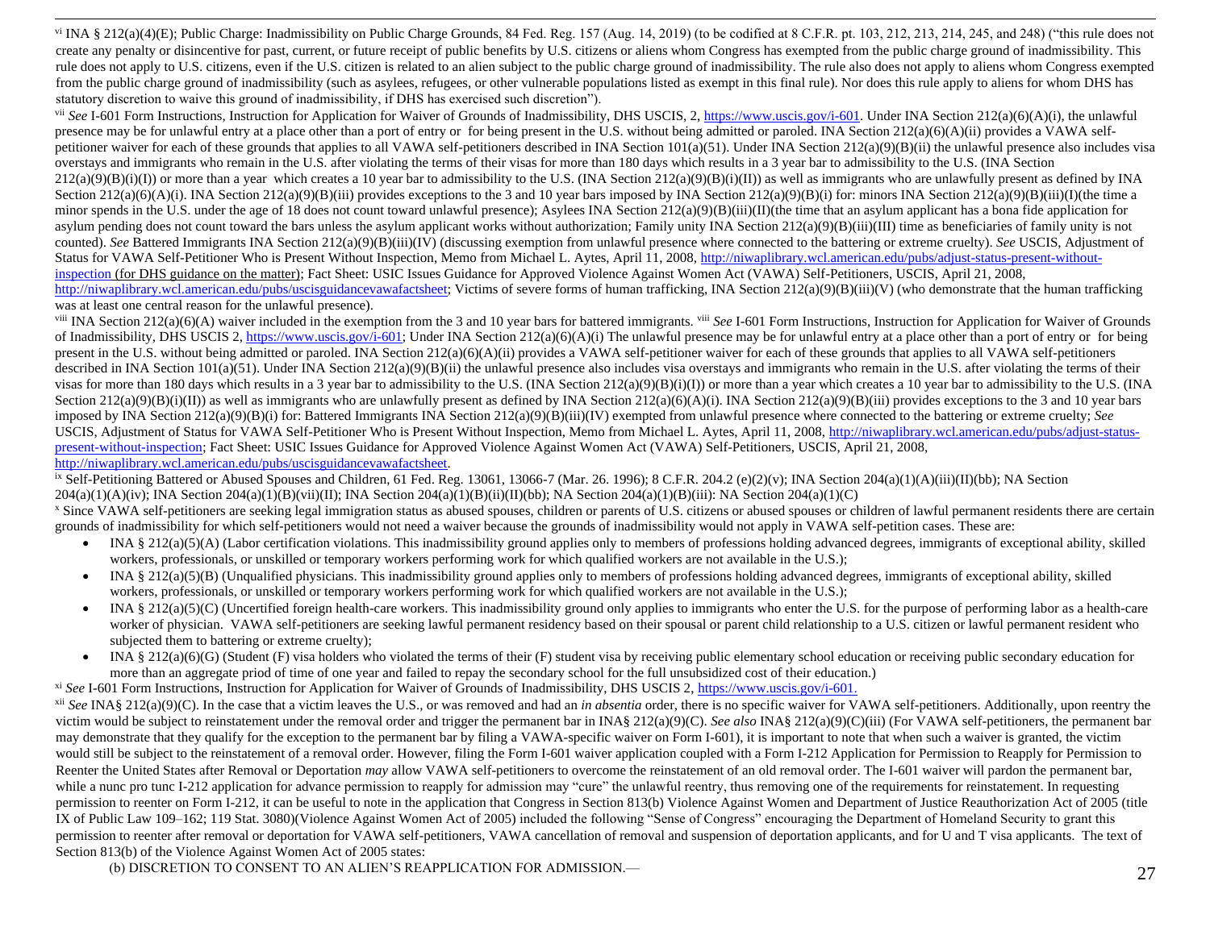[vi] INA § 212(a)(4)(E); Public Charge: Inadmissibility on Public Charge Grounds, 84 Fed. Reg. 157 (Aug. 14, 2019) (to be codified at 8 C.F.R. pt. 103, 212, 213, 214, 245, and 248) ("this rule does not create any penalty or disincentive for past, current, or future receipt of public benefits by U.S. citizens or aliens whom Congress has exempted from the public charge ground of inadmissibility. This rule does not apply to U.S. citizens, even if the U.S. citizen is related to an alien subject to the public charge ground of inadmissibility. The rule also does not apply to aliens whom Congress exempted from the public charge ground of inadmissibility (such as asylees, refugees, or other vulnerable populations listed as exempt in this final rule). Nor does this rule apply to aliens for whom DHS has statutory discretion to waive this ground of inadmissibility, if DHS has exercised such discretion").

[vii] *See* I-601 Form Instructions, Instruction for Application for Waiver of Grounds of Inadmissibility, DHS USCIS, 2, https://www.uscis.gov/i-601. Under INA Section 212(a)(6)(A)(i), the unlawful presence may be for unlawful entry at a place other than a port of entry or for being present in the U.S. without being admitted or paroled. INA Section 212(a)(6)(A)(ii) provides a VAWA self-petitioner waiver for each of these grounds that applies to all VAWA self-petitioners described in INA Section 101(a)(51). Under INA Section 212(a)(9)(B)(ii) the unlawful presence also includes visa overstays and immigrants who remain in the U.S. after violating the terms of their visas for more than 180 days which results in a 3 year bar to admissibility to the U.S. (INA Section 212(a)(9)(B)(i)(I)) or more than a year which creates a 10 year bar to admissibility to the U.S. (INA Section 212(a)(9)(B)(i)(II)) as well as immigrants who are unlawfully present as defined by INA Section 212(a)(6)(A)(i). INA Section 212(a)(9)(B)(iii) provides exceptions to the 3 and 10 year bars imposed by INA Section 212(a)(9)(B)(i) for: minors INA Section 212(a)(9)(B)(iii)(I)(the time a minor spends in the U.S. under the age of 18 does not count toward unlawful presence); Asylees INA Section 212(a)(9)(B)(iii)(II)(the time that an asylum applicant has a bona fide application for asylum pending does not count toward the bars unless the asylum applicant works without authorization; Family unity INA Section 212(a)(9)(B)(iii)(III) time as beneficiaries of family unity is not counted). *See* Battered Immigrants INA Section 212(a)(9)(B)(iii)(IV) (discussing exemption from unlawful presence where connected to the battering or extreme cruelty). *See* USCIS, Adjustment of Status for VAWA Self-Petitioner Who is Present Without Inspection, Memo from Michael L. Aytes, April 11, 2008, http://niwaplibrary.wcl.american.edu/pubs/adjust-status-present-without-inspection (for DHS guidance on the matter); Fact Sheet: USIC Issues Guidance for Approved Violence Against Women Act (VAWA) Self-Petitioners, USCIS, April 21, 2008, http://niwaplibrary.wcl.american.edu/pubs/uscisguidancevawafactsheet; Victims of severe forms of human trafficking, INA Section 212(a)(9)(B)(iii)(V) (who demonstrate that the human trafficking was at least one central reason for the unlawful presence).

[viii] INA Section 212(a)(6)(A) waiver included in the exemption from the 3 and 10 year bars for battered immigrants. [viii] *See* I-601 Form Instructions, Instruction for Application for Waiver of Grounds of Inadmissibility, DHS USCIS 2, https://www.uscis.gov/i-601; Under INA Section 212(a)(6)(A)(i) The unlawful presence may be for unlawful entry at a place other than a port of entry or for being present in the U.S. without being admitted or paroled. INA Section 212(a)(6)(A)(ii) provides a VAWA self-petitioner waiver for each of these grounds that applies to all VAWA self-petitioners described in INA Section 101(a)(51). Under INA Section 212(a)(9)(B)(ii) the unlawful presence also includes visa overstays and immigrants who remain in the U.S. after violating the terms of their visas for more than 180 days which results in a 3 year bar to admissibility to the U.S. (INA Section 212(a)(9)(B)(i)(I)) or more than a year which creates a 10 year bar to admissibility to the U.S. (INA Section 212(a)(9)(B)(i)(II)) as well as immigrants who are unlawfully present as defined by INA Section 212(a)(6)(A)(i). INA Section 212(a)(9)(B)(iii) provides exceptions to the 3 and 10 year bars imposed by INA Section 212(a)(9)(B)(i) for: Battered Immigrants INA Section 212(a)(9)(B)(iii)(IV) exempted from unlawful presence where connected to the battering or extreme cruelty; *See* USCIS, Adjustment of Status for VAWA Self-Petitioner Who is Present Without Inspection, Memo from Michael L. Aytes, April 11, 2008, http://niwaplibrary.wcl.american.edu/pubs/adjust-status-present-without-inspection; Fact Sheet: USIC Issues Guidance for Approved Violence Against Women Act (VAWA) Self-Petitioners, USCIS, April 21, 2008, http://niwaplibrary.wcl.american.edu/pubs/uscisguidancevawafactsheet.

[ix] Self-Petitioning Battered or Abused Spouses and Children, 61 Fed. Reg. 13061, 13066-7 (Mar. 26. 1996); 8 C.F.R. 204.2 (e)(2)(v); INA Section 204(a)(1)(A)(iii)(II)(bb); NA Section 204(a)(1)(A)(iv); INA Section 204(a)(1)(B)(vii)(II); INA Section 204(a)(1)(B)(ii)(II)(bb); NA Section 204(a)(1)(B)(iii): NA Section 204(a)(1)(C)

[x] Since VAWA self-petitioners are seeking legal immigration status as abused spouses, children or parents of U.S. citizens or abused spouses or children of lawful permanent residents there are certain grounds of inadmissibility for which self-petitioners would not need a waiver because the grounds of inadmissibility would not apply in VAWA self-petition cases. These are:

- INA § 212(a)(5)(A) (Labor certification violations. This inadmissibility ground applies only to members of professions holding advanced degrees, immigrants of exceptional ability, skilled workers, professionals, or unskilled or temporary workers performing work for which qualified workers are not available in the U.S.);
- INA § 212(a)(5)(B) (Unqualified physicians. This inadmissibility ground applies only to members of professions holding advanced degrees, immigrants of exceptional ability, skilled workers, professionals, or unskilled or temporary workers performing work for which qualified workers are not available in the U.S.);
- INA § 212(a)(5)(C) (Uncertified foreign health-care workers. This inadmissibility ground only applies to immigrants who enter the U.S. for the purpose of performing labor as a health-care worker of physician. VAWA self-petitioners are seeking lawful permanent residency based on their spousal or parent child relationship to a U.S. citizen or lawful permanent resident who subjected them to battering or extreme cruelty);
- INA § 212(a)(6)(G) (Student (F) visa holders who violated the terms of their (F) student visa by receiving public elementary school education or receiving public secondary education for more than an aggregate priod of time of one year and failed to repay the secondary school for the full unsubsidized cost of their education.)

[xi] *See* I-601 Form Instructions, Instruction for Application for Waiver of Grounds of Inadmissibility, DHS USCIS 2, https://www.uscis.gov/i-601.

[xii] *See* INA§ 212(a)(9)(C). In the case that a victim leaves the U.S., or was removed and had an *in absentia* order, there is no specific waiver for VAWA self-petitioners. Additionally, upon reentry the victim would be subject to reinstatement under the removal order and trigger the permanent bar in INA§ 212(a)(9)(C). *See also* INA§ 212(a)(9)(C)(iii) (For VAWA self-petitioners, the permanent bar may demonstrate that they qualify for the exception to the permanent bar by filing a VAWA-specific waiver on Form I-601), it is important to note that when such a waiver is granted, the victim would still be subject to the reinstatement of a removal order. However, filing the Form I-601 waiver application coupled with a Form I-212 Application for Permission to Reapply for Permission to Reenter the United States after Removal or Deportation *may* allow VAWA self-petitioners to overcome the reinstatement of an old removal order. The I-601 waiver will pardon the permanent bar, while a nunc pro tunc I-212 application for advance permission to reapply for admission may "cure" the unlawful reentry, thus removing one of the requirements for reinstatement. In requesting permission to reenter on Form I-212, it can be useful to note in the application that Congress in Section 813(b) Violence Against Women and Department of Justice Reauthorization Act of 2005 (title IX of Public Law 109–162; 119 Stat. 3080)(Violence Against Women Act of 2005) included the following "Sense of Congress" encouraging the Department of Homeland Security to grant this permission to reenter after removal or deportation for VAWA self-petitioners, VAWA cancellation of removal and suspension of deportation applicants, and for U and T visa applicants. The text of Section 813(b) of the Violence Against Women Act of 2005 states:

(b) DISCRETION TO CONSENT TO AN ALIEN'S REAPPLICATION FOR ADMISSION.—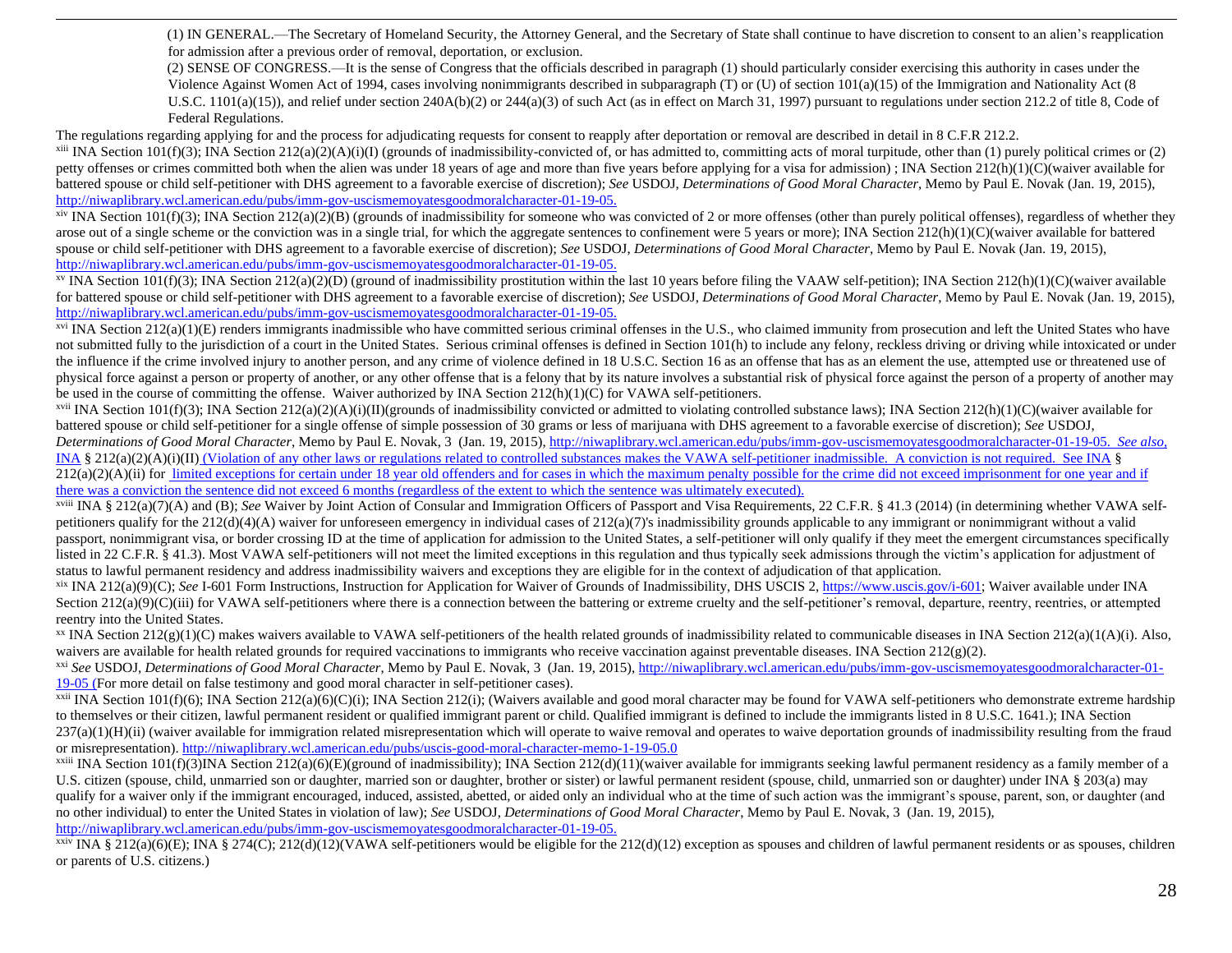(1) IN GENERAL.—The Secretary of Homeland Security, the Attorney General, and the Secretary of State shall continue to have discretion to consent to an alien's reapplication for admission after a previous order of removal, deportation, or exclusion.

(2) SENSE OF CONGRESS.—It is the sense of Congress that the officials described in paragraph (1) should particularly consider exercising this authority in cases under the Violence Against Women Act of 1994, cases involving nonimmigrants described in subparagraph (T) or (U) of section 101(a)(15) of the Immigration and Nationality Act (8 U.S.C. 1101(a)(15)), and relief under section 240A(b)(2) or 244(a)(3) of such Act (as in effect on March 31, 1997) pursuant to regulations under section 212.2 of title 8, Code of Federal Regulations.

The regulations regarding applying for and the process for adjudicating requests for consent to reapply after deportation or removal are described in detail in 8 C.F.R 212.2.

[xiii] INA Section 101(f)(3); INA Section 212(a)(2)(A)(i)(I) (grounds of inadmissibility-convicted of, or has admitted to, committing acts of moral turpitude, other than (1) purely political crimes or (2) petty offenses or crimes committed both when the alien was under 18 years of age and more than five years before applying for a visa for admission) ; INA Section 212(h)(1)(C)(waiver available for battered spouse or child self-petitioner with DHS agreement to a favorable exercise of discretion); *See* USDOJ, *Determinations of Good Moral Character*, Memo by Paul E. Novak (Jan. 19, 2015), http://niwaplibrary.wcl.american.edu/pubs/imm-gov-uscismemoyatesgoodmoralcharacter-01-19-05.

[xiv] INA Section 101(f)(3); INA Section 212(a)(2)(B) (grounds of inadmissibility for someone who was convicted of 2 or more offenses (other than purely political offenses), regardless of whether they arose out of a single scheme or the conviction was in a single trial, for which the aggregate sentences to confinement were 5 years or more); INA Section 212(h)(1)(C)(waiver available for battered spouse or child self-petitioner with DHS agreement to a favorable exercise of discretion); *See* USDOJ, *Determinations of Good Moral Character*, Memo by Paul E. Novak (Jan. 19, 2015), http://niwaplibrary.wcl.american.edu/pubs/imm-gov-uscismemoyatesgoodmoralcharacter-01-19-05.

[xv] INA Section 101(f)(3); INA Section 212(a)(2)(D) (ground of inadmissibility prostitution within the last 10 years before filing the VAAW self-petition); INA Section 212(h)(1)(C)(waiver available for battered spouse or child self-petitioner with DHS agreement to a favorable exercise of discretion); *See* USDOJ, *Determinations of Good Moral Character*, Memo by Paul E. Novak (Jan. 19, 2015), http://niwaplibrary.wcl.american.edu/pubs/imm-gov-uscismemoyatesgoodmoralcharacter-01-19-05.

[xvi] INA Section 212(a)(1)(E) renders immigrants inadmissible who have committed serious criminal offenses in the U.S., who claimed immunity from prosecution and left the United States who have not submitted fully to the jurisdiction of a court in the United States. Serious criminal offenses is defined in Section 101(h) to include any felony, reckless driving or driving while intoxicated or under the influence if the crime involved injury to another person, and any crime of violence defined in 18 U.S.C. Section 16 as an offense that has as an element the use, attempted use or threatened use of physical force against a person or property of another, or any other offense that is a felony that by its nature involves a substantial risk of physical force against the person of a property of another may be used in the course of committing the offense. Waiver authorized by INA Section 212(h)(1)(C) for VAWA self-petitioners.

[xvii] INA Section 101(f)(3); INA Section 212(a)(2)(A)(i)(II)(grounds of inadmissibility convicted or admitted to violating controlled substance laws); INA Section 212(h)(1)(C)(waiver available for battered spouse or child self-petitioner for a single offense of simple possession of 30 grams or less of marijuana with DHS agreement to a favorable exercise of discretion); *See* USDOJ, *Determinations of Good Moral Character*, Memo by Paul E. Novak, 3 (Jan. 19, 2015), http://niwaplibrary.wcl.american.edu/pubs/imm-gov-uscismemoyatesgoodmoralcharacter-01-19-05. *See also*, INA § 212(a)(2)(A)(i)(II) (Violation of any other laws or regulations related to controlled substances makes the VAWA self-petitioner inadmissible. A conviction is not required. See INA § 212(a)(2)(A)(ii) for limited exceptions for certain under 18 year old offenders and for cases in which the maximum penalty possible for the crime did not exceed imprisonment for one year and if there was a conviction the sentence did not exceed 6 months (regardless of the extent to which the sentence was ultimately executed).

[xviii] INA § 212(a)(7)(A) and (B); *See* Waiver by Joint Action of Consular and Immigration Officers of Passport and Visa Requirements, 22 C.F.R. § 41.3 (2014) (in determining whether VAWA self-petitioners qualify for the 212(d)(4)(A) waiver for unforeseen emergency in individual cases of 212(a)(7)'s inadmissibility grounds applicable to any immigrant or nonimmigrant without a valid passport, nonimmigrant visa, or border crossing ID at the time of application for admission to the United States, a self-petitioner will only qualify if they meet the emergent circumstances specifically listed in 22 C.F.R. § 41.3). Most VAWA self-petitioners will not meet the limited exceptions in this regulation and thus typically seek admissions through the victim's application for adjustment of status to lawful permanent residency and address inadmissibility waivers and exceptions they are eligible for in the context of adjudication of that application.

[xix] INA 212(a)(9)(C); *See* I-601 Form Instructions, Instruction for Application for Waiver of Grounds of Inadmissibility, DHS USCIS 2, https://www.uscis.gov/i-601; Waiver available under INA Section 212(a)(9)(C)(iii) for VAWA self-petitioners where there is a connection between the battering or extreme cruelty and the self-petitioner's removal, departure, reentry, reentries, or attempted reentry into the United States.

[xx] INA Section 212(g)(1)(C) makes waivers available to VAWA self-petitioners of the health related grounds of inadmissibility related to communicable diseases in INA Section 212(a)(1(A)(i). Also, waivers are available for health related grounds for required vaccinations to immigrants who receive vaccination against preventable diseases. INA Section 212(g)(2).

[xxi] *See* USDOJ, *Determinations of Good Moral Character*, Memo by Paul E. Novak, 3 (Jan. 19, 2015), http://niwaplibrary.wcl.american.edu/pubs/imm-gov-uscismemoyatesgoodmoralcharacter-01-19-05 (For more detail on false testimony and good moral character in self-petitioner cases).

[xxii] INA Section 101(f)(6); INA Section 212(a)(6)(C)(i); INA Section 212(i); (Waivers available and good moral character may be found for VAWA self-petitioners who demonstrate extreme hardship to themselves or their citizen, lawful permanent resident or qualified immigrant parent or child. Qualified immigrant is defined to include the immigrants listed in 8 U.S.C. 1641.); INA Section 237(a)(1)(H)(ii) (waiver available for immigration related misrepresentation which will operate to waive removal and operates to waive deportation grounds of inadmissibility resulting from the fraud or misrepresentation). http://niwaplibrary.wcl.american.edu/pubs/uscis-good-moral-character-memo-1-19-05.0

[xxiii] INA Section 101(f)(3)INA Section 212(a)(6)(E)(ground of inadmissibility); INA Section 212(d)(11)(waiver available for immigrants seeking lawful permanent residency as a family member of a U.S. citizen (spouse, child, unmarried son or daughter, married son or daughter, brother or sister) or lawful permanent resident (spouse, child, unmarried son or daughter) under INA § 203(a) may qualify for a waiver only if the immigrant encouraged, induced, assisted, abetted, or aided only an individual who at the time of such action was the immigrant's spouse, parent, son, or daughter (and no other individual) to enter the United States in violation of law); *See* USDOJ, *Determinations of Good Moral Character*, Memo by Paul E. Novak, 3 (Jan. 19, 2015), http://niwaplibrary.wcl.american.edu/pubs/imm-gov-uscismemoyatesgoodmoralcharacter-01-19-05.

[xxiv] INA § 212(a)(6)(E); INA § 274(C); 212(d)(12)(VAWA self-petitioners would be eligible for the 212(d)(12) exception as spouses and children of lawful permanent residents or as spouses, children or parents of U.S. citizens.)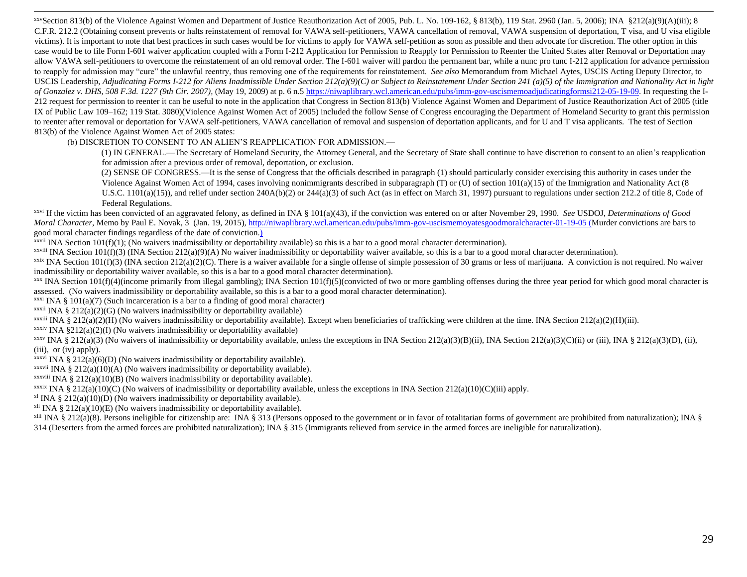[xxv]Section 813(b) of the Violence Against Women and Department of Justice Reauthorization Act of 2005, Pub. L. No. 109-162, § 813(b), 119 Stat. 2960 (Jan. 5, 2006); INA §212(a)(9)(A)(iii); 8 C.F.R. 212.2 (Obtaining consent prevents or halts reinstatement of removal for VAWA self-petitioners, VAWA cancellation of removal, VAWA suspension of deportation, T visa, and U visa eligible victims). It is important to note that best practices in such cases would be for victims to apply for VAWA self-petition as soon as possible and then advocate for discretion. The other option in this case would be to file Form I-601 waiver application coupled with a Form I-212 Application for Permission to Reapply for Permission to Reenter the United States after Removal or Deportation may allow VAWA self-petitioners to overcome the reinstatement of an old removal order. The I-601 waiver will pardon the permanent bar, while a nunc pro tunc I-212 application for advance permission to reapply for admission may "cure" the unlawful reentry, thus removing one of the requirements for reinstatement. *See also* Memorandum from Michael Aytes, USCIS Acting Deputy Director, to USCIS Leadership, *Adjudicating Forms I-212 for Aliens Inadmissible Under Section 212(a)(9)(C) or Subject to Reinstatement Under Section 241 (a)(5) of the Immigration and Nationality Act in light of Gonzalez v. DHS, 508 F.3d. 1227 (9th Cir. 2007)*, (May 19, 2009) at p. 6 n.5 https://niwaplibrary.wcl.american.edu/pubs/imm-gov-uscismemoadjudicatingformsi212-05-19-09. In requesting the I-212 request for permission to reenter it can be useful to note in the application that Congress in Section 813(b) Violence Against Women and Department of Justice Reauthorization Act of 2005 (title IX of Public Law 109–162; 119 Stat. 3080)(Violence Against Women Act of 2005) included the follow Sense of Congress encouraging the Department of Homeland Security to grant this permission to reenter after removal or deportation for VAWA self-petitioners, VAWA cancellation of removal and suspension of deportation applicants, and for U and T visa applicants. The test of Section 813(b) of the Violence Against Women Act of 2005 states:

> (b) DISCRETION TO CONSENT TO AN ALIEN'S REAPPLICATION FOR ADMISSION.—
>
> (1) IN GENERAL.—The Secretary of Homeland Security, the Attorney General, and the Secretary of State shall continue to have discretion to consent to an alien's reapplication for admission after a previous order of removal, deportation, or exclusion.
>
> (2) SENSE OF CONGRESS.—It is the sense of Congress that the officials described in paragraph (1) should particularly consider exercising this authority in cases under the Violence Against Women Act of 1994, cases involving nonimmigrants described in subparagraph (T) or (U) of section 101(a)(15) of the Immigration and Nationality Act (8 U.S.C. 1101(a)(15)), and relief under section 240A(b)(2) or 244(a)(3) of such Act (as in effect on March 31, 1997) pursuant to regulations under section 212.2 of title 8, Code of Federal Regulations.

[xxvi] If the victim has been convicted of an aggravated felony, as defined in INA § 101(a)(43), if the conviction was entered on or after November 29, 1990. *See* USDOJ, *Determinations of Good Moral Character*, Memo by Paul E. Novak, 3 (Jan. 19, 2015), http://niwaplibrary.wcl.american.edu/pubs/imm-gov-uscismemoyatesgoodmoralcharacter-01-19-05 (Murder convictions are bars to good moral character findings regardless of the date of conviction.)

[xxvii] INA Section 101(f)(1); (No waivers inadmissibility or deportability available) so this is a bar to a good moral character determination).

[xxviii] INA Section 101(f)(3) (INA Section 212(a)(9)(A) No waiver inadmissibility or deportability waiver available, so this is a bar to a good moral character determination).

[xxix] INA Section 101(f)(3) (INA section 212(a)(2)(C). There is a waiver available for a single offense of simple possession of 30 grams or less of marijuana. A conviction is not required. No waiver inadmissibility or deportability waiver available, so this is a bar to a good moral character determination).

[xxx] INA Section 101(f)(4)(income primarily from illegal gambling); INA Section 101(f)(5)(convicted of two or more gambling offenses during the three year period for which good moral character is assessed. (No waivers inadmissibility or deportability available, so this is a bar to a good moral character determination).

[xxxi] INA § 101(a)(7) (Such incarceration is a bar to a finding of good moral character)

[xxxii] INA § 212(a)(2)(G) (No waivers inadmissibility or deportability available)

[xxxiii] INA § 212(a)(2)(H) (No waivers inadmissibility or deportability available). Except when beneficiaries of trafficking were children at the time. INA Section 212(a)(2)(H)(iii).

[xxxiv] INA §212(a)(2)(I) (No waivers inadmissibility or deportability available)

[xxxv] INA § 212(a)(3) (No waivers of inadmissibility or deportability available, unless the exceptions in INA Section 212(a)(3)(B)(ii), INA Section 212(a)(3)(C)(ii) or (iii), INA § 212(a)(3)(D), (ii), (iii), or (iv) apply).

[xxxvi] INA § 212(a)(6)(D) (No waivers inadmissibility or deportability available).

[xxxvii] INA § 212(a)(10)(A) (No waivers inadmissibility or deportability available).

[xxxviii] INA § 212(a)(10)(B) (No waivers inadmissibility or deportability available).

[xxxix] INA § 212(a)(10)(C) (No waivers of inadmissibility or deportability available, unless the exceptions in INA Section 212(a)(10)(C)(iii) apply.

[xl] INA § 212(a)(10)(D) (No waivers inadmissibility or deportability available).

[xli] INA § 212(a)(10)(E) (No waivers inadmissibility or deportability available).

[xlii] INA § 212(a)(8). Persons ineligible for citizenship are: INA § 313 (Persons opposed to the government or in favor of totalitarian forms of government are prohibited from naturalization); INA § 314 (Deserters from the armed forces are prohibited naturalization); INA § 315 (Immigrants relieved from service in the armed forces are ineligible for naturalization).